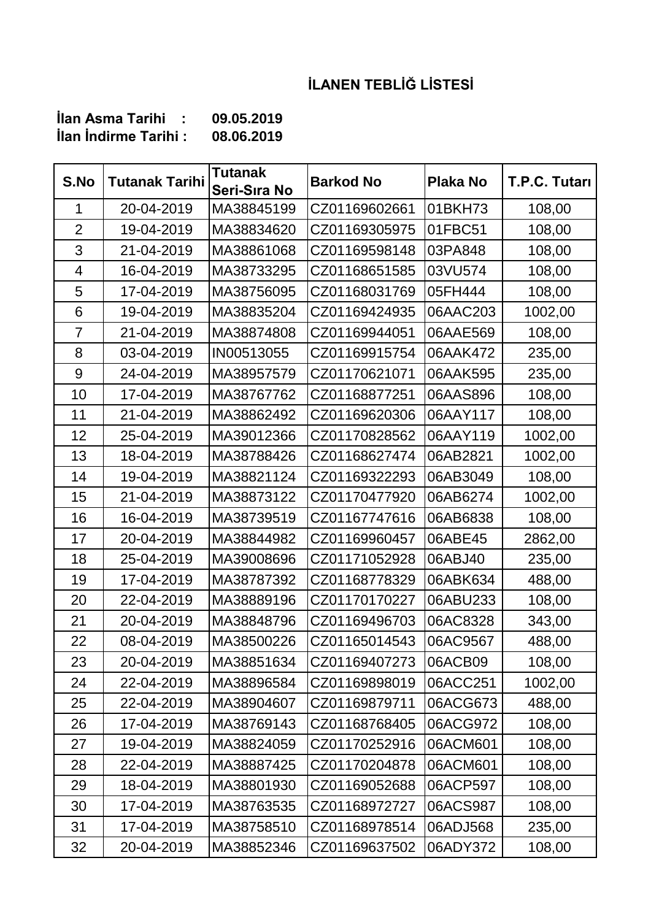## İLANEN TEBLİĞ LİSTESİ

**İlan Asma Tarihi : 09.05.2019**
**İlan İndirme Tarihi : 08.06.2019**

| S.No | Tutanak Tarihi | Tutanak Seri-Sıra No | Barkod No | Plaka No | T.P.C. Tutarı |
|---|---|---|---|---|---|
| 1 | 20-04-2019 | MA38845199 | CZ01169602661 | 01BKH73 | 108,00 |
| 2 | 19-04-2019 | MA38834620 | CZ01169305975 | 01FBC51 | 108,00 |
| 3 | 21-04-2019 | MA38861068 | CZ01169598148 | 03PA848 | 108,00 |
| 4 | 16-04-2019 | MA38733295 | CZ01168651585 | 03VU574 | 108,00 |
| 5 | 17-04-2019 | MA38756095 | CZ01168031769 | 05FH444 | 108,00 |
| 6 | 19-04-2019 | MA38835204 | CZ01169424935 | 06AAC203 | 1002,00 |
| 7 | 21-04-2019 | MA38874808 | CZ01169944051 | 06AAE569 | 108,00 |
| 8 | 03-04-2019 | IN00513055 | CZ01169915754 | 06AAK472 | 235,00 |
| 9 | 24-04-2019 | MA38957579 | CZ01170621071 | 06AAK595 | 235,00 |
| 10 | 17-04-2019 | MA38767762 | CZ01168877251 | 06AAS896 | 108,00 |
| 11 | 21-04-2019 | MA38862492 | CZ01169620306 | 06AAY117 | 108,00 |
| 12 | 25-04-2019 | MA39012366 | CZ01170828562 | 06AAY119 | 1002,00 |
| 13 | 18-04-2019 | MA38788426 | CZ01168627474 | 06AB2821 | 1002,00 |
| 14 | 19-04-2019 | MA38821124 | CZ01169322293 | 06AB3049 | 108,00 |
| 15 | 21-04-2019 | MA38873122 | CZ01170477920 | 06AB6274 | 1002,00 |
| 16 | 16-04-2019 | MA38739519 | CZ01167747616 | 06AB6838 | 108,00 |
| 17 | 20-04-2019 | MA38844982 | CZ01169960457 | 06ABE45 | 2862,00 |
| 18 | 25-04-2019 | MA39008696 | CZ01171052928 | 06ABJ40 | 235,00 |
| 19 | 17-04-2019 | MA38787392 | CZ01168778329 | 06ABK634 | 488,00 |
| 20 | 22-04-2019 | MA38889196 | CZ01170170227 | 06ABU233 | 108,00 |
| 21 | 20-04-2019 | MA38848796 | CZ01169496703 | 06AC8328 | 343,00 |
| 22 | 08-04-2019 | MA38500226 | CZ01165014543 | 06AC9567 | 488,00 |
| 23 | 20-04-2019 | MA38851634 | CZ01169407273 | 06ACB09 | 108,00 |
| 24 | 22-04-2019 | MA38896584 | CZ01169898019 | 06ACC251 | 1002,00 |
| 25 | 22-04-2019 | MA38904607 | CZ01169879711 | 06ACG673 | 488,00 |
| 26 | 17-04-2019 | MA38769143 | CZ01168768405 | 06ACG972 | 108,00 |
| 27 | 19-04-2019 | MA38824059 | CZ01170252916 | 06ACM601 | 108,00 |
| 28 | 22-04-2019 | MA38887425 | CZ01170204878 | 06ACM601 | 108,00 |
| 29 | 18-04-2019 | MA38801930 | CZ01169052688 | 06ACP597 | 108,00 |
| 30 | 17-04-2019 | MA38763535 | CZ01168972727 | 06ACS987 | 108,00 |
| 31 | 17-04-2019 | MA38758510 | CZ01168978514 | 06ADJ568 | 235,00 |
| 32 | 20-04-2019 | MA38852346 | CZ01169637502 | 06ADY372 | 108,00 |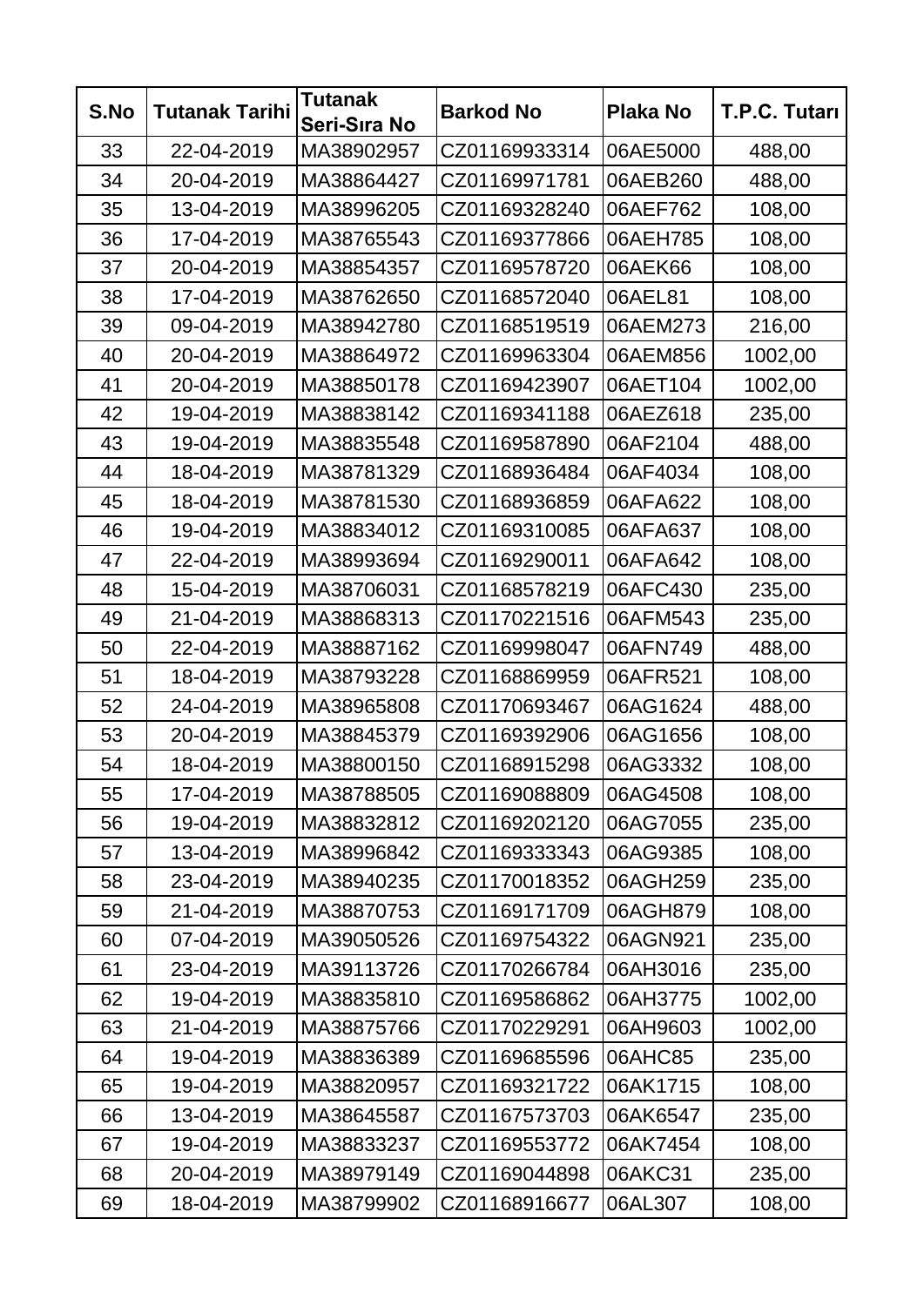| S.No | Tutanak Tarihi | Tutanak Seri-Sıra No | Barkod No | Plaka No | T.P.C. Tutarı |
|---|---|---|---|---|---|
| 33 | 22-04-2019 | MA38902957 | CZ01169933314 | 06AE5000 | 488,00 |
| 34 | 20-04-2019 | MA38864427 | CZ01169971781 | 06AEB260 | 488,00 |
| 35 | 13-04-2019 | MA38996205 | CZ01169328240 | 06AEF762 | 108,00 |
| 36 | 17-04-2019 | MA38765543 | CZ01169377866 | 06AEH785 | 108,00 |
| 37 | 20-04-2019 | MA38854357 | CZ01169578720 | 06AEK66 | 108,00 |
| 38 | 17-04-2019 | MA38762650 | CZ01168572040 | 06AEL81 | 108,00 |
| 39 | 09-04-2019 | MA38942780 | CZ01168519519 | 06AEM273 | 216,00 |
| 40 | 20-04-2019 | MA38864972 | CZ01169963304 | 06AEM856 | 1002,00 |
| 41 | 20-04-2019 | MA38850178 | CZ01169423907 | 06AET104 | 1002,00 |
| 42 | 19-04-2019 | MA38838142 | CZ01169341188 | 06AEZ618 | 235,00 |
| 43 | 19-04-2019 | MA38835548 | CZ01169587890 | 06AF2104 | 488,00 |
| 44 | 18-04-2019 | MA38781329 | CZ01168936484 | 06AF4034 | 108,00 |
| 45 | 18-04-2019 | MA38781530 | CZ01168936859 | 06AFA622 | 108,00 |
| 46 | 19-04-2019 | MA38834012 | CZ01169310085 | 06AFA637 | 108,00 |
| 47 | 22-04-2019 | MA38993694 | CZ01169290011 | 06AFA642 | 108,00 |
| 48 | 15-04-2019 | MA38706031 | CZ01168578219 | 06AFC430 | 235,00 |
| 49 | 21-04-2019 | MA38868313 | CZ01170221516 | 06AFM543 | 235,00 |
| 50 | 22-04-2019 | MA38887162 | CZ01169998047 | 06AFN749 | 488,00 |
| 51 | 18-04-2019 | MA38793228 | CZ01168869959 | 06AFR521 | 108,00 |
| 52 | 24-04-2019 | MA38965808 | CZ01170693467 | 06AG1624 | 488,00 |
| 53 | 20-04-2019 | MA38845379 | CZ01169392906 | 06AG1656 | 108,00 |
| 54 | 18-04-2019 | MA38800150 | CZ01168915298 | 06AG3332 | 108,00 |
| 55 | 17-04-2019 | MA38788505 | CZ01169088809 | 06AG4508 | 108,00 |
| 56 | 19-04-2019 | MA38832812 | CZ01169202120 | 06AG7055 | 235,00 |
| 57 | 13-04-2019 | MA38996842 | CZ01169333343 | 06AG9385 | 108,00 |
| 58 | 23-04-2019 | MA38940235 | CZ01170018352 | 06AGH259 | 235,00 |
| 59 | 21-04-2019 | MA38870753 | CZ01169171709 | 06AGH879 | 108,00 |
| 60 | 07-04-2019 | MA39050526 | CZ01169754322 | 06AGN921 | 235,00 |
| 61 | 23-04-2019 | MA39113726 | CZ01170266784 | 06AH3016 | 235,00 |
| 62 | 19-04-2019 | MA38835810 | CZ01169586862 | 06AH3775 | 1002,00 |
| 63 | 21-04-2019 | MA38875766 | CZ01170229291 | 06AH9603 | 1002,00 |
| 64 | 19-04-2019 | MA38836389 | CZ01169685596 | 06AHC85 | 235,00 |
| 65 | 19-04-2019 | MA38820957 | CZ01169321722 | 06AK1715 | 108,00 |
| 66 | 13-04-2019 | MA38645587 | CZ01167573703 | 06AK6547 | 235,00 |
| 67 | 19-04-2019 | MA38833237 | CZ01169553772 | 06AK7454 | 108,00 |
| 68 | 20-04-2019 | MA38979149 | CZ01169044898 | 06AKC31 | 235,00 |
| 69 | 18-04-2019 | MA38799902 | CZ01168916677 | 06AL307 | 108,00 |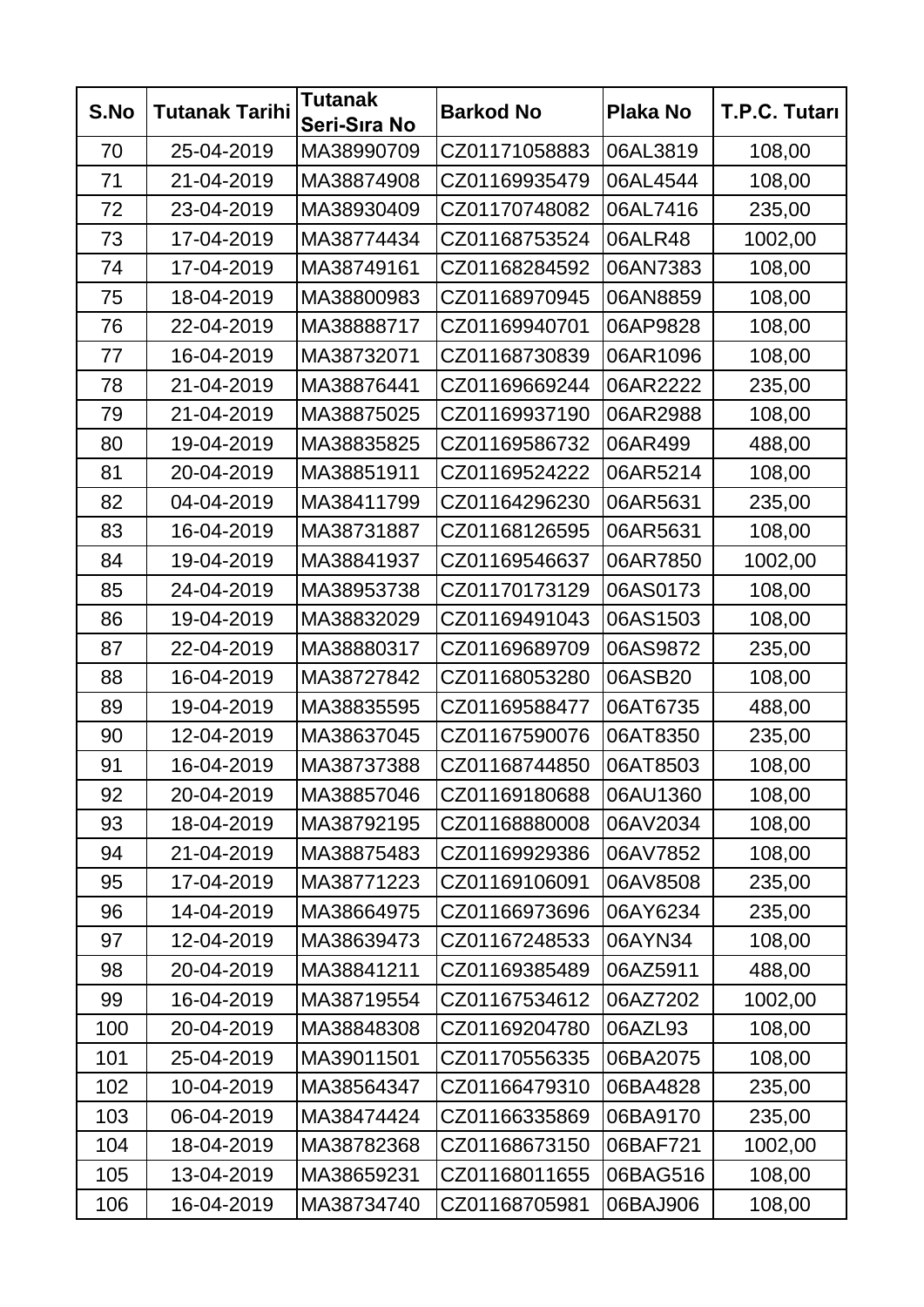| S.No | Tutanak Tarihi | Tutanak Seri-Sıra No | Barkod No | Plaka No | T.P.C. Tutarı |
|---|---|---|---|---|---|
| 70 | 25-04-2019 | MA38990709 | CZ01171058883 | 06AL3819 | 108,00 |
| 71 | 21-04-2019 | MA38874908 | CZ01169935479 | 06AL4544 | 108,00 |
| 72 | 23-04-2019 | MA38930409 | CZ01170748082 | 06AL7416 | 235,00 |
| 73 | 17-04-2019 | MA38774434 | CZ01168753524 | 06ALR48 | 1002,00 |
| 74 | 17-04-2019 | MA38749161 | CZ01168284592 | 06AN7383 | 108,00 |
| 75 | 18-04-2019 | MA38800983 | CZ01168970945 | 06AN8859 | 108,00 |
| 76 | 22-04-2019 | MA38888717 | CZ01169940701 | 06AP9828 | 108,00 |
| 77 | 16-04-2019 | MA38732071 | CZ01168730839 | 06AR1096 | 108,00 |
| 78 | 21-04-2019 | MA38876441 | CZ01169669244 | 06AR2222 | 235,00 |
| 79 | 21-04-2019 | MA38875025 | CZ01169937190 | 06AR2988 | 108,00 |
| 80 | 19-04-2019 | MA38835825 | CZ01169586732 | 06AR499 | 488,00 |
| 81 | 20-04-2019 | MA38851911 | CZ01169524222 | 06AR5214 | 108,00 |
| 82 | 04-04-2019 | MA38411799 | CZ01164296230 | 06AR5631 | 235,00 |
| 83 | 16-04-2019 | MA38731887 | CZ01168126595 | 06AR5631 | 108,00 |
| 84 | 19-04-2019 | MA38841937 | CZ01169546637 | 06AR7850 | 1002,00 |
| 85 | 24-04-2019 | MA38953738 | CZ01170173129 | 06AS0173 | 108,00 |
| 86 | 19-04-2019 | MA38832029 | CZ01169491043 | 06AS1503 | 108,00 |
| 87 | 22-04-2019 | MA38880317 | CZ01169689709 | 06AS9872 | 235,00 |
| 88 | 16-04-2019 | MA38727842 | CZ01168053280 | 06ASB20 | 108,00 |
| 89 | 19-04-2019 | MA38835595 | CZ01169588477 | 06AT6735 | 488,00 |
| 90 | 12-04-2019 | MA38637045 | CZ01167590076 | 06AT8350 | 235,00 |
| 91 | 16-04-2019 | MA38737388 | CZ01168744850 | 06AT8503 | 108,00 |
| 92 | 20-04-2019 | MA38857046 | CZ01169180688 | 06AU1360 | 108,00 |
| 93 | 18-04-2019 | MA38792195 | CZ01168880008 | 06AV2034 | 108,00 |
| 94 | 21-04-2019 | MA38875483 | CZ01169929386 | 06AV7852 | 108,00 |
| 95 | 17-04-2019 | MA38771223 | CZ01169106091 | 06AV8508 | 235,00 |
| 96 | 14-04-2019 | MA38664975 | CZ01166973696 | 06AY6234 | 235,00 |
| 97 | 12-04-2019 | MA38639473 | CZ01167248533 | 06AYN34 | 108,00 |
| 98 | 20-04-2019 | MA38841211 | CZ01169385489 | 06AZ5911 | 488,00 |
| 99 | 16-04-2019 | MA38719554 | CZ01167534612 | 06AZ7202 | 1002,00 |
| 100 | 20-04-2019 | MA38848308 | CZ01169204780 | 06AZL93 | 108,00 |
| 101 | 25-04-2019 | MA39011501 | CZ01170556335 | 06BA2075 | 108,00 |
| 102 | 10-04-2019 | MA38564347 | CZ01166479310 | 06BA4828 | 235,00 |
| 103 | 06-04-2019 | MA38474424 | CZ01166335869 | 06BA9170 | 235,00 |
| 104 | 18-04-2019 | MA38782368 | CZ01168673150 | 06BAF721 | 1002,00 |
| 105 | 13-04-2019 | MA38659231 | CZ01168011655 | 06BAG516 | 108,00 |
| 106 | 16-04-2019 | MA38734740 | CZ01168705981 | 06BAJ906 | 108,00 |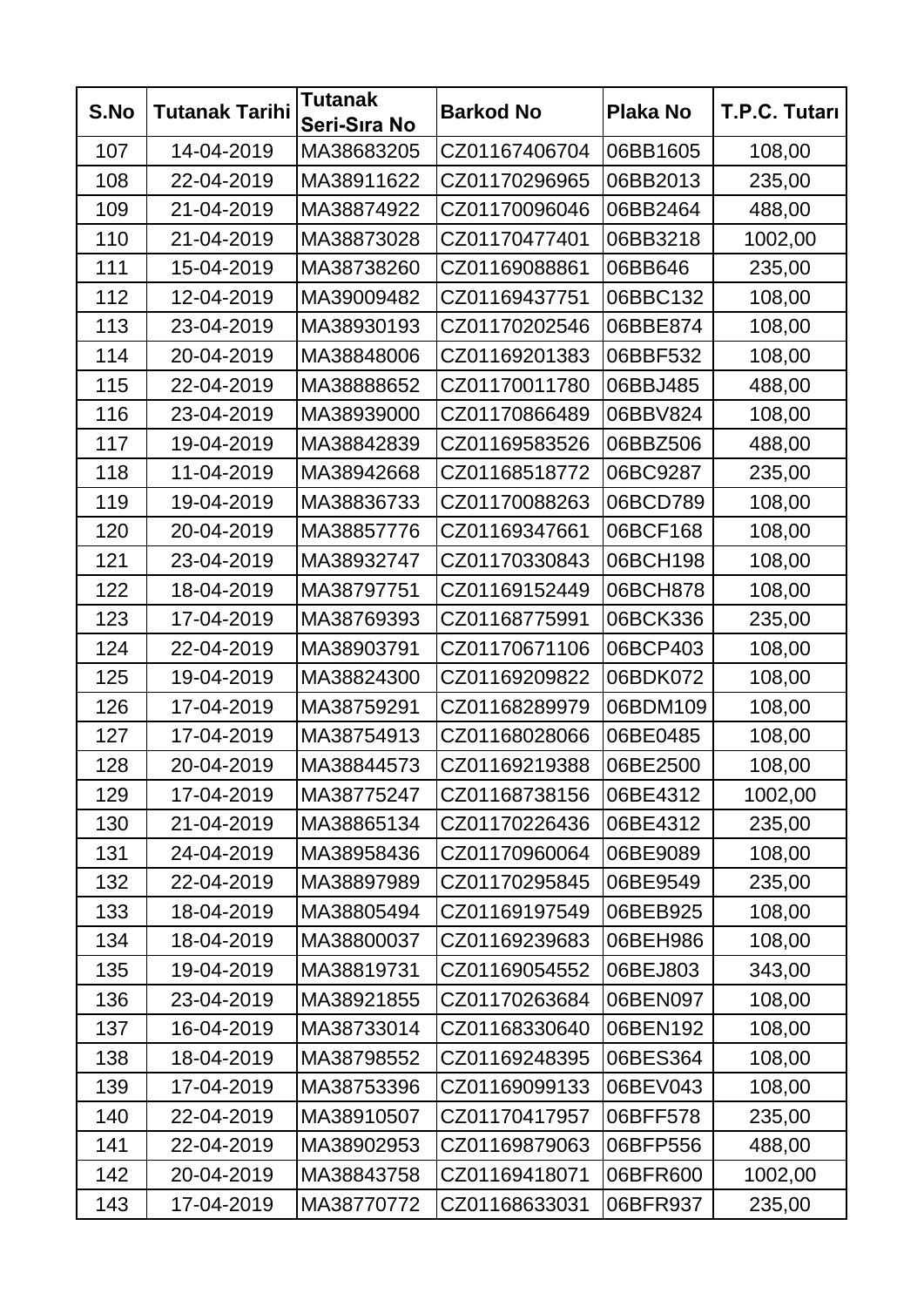| S.No | Tutanak Tarihi | Tutanak Seri-Sıra No | Barkod No | Plaka No | T.P.C. Tutarı |
|---|---|---|---|---|---|
| 107 | 14-04-2019 | MA38683205 | CZ01167406704 | 06BB1605 | 108,00 |
| 108 | 22-04-2019 | MA38911622 | CZ01170296965 | 06BB2013 | 235,00 |
| 109 | 21-04-2019 | MA38874922 | CZ01170096046 | 06BB2464 | 488,00 |
| 110 | 21-04-2019 | MA38873028 | CZ01170477401 | 06BB3218 | 1002,00 |
| 111 | 15-04-2019 | MA38738260 | CZ01169088861 | 06BB646 | 235,00 |
| 112 | 12-04-2019 | MA39009482 | CZ01169437751 | 06BBC132 | 108,00 |
| 113 | 23-04-2019 | MA38930193 | CZ01170202546 | 06BBE874 | 108,00 |
| 114 | 20-04-2019 | MA38848006 | CZ01169201383 | 06BBF532 | 108,00 |
| 115 | 22-04-2019 | MA38888652 | CZ01170011780 | 06BBJ485 | 488,00 |
| 116 | 23-04-2019 | MA38939000 | CZ01170866489 | 06BBV824 | 108,00 |
| 117 | 19-04-2019 | MA38842839 | CZ01169583526 | 06BBZ506 | 488,00 |
| 118 | 11-04-2019 | MA38942668 | CZ01168518772 | 06BC9287 | 235,00 |
| 119 | 19-04-2019 | MA38836733 | CZ01170088263 | 06BCD789 | 108,00 |
| 120 | 20-04-2019 | MA38857776 | CZ01169347661 | 06BCF168 | 108,00 |
| 121 | 23-04-2019 | MA38932747 | CZ01170330843 | 06BCH198 | 108,00 |
| 122 | 18-04-2019 | MA38797751 | CZ01169152449 | 06BCH878 | 108,00 |
| 123 | 17-04-2019 | MA38769393 | CZ01168775991 | 06BCK336 | 235,00 |
| 124 | 22-04-2019 | MA38903791 | CZ01170671106 | 06BCP403 | 108,00 |
| 125 | 19-04-2019 | MA38824300 | CZ01169209822 | 06BDK072 | 108,00 |
| 126 | 17-04-2019 | MA38759291 | CZ01168289979 | 06BDM109 | 108,00 |
| 127 | 17-04-2019 | MA38754913 | CZ01168028066 | 06BE0485 | 108,00 |
| 128 | 20-04-2019 | MA38844573 | CZ01169219388 | 06BE2500 | 108,00 |
| 129 | 17-04-2019 | MA38775247 | CZ01168738156 | 06BE4312 | 1002,00 |
| 130 | 21-04-2019 | MA38865134 | CZ01170226436 | 06BE4312 | 235,00 |
| 131 | 24-04-2019 | MA38958436 | CZ01170960064 | 06BE9089 | 108,00 |
| 132 | 22-04-2019 | MA38897989 | CZ01170295845 | 06BE9549 | 235,00 |
| 133 | 18-04-2019 | MA38805494 | CZ01169197549 | 06BEB925 | 108,00 |
| 134 | 18-04-2019 | MA38800037 | CZ01169239683 | 06BEH986 | 108,00 |
| 135 | 19-04-2019 | MA38819731 | CZ01169054552 | 06BEJ803 | 343,00 |
| 136 | 23-04-2019 | MA38921855 | CZ01170263684 | 06BEN097 | 108,00 |
| 137 | 16-04-2019 | MA38733014 | CZ01168330640 | 06BEN192 | 108,00 |
| 138 | 18-04-2019 | MA38798552 | CZ01169248395 | 06BES364 | 108,00 |
| 139 | 17-04-2019 | MA38753396 | CZ01169099133 | 06BEV043 | 108,00 |
| 140 | 22-04-2019 | MA38910507 | CZ01170417957 | 06BFF578 | 235,00 |
| 141 | 22-04-2019 | MA38902953 | CZ01169879063 | 06BFP556 | 488,00 |
| 142 | 20-04-2019 | MA38843758 | CZ01169418071 | 06BFR600 | 1002,00 |
| 143 | 17-04-2019 | MA38770772 | CZ01168633031 | 06BFR937 | 235,00 |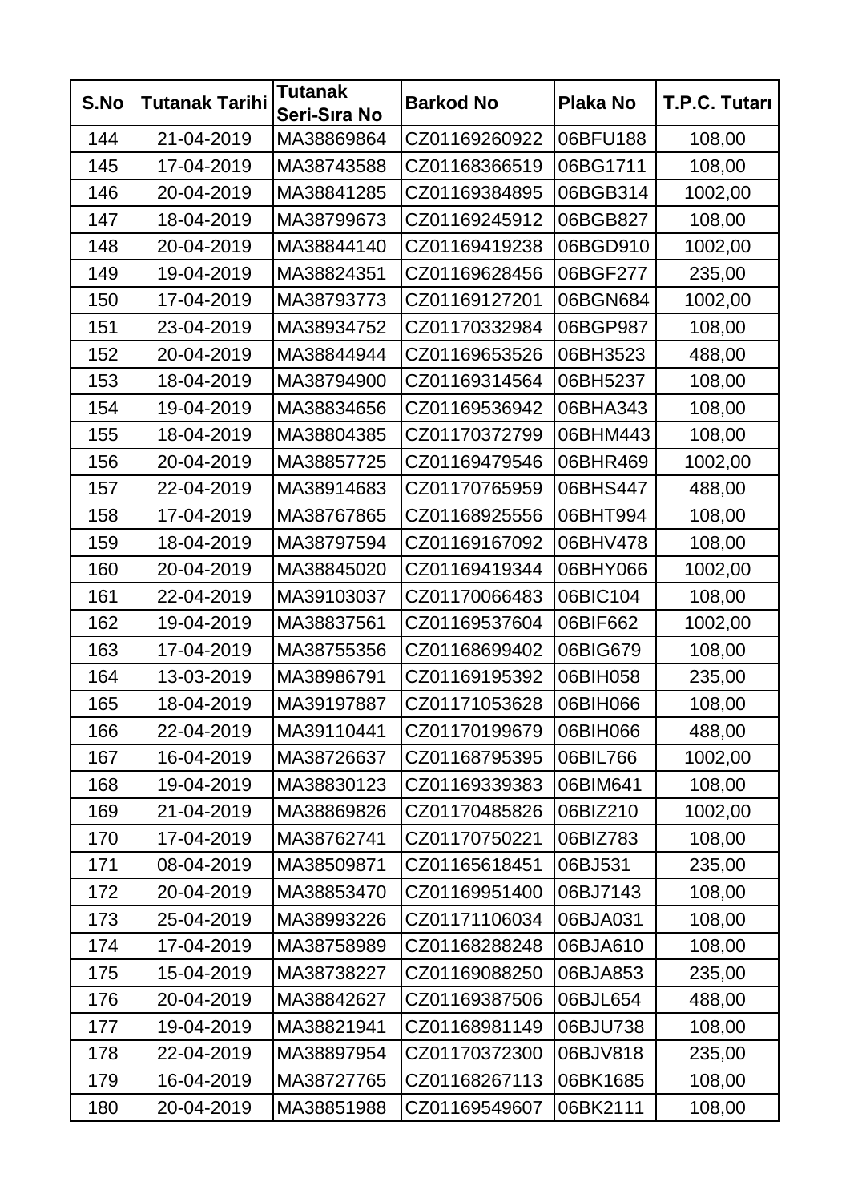| S.No | Tutanak Tarihi | Tutanak Seri-Sıra No | Barkod No | Plaka No | T.P.C. Tutarı |
|---|---|---|---|---|---|
| 144 | 21-04-2019 | MA38869864 | CZ01169260922 | 06BFU188 | 108,00 |
| 145 | 17-04-2019 | MA38743588 | CZ01168366519 | 06BG1711 | 108,00 |
| 146 | 20-04-2019 | MA38841285 | CZ01169384895 | 06BGB314 | 1002,00 |
| 147 | 18-04-2019 | MA38799673 | CZ01169245912 | 06BGB827 | 108,00 |
| 148 | 20-04-2019 | MA38844140 | CZ01169419238 | 06BGD910 | 1002,00 |
| 149 | 19-04-2019 | MA38824351 | CZ01169628456 | 06BGF277 | 235,00 |
| 150 | 17-04-2019 | MA38793773 | CZ01169127201 | 06BGN684 | 1002,00 |
| 151 | 23-04-2019 | MA38934752 | CZ01170332984 | 06BGP987 | 108,00 |
| 152 | 20-04-2019 | MA38844944 | CZ01169653526 | 06BH3523 | 488,00 |
| 153 | 18-04-2019 | MA38794900 | CZ01169314564 | 06BH5237 | 108,00 |
| 154 | 19-04-2019 | MA38834656 | CZ01169536942 | 06BHA343 | 108,00 |
| 155 | 18-04-2019 | MA38804385 | CZ01170372799 | 06BHM443 | 108,00 |
| 156 | 20-04-2019 | MA38857725 | CZ01169479546 | 06BHR469 | 1002,00 |
| 157 | 22-04-2019 | MA38914683 | CZ01170765959 | 06BHS447 | 488,00 |
| 158 | 17-04-2019 | MA38767865 | CZ01168925556 | 06BHT994 | 108,00 |
| 159 | 18-04-2019 | MA38797594 | CZ01169167092 | 06BHV478 | 108,00 |
| 160 | 20-04-2019 | MA38845020 | CZ01169419344 | 06BHY066 | 1002,00 |
| 161 | 22-04-2019 | MA39103037 | CZ01170066483 | 06BIC104 | 108,00 |
| 162 | 19-04-2019 | MA38837561 | CZ01169537604 | 06BIF662 | 1002,00 |
| 163 | 17-04-2019 | MA38755356 | CZ01168699402 | 06BIG679 | 108,00 |
| 164 | 13-03-2019 | MA38986791 | CZ01169195392 | 06BIH058 | 235,00 |
| 165 | 18-04-2019 | MA39197887 | CZ01171053628 | 06BIH066 | 108,00 |
| 166 | 22-04-2019 | MA39110441 | CZ01170199679 | 06BIH066 | 488,00 |
| 167 | 16-04-2019 | MA38726637 | CZ01168795395 | 06BIL766 | 1002,00 |
| 168 | 19-04-2019 | MA38830123 | CZ01169339383 | 06BIM641 | 108,00 |
| 169 | 21-04-2019 | MA38869826 | CZ01170485826 | 06BIZ210 | 1002,00 |
| 170 | 17-04-2019 | MA38762741 | CZ01170750221 | 06BIZ783 | 108,00 |
| 171 | 08-04-2019 | MA38509871 | CZ01165618451 | 06BJ531 | 235,00 |
| 172 | 20-04-2019 | MA38853470 | CZ01169951400 | 06BJ7143 | 108,00 |
| 173 | 25-04-2019 | MA38993226 | CZ01171106034 | 06BJA031 | 108,00 |
| 174 | 17-04-2019 | MA38758989 | CZ01168288248 | 06BJA610 | 108,00 |
| 175 | 15-04-2019 | MA38738227 | CZ01169088250 | 06BJA853 | 235,00 |
| 176 | 20-04-2019 | MA38842627 | CZ01169387506 | 06BJL654 | 488,00 |
| 177 | 19-04-2019 | MA38821941 | CZ01168981149 | 06BJU738 | 108,00 |
| 178 | 22-04-2019 | MA38897954 | CZ01170372300 | 06BJV818 | 235,00 |
| 179 | 16-04-2019 | MA38727765 | CZ01168267113 | 06BK1685 | 108,00 |
| 180 | 20-04-2019 | MA38851988 | CZ01169549607 | 06BK2111 | 108,00 |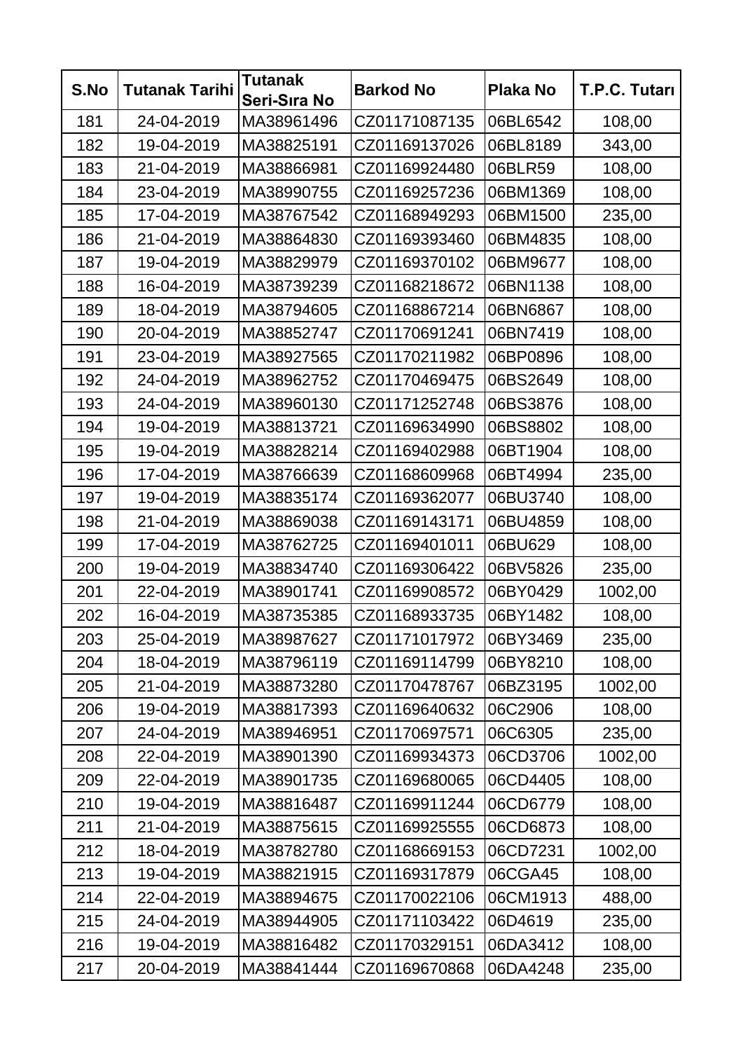| S.No | Tutanak Tarihi | Tutanak Seri-Sıra No | Barkod No | Plaka No | T.P.C. Tutarı |
|---|---|---|---|---|---|
| 181 | 24-04-2019 | MA38961496 | CZ01171087135 | 06BL6542 | 108,00 |
| 182 | 19-04-2019 | MA38825191 | CZ01169137026 | 06BL8189 | 343,00 |
| 183 | 21-04-2019 | MA38866981 | CZ01169924480 | 06BLR59 | 108,00 |
| 184 | 23-04-2019 | MA38990755 | CZ01169257236 | 06BM1369 | 108,00 |
| 185 | 17-04-2019 | MA38767542 | CZ01168949293 | 06BM1500 | 235,00 |
| 186 | 21-04-2019 | MA38864830 | CZ01169393460 | 06BM4835 | 108,00 |
| 187 | 19-04-2019 | MA38829979 | CZ01169370102 | 06BM9677 | 108,00 |
| 188 | 16-04-2019 | MA38739239 | CZ01168218672 | 06BN1138 | 108,00 |
| 189 | 18-04-2019 | MA38794605 | CZ01168867214 | 06BN6867 | 108,00 |
| 190 | 20-04-2019 | MA38852747 | CZ01170691241 | 06BN7419 | 108,00 |
| 191 | 23-04-2019 | MA38927565 | CZ01170211982 | 06BP0896 | 108,00 |
| 192 | 24-04-2019 | MA38962752 | CZ01170469475 | 06BS2649 | 108,00 |
| 193 | 24-04-2019 | MA38960130 | CZ01171252748 | 06BS3876 | 108,00 |
| 194 | 19-04-2019 | MA38813721 | CZ01169634990 | 06BS8802 | 108,00 |
| 195 | 19-04-2019 | MA38828214 | CZ01169402988 | 06BT1904 | 108,00 |
| 196 | 17-04-2019 | MA38766639 | CZ01168609968 | 06BT4994 | 235,00 |
| 197 | 19-04-2019 | MA38835174 | CZ01169362077 | 06BU3740 | 108,00 |
| 198 | 21-04-2019 | MA38869038 | CZ01169143171 | 06BU4859 | 108,00 |
| 199 | 17-04-2019 | MA38762725 | CZ01169401011 | 06BU629 | 108,00 |
| 200 | 19-04-2019 | MA38834740 | CZ01169306422 | 06BV5826 | 235,00 |
| 201 | 22-04-2019 | MA38901741 | CZ01169908572 | 06BY0429 | 1002,00 |
| 202 | 16-04-2019 | MA38735385 | CZ01168933735 | 06BY1482 | 108,00 |
| 203 | 25-04-2019 | MA38987627 | CZ01171017972 | 06BY3469 | 235,00 |
| 204 | 18-04-2019 | MA38796119 | CZ01169114799 | 06BY8210 | 108,00 |
| 205 | 21-04-2019 | MA38873280 | CZ01170478767 | 06BZ3195 | 1002,00 |
| 206 | 19-04-2019 | MA38817393 | CZ01169640632 | 06C2906 | 108,00 |
| 207 | 24-04-2019 | MA38946951 | CZ01170697571 | 06C6305 | 235,00 |
| 208 | 22-04-2019 | MA38901390 | CZ01169934373 | 06CD3706 | 1002,00 |
| 209 | 22-04-2019 | MA38901735 | CZ01169680065 | 06CD4405 | 108,00 |
| 210 | 19-04-2019 | MA38816487 | CZ01169911244 | 06CD6779 | 108,00 |
| 211 | 21-04-2019 | MA38875615 | CZ01169925555 | 06CD6873 | 108,00 |
| 212 | 18-04-2019 | MA38782780 | CZ01168669153 | 06CD7231 | 1002,00 |
| 213 | 19-04-2019 | MA38821915 | CZ01169317879 | 06CGA45 | 108,00 |
| 214 | 22-04-2019 | MA38894675 | CZ01170022106 | 06CM1913 | 488,00 |
| 215 | 24-04-2019 | MA38944905 | CZ01171103422 | 06D4619 | 235,00 |
| 216 | 19-04-2019 | MA38816482 | CZ01170329151 | 06DA3412 | 108,00 |
| 217 | 20-04-2019 | MA38841444 | CZ01169670868 | 06DA4248 | 235,00 |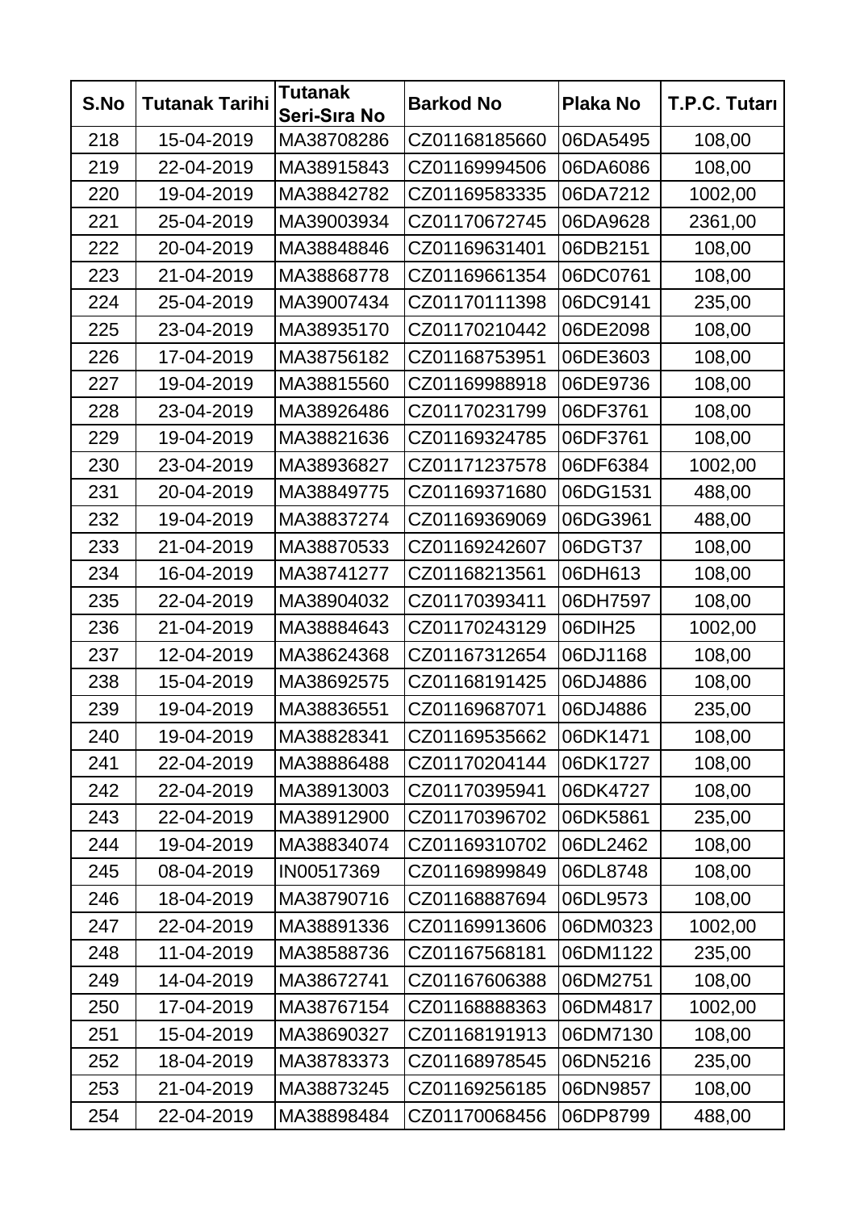| S.No | Tutanak Tarihi | Tutanak Seri-Sıra No | Barkod No | Plaka No | T.P.C. Tutarı |
|---|---|---|---|---|---|
| 218 | 15-04-2019 | MA38708286 | CZ01168185660 | 06DA5495 | 108,00 |
| 219 | 22-04-2019 | MA38915843 | CZ01169994506 | 06DA6086 | 108,00 |
| 220 | 19-04-2019 | MA38842782 | CZ01169583335 | 06DA7212 | 1002,00 |
| 221 | 25-04-2019 | MA39003934 | CZ01170672745 | 06DA9628 | 2361,00 |
| 222 | 20-04-2019 | MA38848846 | CZ01169631401 | 06DB2151 | 108,00 |
| 223 | 21-04-2019 | MA38868778 | CZ01169661354 | 06DC0761 | 108,00 |
| 224 | 25-04-2019 | MA39007434 | CZ01170111398 | 06DC9141 | 235,00 |
| 225 | 23-04-2019 | MA38935170 | CZ01170210442 | 06DE2098 | 108,00 |
| 226 | 17-04-2019 | MA38756182 | CZ01168753951 | 06DE3603 | 108,00 |
| 227 | 19-04-2019 | MA38815560 | CZ01169988918 | 06DE9736 | 108,00 |
| 228 | 23-04-2019 | MA38926486 | CZ01170231799 | 06DF3761 | 108,00 |
| 229 | 19-04-2019 | MA38821636 | CZ01169324785 | 06DF3761 | 108,00 |
| 230 | 23-04-2019 | MA38936827 | CZ01171237578 | 06DF6384 | 1002,00 |
| 231 | 20-04-2019 | MA38849775 | CZ01169371680 | 06DG1531 | 488,00 |
| 232 | 19-04-2019 | MA38837274 | CZ01169369069 | 06DG3961 | 488,00 |
| 233 | 21-04-2019 | MA38870533 | CZ01169242607 | 06DGT37 | 108,00 |
| 234 | 16-04-2019 | MA38741277 | CZ01168213561 | 06DH613 | 108,00 |
| 235 | 22-04-2019 | MA38904032 | CZ01170393411 | 06DH7597 | 108,00 |
| 236 | 21-04-2019 | MA38884643 | CZ01170243129 | 06DIH25 | 1002,00 |
| 237 | 12-04-2019 | MA38624368 | CZ01167312654 | 06DJ1168 | 108,00 |
| 238 | 15-04-2019 | MA38692575 | CZ01168191425 | 06DJ4886 | 108,00 |
| 239 | 19-04-2019 | MA38836551 | CZ01169687071 | 06DJ4886 | 235,00 |
| 240 | 19-04-2019 | MA38828341 | CZ01169535662 | 06DK1471 | 108,00 |
| 241 | 22-04-2019 | MA38886488 | CZ01170204144 | 06DK1727 | 108,00 |
| 242 | 22-04-2019 | MA38913003 | CZ01170395941 | 06DK4727 | 108,00 |
| 243 | 22-04-2019 | MA38912900 | CZ01170396702 | 06DK5861 | 235,00 |
| 244 | 19-04-2019 | MA38834074 | CZ01169310702 | 06DL2462 | 108,00 |
| 245 | 08-04-2019 | IN00517369 | CZ01169899849 | 06DL8748 | 108,00 |
| 246 | 18-04-2019 | MA38790716 | CZ01168887694 | 06DL9573 | 108,00 |
| 247 | 22-04-2019 | MA38891336 | CZ01169913606 | 06DM0323 | 1002,00 |
| 248 | 11-04-2019 | MA38588736 | CZ01167568181 | 06DM1122 | 235,00 |
| 249 | 14-04-2019 | MA38672741 | CZ01167606388 | 06DM2751 | 108,00 |
| 250 | 17-04-2019 | MA38767154 | CZ01168888363 | 06DM4817 | 1002,00 |
| 251 | 15-04-2019 | MA38690327 | CZ01168191913 | 06DM7130 | 108,00 |
| 252 | 18-04-2019 | MA38783373 | CZ01168978545 | 06DN5216 | 235,00 |
| 253 | 21-04-2019 | MA38873245 | CZ01169256185 | 06DN9857 | 108,00 |
| 254 | 22-04-2019 | MA38898484 | CZ01170068456 | 06DP8799 | 488,00 |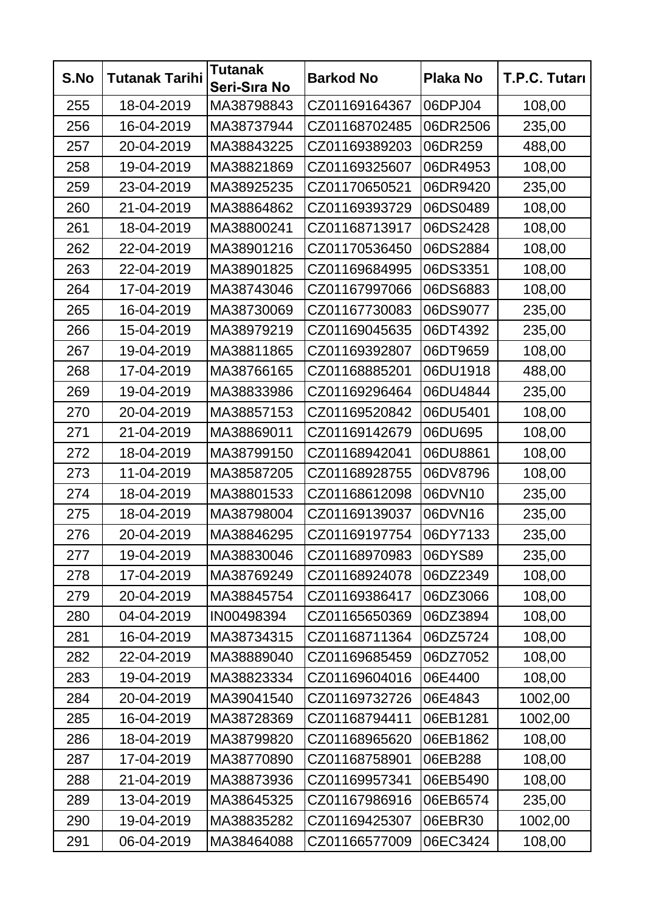| S.No | Tutanak Tarihi | Tutanak Seri-Sıra No | Barkod No | Plaka No | T.P.C. Tutarı |
|---|---|---|---|---|---|
| 255 | 18-04-2019 | MA38798843 | CZ01169164367 | 06DPJ04 | 108,00 |
| 256 | 16-04-2019 | MA38737944 | CZ01168702485 | 06DR2506 | 235,00 |
| 257 | 20-04-2019 | MA38843225 | CZ01169389203 | 06DR259 | 488,00 |
| 258 | 19-04-2019 | MA38821869 | CZ01169325607 | 06DR4953 | 108,00 |
| 259 | 23-04-2019 | MA38925235 | CZ01170650521 | 06DR9420 | 235,00 |
| 260 | 21-04-2019 | MA38864862 | CZ01169393729 | 06DS0489 | 108,00 |
| 261 | 18-04-2019 | MA38800241 | CZ01168713917 | 06DS2428 | 108,00 |
| 262 | 22-04-2019 | MA38901216 | CZ01170536450 | 06DS2884 | 108,00 |
| 263 | 22-04-2019 | MA38901825 | CZ01169684995 | 06DS3351 | 108,00 |
| 264 | 17-04-2019 | MA38743046 | CZ01167997066 | 06DS6883 | 108,00 |
| 265 | 16-04-2019 | MA38730069 | CZ01167730083 | 06DS9077 | 235,00 |
| 266 | 15-04-2019 | MA38979219 | CZ01169045635 | 06DT4392 | 235,00 |
| 267 | 19-04-2019 | MA38811865 | CZ01169392807 | 06DT9659 | 108,00 |
| 268 | 17-04-2019 | MA38766165 | CZ01168885201 | 06DU1918 | 488,00 |
| 269 | 19-04-2019 | MA38833986 | CZ01169296464 | 06DU4844 | 235,00 |
| 270 | 20-04-2019 | MA38857153 | CZ01169520842 | 06DU5401 | 108,00 |
| 271 | 21-04-2019 | MA38869011 | CZ01169142679 | 06DU695 | 108,00 |
| 272 | 18-04-2019 | MA38799150 | CZ01168942041 | 06DU8861 | 108,00 |
| 273 | 11-04-2019 | MA38587205 | CZ01168928755 | 06DV8796 | 108,00 |
| 274 | 18-04-2019 | MA38801533 | CZ01168612098 | 06DVN10 | 235,00 |
| 275 | 18-04-2019 | MA38798004 | CZ01169139037 | 06DVN16 | 235,00 |
| 276 | 20-04-2019 | MA38846295 | CZ01169197754 | 06DY7133 | 235,00 |
| 277 | 19-04-2019 | MA38830046 | CZ01168970983 | 06DYS89 | 235,00 |
| 278 | 17-04-2019 | MA38769249 | CZ01168924078 | 06DZ2349 | 108,00 |
| 279 | 20-04-2019 | MA38845754 | CZ01169386417 | 06DZ3066 | 108,00 |
| 280 | 04-04-2019 | IN00498394 | CZ01165650369 | 06DZ3894 | 108,00 |
| 281 | 16-04-2019 | MA38734315 | CZ01168711364 | 06DZ5724 | 108,00 |
| 282 | 22-04-2019 | MA38889040 | CZ01169685459 | 06DZ7052 | 108,00 |
| 283 | 19-04-2019 | MA38823334 | CZ01169604016 | 06E4400 | 108,00 |
| 284 | 20-04-2019 | MA39041540 | CZ01169732726 | 06E4843 | 1002,00 |
| 285 | 16-04-2019 | MA38728369 | CZ01168794411 | 06EB1281 | 1002,00 |
| 286 | 18-04-2019 | MA38799820 | CZ01168965620 | 06EB1862 | 108,00 |
| 287 | 17-04-2019 | MA38770890 | CZ01168758901 | 06EB288 | 108,00 |
| 288 | 21-04-2019 | MA38873936 | CZ01169957341 | 06EB5490 | 108,00 |
| 289 | 13-04-2019 | MA38645325 | CZ01167986916 | 06EB6574 | 235,00 |
| 290 | 19-04-2019 | MA38835282 | CZ01169425307 | 06EBR30 | 1002,00 |
| 291 | 06-04-2019 | MA38464088 | CZ01166577009 | 06EC3424 | 108,00 |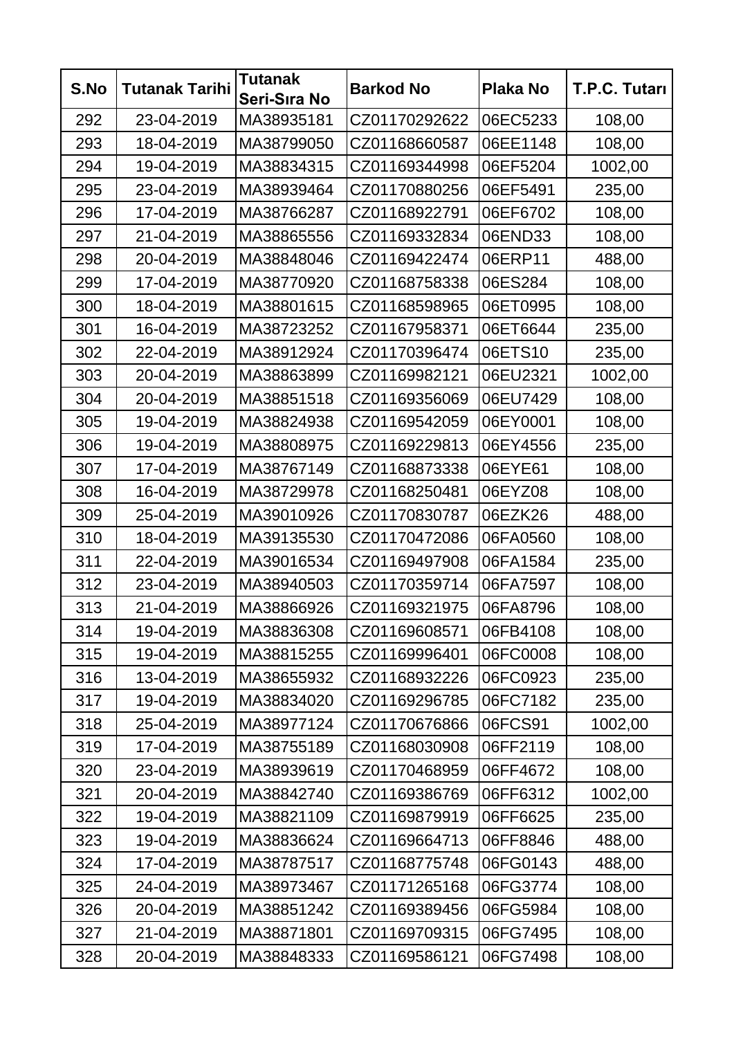| S.No | Tutanak Tarihi | Tutanak Seri-Sıra No | Barkod No | Plaka No | T.P.C. Tutarı |
|---|---|---|---|---|---|
| 292 | 23-04-2019 | MA38935181 | CZ01170292622 | 06EC5233 | 108,00 |
| 293 | 18-04-2019 | MA38799050 | CZ01168660587 | 06EE1148 | 108,00 |
| 294 | 19-04-2019 | MA38834315 | CZ01169344998 | 06EF5204 | 1002,00 |
| 295 | 23-04-2019 | MA38939464 | CZ01170880256 | 06EF5491 | 235,00 |
| 296 | 17-04-2019 | MA38766287 | CZ01168922791 | 06EF6702 | 108,00 |
| 297 | 21-04-2019 | MA38865556 | CZ01169332834 | 06END33 | 108,00 |
| 298 | 20-04-2019 | MA38848046 | CZ01169422474 | 06ERP11 | 488,00 |
| 299 | 17-04-2019 | MA38770920 | CZ01168758338 | 06ES284 | 108,00 |
| 300 | 18-04-2019 | MA38801615 | CZ01168598965 | 06ET0995 | 108,00 |
| 301 | 16-04-2019 | MA38723252 | CZ01167958371 | 06ET6644 | 235,00 |
| 302 | 22-04-2019 | MA38912924 | CZ01170396474 | 06ETS10 | 235,00 |
| 303 | 20-04-2019 | MA38863899 | CZ01169982121 | 06EU2321 | 1002,00 |
| 304 | 20-04-2019 | MA38851518 | CZ01169356069 | 06EU7429 | 108,00 |
| 305 | 19-04-2019 | MA38824938 | CZ01169542059 | 06EY0001 | 108,00 |
| 306 | 19-04-2019 | MA38808975 | CZ01169229813 | 06EY4556 | 235,00 |
| 307 | 17-04-2019 | MA38767149 | CZ01168873338 | 06EYE61 | 108,00 |
| 308 | 16-04-2019 | MA38729978 | CZ01168250481 | 06EYZ08 | 108,00 |
| 309 | 25-04-2019 | MA39010926 | CZ01170830787 | 06EZK26 | 488,00 |
| 310 | 18-04-2019 | MA39135530 | CZ01170472086 | 06FA0560 | 108,00 |
| 311 | 22-04-2019 | MA39016534 | CZ01169497908 | 06FA1584 | 235,00 |
| 312 | 23-04-2019 | MA38940503 | CZ01170359714 | 06FA7597 | 108,00 |
| 313 | 21-04-2019 | MA38866926 | CZ01169321975 | 06FA8796 | 108,00 |
| 314 | 19-04-2019 | MA38836308 | CZ01169608571 | 06FB4108 | 108,00 |
| 315 | 19-04-2019 | MA38815255 | CZ01169996401 | 06FC0008 | 108,00 |
| 316 | 13-04-2019 | MA38655932 | CZ01168932226 | 06FC0923 | 235,00 |
| 317 | 19-04-2019 | MA38834020 | CZ01169296785 | 06FC7182 | 235,00 |
| 318 | 25-04-2019 | MA38977124 | CZ01170676866 | 06FCS91 | 1002,00 |
| 319 | 17-04-2019 | MA38755189 | CZ01168030908 | 06FF2119 | 108,00 |
| 320 | 23-04-2019 | MA38939619 | CZ01170468959 | 06FF4672 | 108,00 |
| 321 | 20-04-2019 | MA38842740 | CZ01169386769 | 06FF6312 | 1002,00 |
| 322 | 19-04-2019 | MA38821109 | CZ01169879919 | 06FF6625 | 235,00 |
| 323 | 19-04-2019 | MA38836624 | CZ01169664713 | 06FF8846 | 488,00 |
| 324 | 17-04-2019 | MA38787517 | CZ01168775748 | 06FG0143 | 488,00 |
| 325 | 24-04-2019 | MA38973467 | CZ01171265168 | 06FG3774 | 108,00 |
| 326 | 20-04-2019 | MA38851242 | CZ01169389456 | 06FG5984 | 108,00 |
| 327 | 21-04-2019 | MA38871801 | CZ01169709315 | 06FG7495 | 108,00 |
| 328 | 20-04-2019 | MA38848333 | CZ01169586121 | 06FG7498 | 108,00 |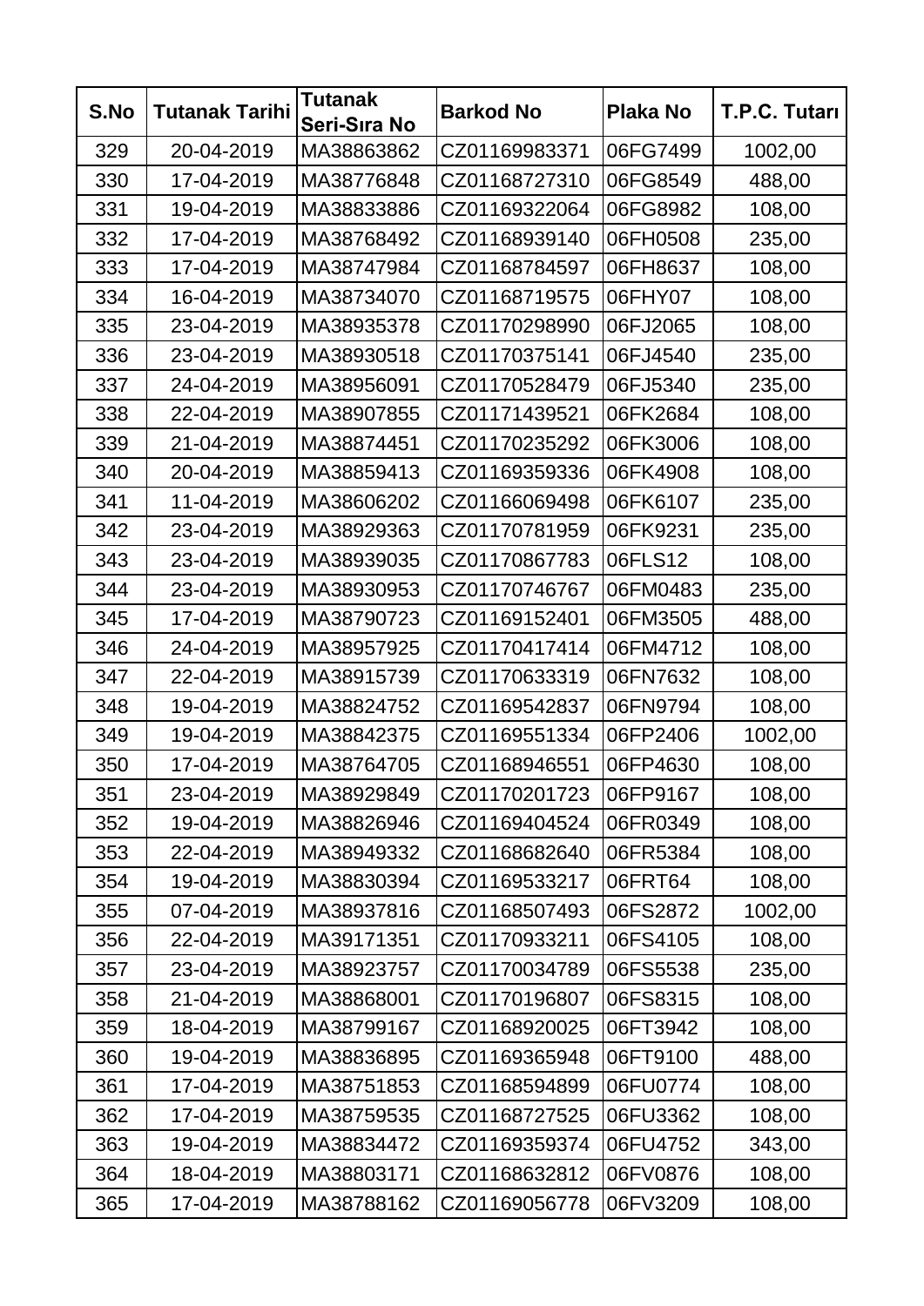| S.No | Tutanak Tarihi | Tutanak Seri-Sıra No | Barkod No | Plaka No | T.P.C. Tutarı |
|---|---|---|---|---|---|
| 329 | 20-04-2019 | MA38863862 | CZ01169983371 | 06FG7499 | 1002,00 |
| 330 | 17-04-2019 | MA38776848 | CZ01168727310 | 06FG8549 | 488,00 |
| 331 | 19-04-2019 | MA38833886 | CZ01169322064 | 06FG8982 | 108,00 |
| 332 | 17-04-2019 | MA38768492 | CZ01168939140 | 06FH0508 | 235,00 |
| 333 | 17-04-2019 | MA38747984 | CZ01168784597 | 06FH8637 | 108,00 |
| 334 | 16-04-2019 | MA38734070 | CZ01168719575 | 06FHY07 | 108,00 |
| 335 | 23-04-2019 | MA38935378 | CZ01170298990 | 06FJ2065 | 108,00 |
| 336 | 23-04-2019 | MA38930518 | CZ01170375141 | 06FJ4540 | 235,00 |
| 337 | 24-04-2019 | MA38956091 | CZ01170528479 | 06FJ5340 | 235,00 |
| 338 | 22-04-2019 | MA38907855 | CZ01171439521 | 06FK2684 | 108,00 |
| 339 | 21-04-2019 | MA38874451 | CZ01170235292 | 06FK3006 | 108,00 |
| 340 | 20-04-2019 | MA38859413 | CZ01169359336 | 06FK4908 | 108,00 |
| 341 | 11-04-2019 | MA38606202 | CZ01166069498 | 06FK6107 | 235,00 |
| 342 | 23-04-2019 | MA38929363 | CZ01170781959 | 06FK9231 | 235,00 |
| 343 | 23-04-2019 | MA38939035 | CZ01170867783 | 06FLS12 | 108,00 |
| 344 | 23-04-2019 | MA38930953 | CZ01170746767 | 06FM0483 | 235,00 |
| 345 | 17-04-2019 | MA38790723 | CZ01169152401 | 06FM3505 | 488,00 |
| 346 | 24-04-2019 | MA38957925 | CZ01170417414 | 06FM4712 | 108,00 |
| 347 | 22-04-2019 | MA38915739 | CZ01170633319 | 06FN7632 | 108,00 |
| 348 | 19-04-2019 | MA38824752 | CZ01169542837 | 06FN9794 | 108,00 |
| 349 | 19-04-2019 | MA38842375 | CZ01169551334 | 06FP2406 | 1002,00 |
| 350 | 17-04-2019 | MA38764705 | CZ01168946551 | 06FP4630 | 108,00 |
| 351 | 23-04-2019 | MA38929849 | CZ01170201723 | 06FP9167 | 108,00 |
| 352 | 19-04-2019 | MA38826946 | CZ01169404524 | 06FR0349 | 108,00 |
| 353 | 22-04-2019 | MA38949332 | CZ01168682640 | 06FR5384 | 108,00 |
| 354 | 19-04-2019 | MA38830394 | CZ01169533217 | 06FRT64 | 108,00 |
| 355 | 07-04-2019 | MA38937816 | CZ01168507493 | 06FS2872 | 1002,00 |
| 356 | 22-04-2019 | MA39171351 | CZ01170933211 | 06FS4105 | 108,00 |
| 357 | 23-04-2019 | MA38923757 | CZ01170034789 | 06FS5538 | 235,00 |
| 358 | 21-04-2019 | MA38868001 | CZ01170196807 | 06FS8315 | 108,00 |
| 359 | 18-04-2019 | MA38799167 | CZ01168920025 | 06FT3942 | 108,00 |
| 360 | 19-04-2019 | MA38836895 | CZ01169365948 | 06FT9100 | 488,00 |
| 361 | 17-04-2019 | MA38751853 | CZ01168594899 | 06FU0774 | 108,00 |
| 362 | 17-04-2019 | MA38759535 | CZ01168727525 | 06FU3362 | 108,00 |
| 363 | 19-04-2019 | MA38834472 | CZ01169359374 | 06FU4752 | 343,00 |
| 364 | 18-04-2019 | MA38803171 | CZ01168632812 | 06FV0876 | 108,00 |
| 365 | 17-04-2019 | MA38788162 | CZ01169056778 | 06FV3209 | 108,00 |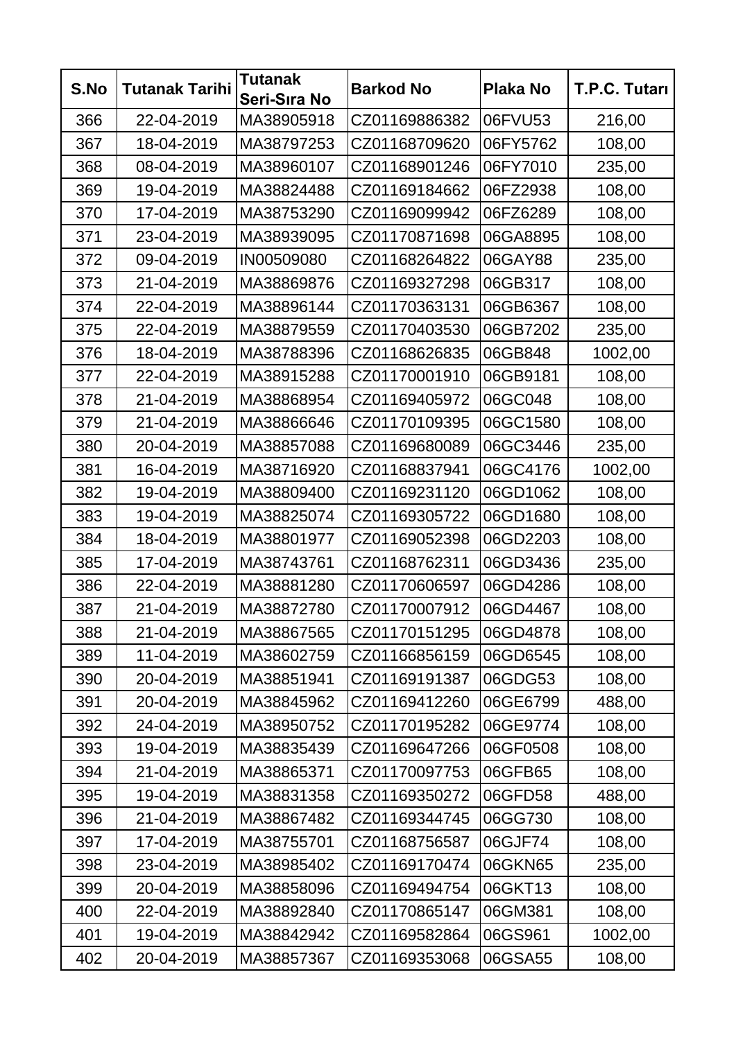| S.No | Tutanak Tarihi | Tutanak Seri-Sıra No | Barkod No | Plaka No | T.P.C. Tutarı |
|---|---|---|---|---|---|
| 366 | 22-04-2019 | MA38905918 | CZ01169886382 | 06FVU53 | 216,00 |
| 367 | 18-04-2019 | MA38797253 | CZ01168709620 | 06FY5762 | 108,00 |
| 368 | 08-04-2019 | MA38960107 | CZ01168901246 | 06FY7010 | 235,00 |
| 369 | 19-04-2019 | MA38824488 | CZ01169184662 | 06FZ2938 | 108,00 |
| 370 | 17-04-2019 | MA38753290 | CZ01169099942 | 06FZ6289 | 108,00 |
| 371 | 23-04-2019 | MA38939095 | CZ01170871698 | 06GA8895 | 108,00 |
| 372 | 09-04-2019 | IN00509080 | CZ01168264822 | 06GAY88 | 235,00 |
| 373 | 21-04-2019 | MA38869876 | CZ01169327298 | 06GB317 | 108,00 |
| 374 | 22-04-2019 | MA38896144 | CZ01170363131 | 06GB6367 | 108,00 |
| 375 | 22-04-2019 | MA38879559 | CZ01170403530 | 06GB7202 | 235,00 |
| 376 | 18-04-2019 | MA38788396 | CZ01168626835 | 06GB848 | 1002,00 |
| 377 | 22-04-2019 | MA38915288 | CZ01170001910 | 06GB9181 | 108,00 |
| 378 | 21-04-2019 | MA38868954 | CZ01169405972 | 06GC048 | 108,00 |
| 379 | 21-04-2019 | MA38866646 | CZ01170109395 | 06GC1580 | 108,00 |
| 380 | 20-04-2019 | MA38857088 | CZ01169680089 | 06GC3446 | 235,00 |
| 381 | 16-04-2019 | MA38716920 | CZ01168837941 | 06GC4176 | 1002,00 |
| 382 | 19-04-2019 | MA38809400 | CZ01169231120 | 06GD1062 | 108,00 |
| 383 | 19-04-2019 | MA38825074 | CZ01169305722 | 06GD1680 | 108,00 |
| 384 | 18-04-2019 | MA38801977 | CZ01169052398 | 06GD2203 | 108,00 |
| 385 | 17-04-2019 | MA38743761 | CZ01168762311 | 06GD3436 | 235,00 |
| 386 | 22-04-2019 | MA38881280 | CZ01170606597 | 06GD4286 | 108,00 |
| 387 | 21-04-2019 | MA38872780 | CZ01170007912 | 06GD4467 | 108,00 |
| 388 | 21-04-2019 | MA38867565 | CZ01170151295 | 06GD4878 | 108,00 |
| 389 | 11-04-2019 | MA38602759 | CZ01166856159 | 06GD6545 | 108,00 |
| 390 | 20-04-2019 | MA38851941 | CZ01169191387 | 06GDG53 | 108,00 |
| 391 | 20-04-2019 | MA38845962 | CZ01169412260 | 06GE6799 | 488,00 |
| 392 | 24-04-2019 | MA38950752 | CZ01170195282 | 06GE9774 | 108,00 |
| 393 | 19-04-2019 | MA38835439 | CZ01169647266 | 06GF0508 | 108,00 |
| 394 | 21-04-2019 | MA38865371 | CZ01170097753 | 06GFB65 | 108,00 |
| 395 | 19-04-2019 | MA38831358 | CZ01169350272 | 06GFD58 | 488,00 |
| 396 | 21-04-2019 | MA38867482 | CZ01169344745 | 06GG730 | 108,00 |
| 397 | 17-04-2019 | MA38755701 | CZ01168756587 | 06GJF74 | 108,00 |
| 398 | 23-04-2019 | MA38985402 | CZ01169170474 | 06GKN65 | 235,00 |
| 399 | 20-04-2019 | MA38858096 | CZ01169494754 | 06GKT13 | 108,00 |
| 400 | 22-04-2019 | MA38892840 | CZ01170865147 | 06GM381 | 108,00 |
| 401 | 19-04-2019 | MA38842942 | CZ01169582864 | 06GS961 | 1002,00 |
| 402 | 20-04-2019 | MA38857367 | CZ01169353068 | 06GSA55 | 108,00 |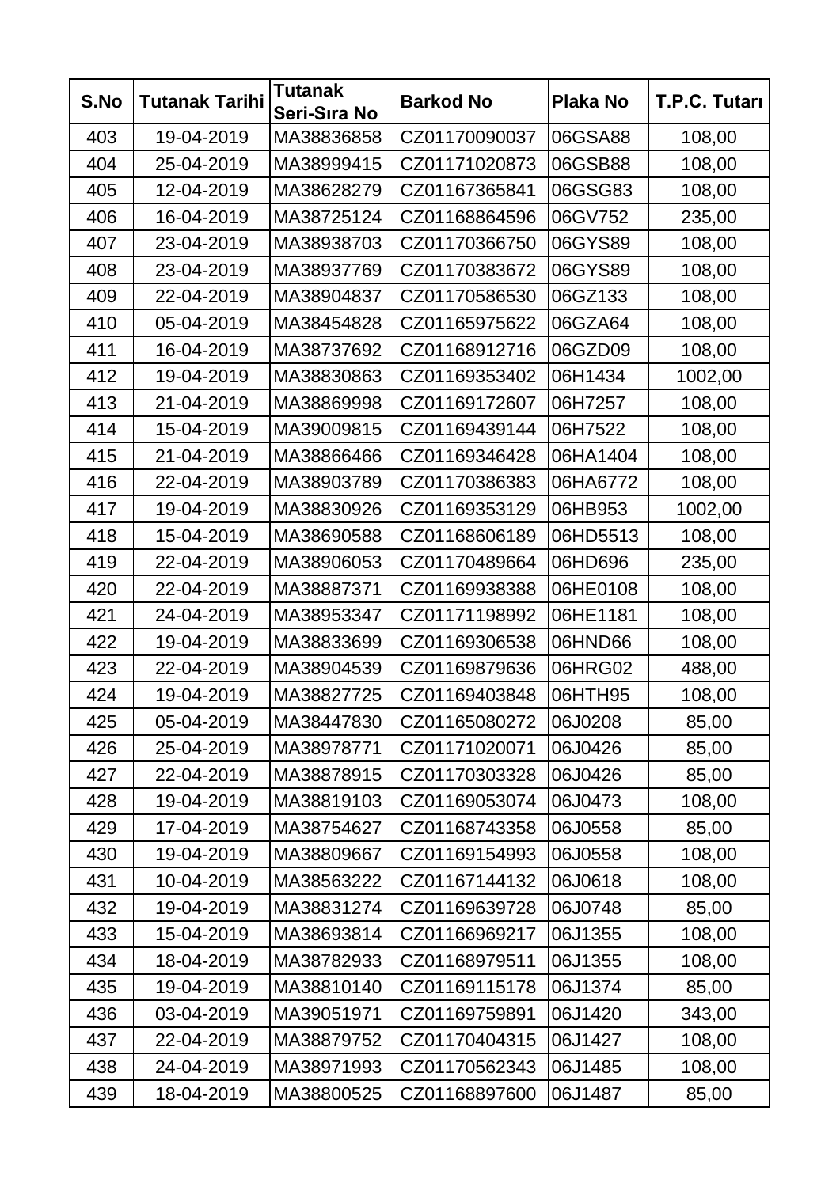| S.No | Tutanak Tarihi | Tutanak Seri-Sıra No | Barkod No | Plaka No | T.P.C. Tutarı |
|---|---|---|---|---|---|
| 403 | 19-04-2019 | MA38836858 | CZ01170090037 | 06GSA88 | 108,00 |
| 404 | 25-04-2019 | MA38999415 | CZ01171020873 | 06GSB88 | 108,00 |
| 405 | 12-04-2019 | MA38628279 | CZ01167365841 | 06GSG83 | 108,00 |
| 406 | 16-04-2019 | MA38725124 | CZ01168864596 | 06GV752 | 235,00 |
| 407 | 23-04-2019 | MA38938703 | CZ01170366750 | 06GYS89 | 108,00 |
| 408 | 23-04-2019 | MA38937769 | CZ01170383672 | 06GYS89 | 108,00 |
| 409 | 22-04-2019 | MA38904837 | CZ01170586530 | 06GZ133 | 108,00 |
| 410 | 05-04-2019 | MA38454828 | CZ01165975622 | 06GZA64 | 108,00 |
| 411 | 16-04-2019 | MA38737692 | CZ01168912716 | 06GZD09 | 108,00 |
| 412 | 19-04-2019 | MA38830863 | CZ01169353402 | 06H1434 | 1002,00 |
| 413 | 21-04-2019 | MA38869998 | CZ01169172607 | 06H7257 | 108,00 |
| 414 | 15-04-2019 | MA39009815 | CZ01169439144 | 06H7522 | 108,00 |
| 415 | 21-04-2019 | MA38866466 | CZ01169346428 | 06HA1404 | 108,00 |
| 416 | 22-04-2019 | MA38903789 | CZ01170386383 | 06HA6772 | 108,00 |
| 417 | 19-04-2019 | MA38830926 | CZ01169353129 | 06HB953 | 1002,00 |
| 418 | 15-04-2019 | MA38690588 | CZ01168606189 | 06HD5513 | 108,00 |
| 419 | 22-04-2019 | MA38906053 | CZ01170489664 | 06HD696 | 235,00 |
| 420 | 22-04-2019 | MA38887371 | CZ01169938388 | 06HE0108 | 108,00 |
| 421 | 24-04-2019 | MA38953347 | CZ01171198992 | 06HE1181 | 108,00 |
| 422 | 19-04-2019 | MA38833699 | CZ01169306538 | 06HND66 | 108,00 |
| 423 | 22-04-2019 | MA38904539 | CZ01169879636 | 06HRG02 | 488,00 |
| 424 | 19-04-2019 | MA38827725 | CZ01169403848 | 06HTH95 | 108,00 |
| 425 | 05-04-2019 | MA38447830 | CZ01165080272 | 06J0208 | 85,00 |
| 426 | 25-04-2019 | MA38978771 | CZ01171020071 | 06J0426 | 85,00 |
| 427 | 22-04-2019 | MA38878915 | CZ01170303328 | 06J0426 | 85,00 |
| 428 | 19-04-2019 | MA38819103 | CZ01169053074 | 06J0473 | 108,00 |
| 429 | 17-04-2019 | MA38754627 | CZ01168743358 | 06J0558 | 85,00 |
| 430 | 19-04-2019 | MA38809667 | CZ01169154993 | 06J0558 | 108,00 |
| 431 | 10-04-2019 | MA38563222 | CZ01167144132 | 06J0618 | 108,00 |
| 432 | 19-04-2019 | MA38831274 | CZ01169639728 | 06J0748 | 85,00 |
| 433 | 15-04-2019 | MA38693814 | CZ01166969217 | 06J1355 | 108,00 |
| 434 | 18-04-2019 | MA38782933 | CZ01168979511 | 06J1355 | 108,00 |
| 435 | 19-04-2019 | MA38810140 | CZ01169115178 | 06J1374 | 85,00 |
| 436 | 03-04-2019 | MA39051971 | CZ01169759891 | 06J1420 | 343,00 |
| 437 | 22-04-2019 | MA38879752 | CZ01170404315 | 06J1427 | 108,00 |
| 438 | 24-04-2019 | MA38971993 | CZ01170562343 | 06J1485 | 108,00 |
| 439 | 18-04-2019 | MA38800525 | CZ01168897600 | 06J1487 | 85,00 |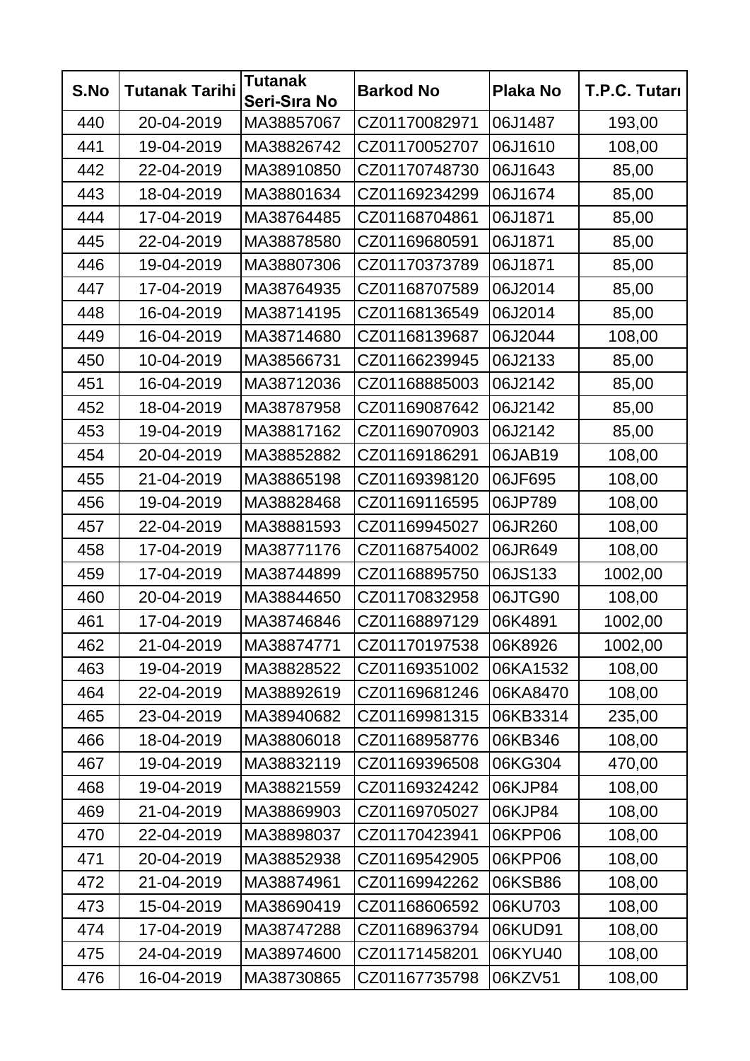| S.No | Tutanak Tarihi | Tutanak Seri-Sıra No | Barkod No | Plaka No | T.P.C. Tutarı |
|---|---|---|---|---|---|
| 440 | 20-04-2019 | MA38857067 | CZ01170082971 | 06J1487 | 193,00 |
| 441 | 19-04-2019 | MA38826742 | CZ01170052707 | 06J1610 | 108,00 |
| 442 | 22-04-2019 | MA38910850 | CZ01170748730 | 06J1643 | 85,00 |
| 443 | 18-04-2019 | MA38801634 | CZ01169234299 | 06J1674 | 85,00 |
| 444 | 17-04-2019 | MA38764485 | CZ01168704861 | 06J1871 | 85,00 |
| 445 | 22-04-2019 | MA38878580 | CZ01169680591 | 06J1871 | 85,00 |
| 446 | 19-04-2019 | MA38807306 | CZ01170373789 | 06J1871 | 85,00 |
| 447 | 17-04-2019 | MA38764935 | CZ01168707589 | 06J2014 | 85,00 |
| 448 | 16-04-2019 | MA38714195 | CZ01168136549 | 06J2014 | 85,00 |
| 449 | 16-04-2019 | MA38714680 | CZ01168139687 | 06J2044 | 108,00 |
| 450 | 10-04-2019 | MA38566731 | CZ01166239945 | 06J2133 | 85,00 |
| 451 | 16-04-2019 | MA38712036 | CZ01168885003 | 06J2142 | 85,00 |
| 452 | 18-04-2019 | MA38787958 | CZ01169087642 | 06J2142 | 85,00 |
| 453 | 19-04-2019 | MA38817162 | CZ01169070903 | 06J2142 | 85,00 |
| 454 | 20-04-2019 | MA38852882 | CZ01169186291 | 06JAB19 | 108,00 |
| 455 | 21-04-2019 | MA38865198 | CZ01169398120 | 06JF695 | 108,00 |
| 456 | 19-04-2019 | MA38828468 | CZ01169116595 | 06JP789 | 108,00 |
| 457 | 22-04-2019 | MA38881593 | CZ01169945027 | 06JR260 | 108,00 |
| 458 | 17-04-2019 | MA38771176 | CZ01168754002 | 06JR649 | 108,00 |
| 459 | 17-04-2019 | MA38744899 | CZ01168895750 | 06JS133 | 1002,00 |
| 460 | 20-04-2019 | MA38844650 | CZ01170832958 | 06JTG90 | 108,00 |
| 461 | 17-04-2019 | MA38746846 | CZ01168897129 | 06K4891 | 1002,00 |
| 462 | 21-04-2019 | MA38874771 | CZ01170197538 | 06K8926 | 1002,00 |
| 463 | 19-04-2019 | MA38828522 | CZ01169351002 | 06KA1532 | 108,00 |
| 464 | 22-04-2019 | MA38892619 | CZ01169681246 | 06KA8470 | 108,00 |
| 465 | 23-04-2019 | MA38940682 | CZ01169981315 | 06KB3314 | 235,00 |
| 466 | 18-04-2019 | MA38806018 | CZ01168958776 | 06KB346 | 108,00 |
| 467 | 19-04-2019 | MA38832119 | CZ01169396508 | 06KG304 | 470,00 |
| 468 | 19-04-2019 | MA38821559 | CZ01169324242 | 06KJP84 | 108,00 |
| 469 | 21-04-2019 | MA38869903 | CZ01169705027 | 06KJP84 | 108,00 |
| 470 | 22-04-2019 | MA38898037 | CZ01170423941 | 06KPP06 | 108,00 |
| 471 | 20-04-2019 | MA38852938 | CZ01169542905 | 06KPP06 | 108,00 |
| 472 | 21-04-2019 | MA38874961 | CZ01169942262 | 06KSB86 | 108,00 |
| 473 | 15-04-2019 | MA38690419 | CZ01168606592 | 06KU703 | 108,00 |
| 474 | 17-04-2019 | MA38747288 | CZ01168963794 | 06KUD91 | 108,00 |
| 475 | 24-04-2019 | MA38974600 | CZ01171458201 | 06KYU40 | 108,00 |
| 476 | 16-04-2019 | MA38730865 | CZ01167735798 | 06KZV51 | 108,00 |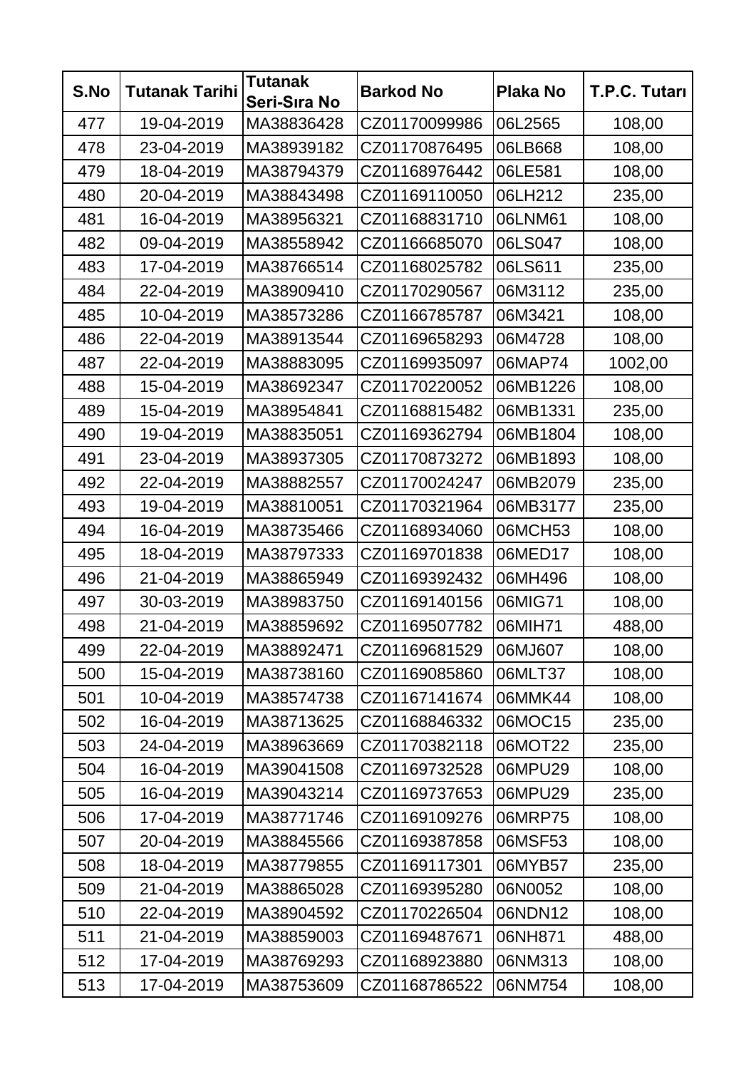| S.No | Tutanak Tarihi | Tutanak Seri-Sıra No | Barkod No | Plaka No | T.P.C. Tutarı |
|---|---|---|---|---|---|
| 477 | 19-04-2019 | MA38836428 | CZ01170099986 | 06L2565 | 108,00 |
| 478 | 23-04-2019 | MA38939182 | CZ01170876495 | 06LB668 | 108,00 |
| 479 | 18-04-2019 | MA38794379 | CZ01168976442 | 06LE581 | 108,00 |
| 480 | 20-04-2019 | MA38843498 | CZ01169110050 | 06LH212 | 235,00 |
| 481 | 16-04-2019 | MA38956321 | CZ01168831710 | 06LNM61 | 108,00 |
| 482 | 09-04-2019 | MA38558942 | CZ01166685070 | 06LS047 | 108,00 |
| 483 | 17-04-2019 | MA38766514 | CZ01168025782 | 06LS611 | 235,00 |
| 484 | 22-04-2019 | MA38909410 | CZ01170290567 | 06M3112 | 235,00 |
| 485 | 10-04-2019 | MA38573286 | CZ01166785787 | 06M3421 | 108,00 |
| 486 | 22-04-2019 | MA38913544 | CZ01169658293 | 06M4728 | 108,00 |
| 487 | 22-04-2019 | MA38883095 | CZ01169935097 | 06MAP74 | 1002,00 |
| 488 | 15-04-2019 | MA38692347 | CZ01170220052 | 06MB1226 | 108,00 |
| 489 | 15-04-2019 | MA38954841 | CZ01168815482 | 06MB1331 | 235,00 |
| 490 | 19-04-2019 | MA38835051 | CZ01169362794 | 06MB1804 | 108,00 |
| 491 | 23-04-2019 | MA38937305 | CZ01170873272 | 06MB1893 | 108,00 |
| 492 | 22-04-2019 | MA38882557 | CZ01170024247 | 06MB2079 | 235,00 |
| 493 | 19-04-2019 | MA38810051 | CZ01170321964 | 06MB3177 | 235,00 |
| 494 | 16-04-2019 | MA38735466 | CZ01168934060 | 06MCH53 | 108,00 |
| 495 | 18-04-2019 | MA38797333 | CZ01169701838 | 06MED17 | 108,00 |
| 496 | 21-04-2019 | MA38865949 | CZ01169392432 | 06MH496 | 108,00 |
| 497 | 30-03-2019 | MA38983750 | CZ01169140156 | 06MIG71 | 108,00 |
| 498 | 21-04-2019 | MA38859692 | CZ01169507782 | 06MIH71 | 488,00 |
| 499 | 22-04-2019 | MA38892471 | CZ01169681529 | 06MJ607 | 108,00 |
| 500 | 15-04-2019 | MA38738160 | CZ01169085860 | 06MLT37 | 108,00 |
| 501 | 10-04-2019 | MA38574738 | CZ01167141674 | 06MMK44 | 108,00 |
| 502 | 16-04-2019 | MA38713625 | CZ01168846332 | 06MOC15 | 235,00 |
| 503 | 24-04-2019 | MA38963669 | CZ01170382118 | 06MOT22 | 235,00 |
| 504 | 16-04-2019 | MA39041508 | CZ01169732528 | 06MPU29 | 108,00 |
| 505 | 16-04-2019 | MA39043214 | CZ01169737653 | 06MPU29 | 235,00 |
| 506 | 17-04-2019 | MA38771746 | CZ01169109276 | 06MRP75 | 108,00 |
| 507 | 20-04-2019 | MA38845566 | CZ01169387858 | 06MSF53 | 108,00 |
| 508 | 18-04-2019 | MA38779855 | CZ01169117301 | 06MYB57 | 235,00 |
| 509 | 21-04-2019 | MA38865028 | CZ01169395280 | 06N0052 | 108,00 |
| 510 | 22-04-2019 | MA38904592 | CZ01170226504 | 06NDN12 | 108,00 |
| 511 | 21-04-2019 | MA38859003 | CZ01169487671 | 06NH871 | 488,00 |
| 512 | 17-04-2019 | MA38769293 | CZ01168923880 | 06NM313 | 108,00 |
| 513 | 17-04-2019 | MA38753609 | CZ01168786522 | 06NM754 | 108,00 |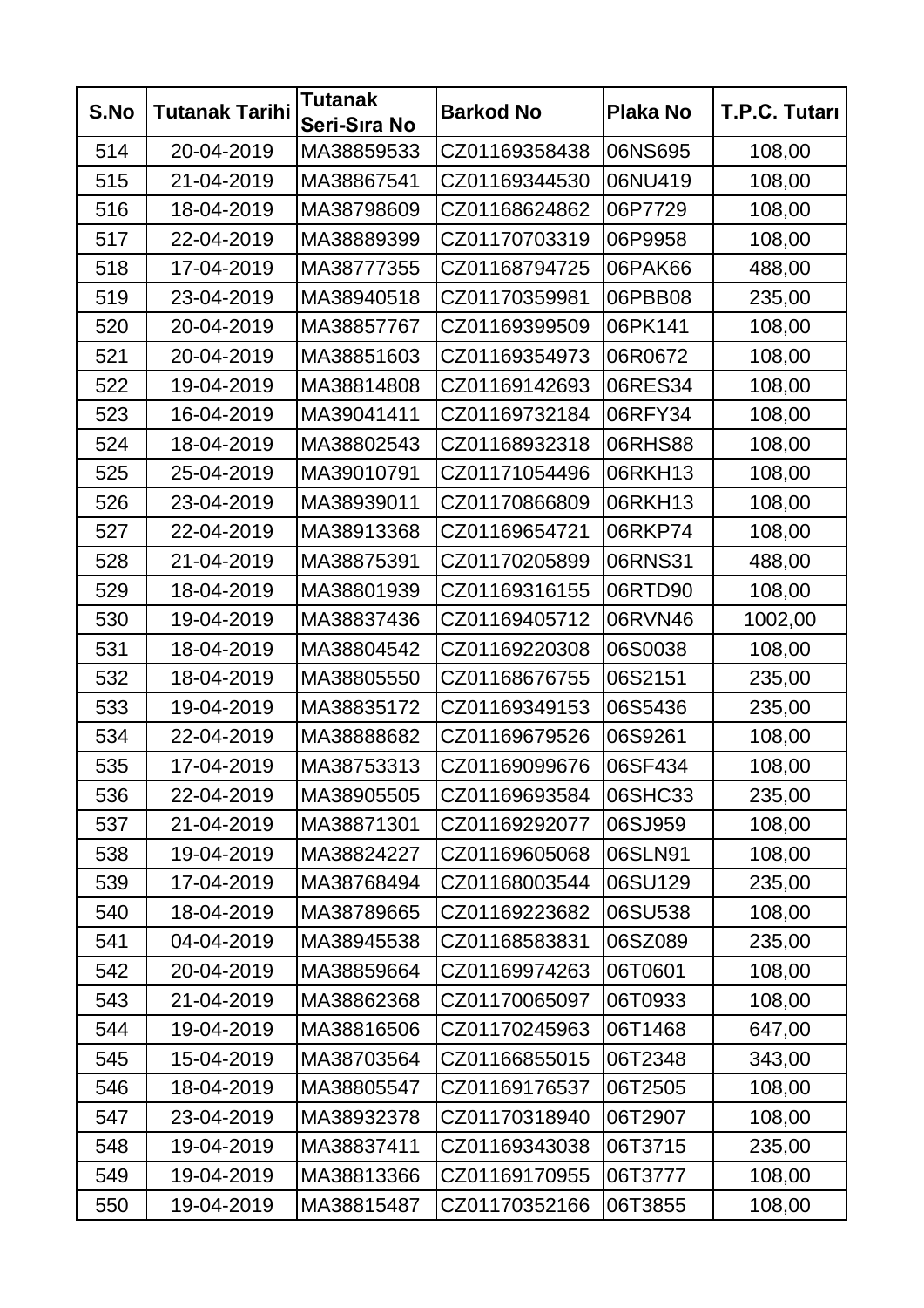| S.No | Tutanak Tarihi | Tutanak Seri-Sıra No | Barkod No | Plaka No | T.P.C. Tutarı |
|---|---|---|---|---|---|
| 514 | 20-04-2019 | MA38859533 | CZ01169358438 | 06NS695 | 108,00 |
| 515 | 21-04-2019 | MA38867541 | CZ01169344530 | 06NU419 | 108,00 |
| 516 | 18-04-2019 | MA38798609 | CZ01168624862 | 06P7729 | 108,00 |
| 517 | 22-04-2019 | MA38889399 | CZ01170703319 | 06P9958 | 108,00 |
| 518 | 17-04-2019 | MA38777355 | CZ01168794725 | 06PAK66 | 488,00 |
| 519 | 23-04-2019 | MA38940518 | CZ01170359981 | 06PBB08 | 235,00 |
| 520 | 20-04-2019 | MA38857767 | CZ01169399509 | 06PK141 | 108,00 |
| 521 | 20-04-2019 | MA38851603 | CZ01169354973 | 06R0672 | 108,00 |
| 522 | 19-04-2019 | MA38814808 | CZ01169142693 | 06RES34 | 108,00 |
| 523 | 16-04-2019 | MA39041411 | CZ01169732184 | 06RFY34 | 108,00 |
| 524 | 18-04-2019 | MA38802543 | CZ01168932318 | 06RHS88 | 108,00 |
| 525 | 25-04-2019 | MA39010791 | CZ01171054496 | 06RKH13 | 108,00 |
| 526 | 23-04-2019 | MA38939011 | CZ01170866809 | 06RKH13 | 108,00 |
| 527 | 22-04-2019 | MA38913368 | CZ01169654721 | 06RKP74 | 108,00 |
| 528 | 21-04-2019 | MA38875391 | CZ01170205899 | 06RNS31 | 488,00 |
| 529 | 18-04-2019 | MA38801939 | CZ01169316155 | 06RTD90 | 108,00 |
| 530 | 19-04-2019 | MA38837436 | CZ01169405712 | 06RVN46 | 1002,00 |
| 531 | 18-04-2019 | MA38804542 | CZ01169220308 | 06S0038 | 108,00 |
| 532 | 18-04-2019 | MA38805550 | CZ01168676755 | 06S2151 | 235,00 |
| 533 | 19-04-2019 | MA38835172 | CZ01169349153 | 06S5436 | 235,00 |
| 534 | 22-04-2019 | MA38888682 | CZ01169679526 | 06S9261 | 108,00 |
| 535 | 17-04-2019 | MA38753313 | CZ01169099676 | 06SF434 | 108,00 |
| 536 | 22-04-2019 | MA38905505 | CZ01169693584 | 06SHC33 | 235,00 |
| 537 | 21-04-2019 | MA38871301 | CZ01169292077 | 06SJ959 | 108,00 |
| 538 | 19-04-2019 | MA38824227 | CZ01169605068 | 06SLN91 | 108,00 |
| 539 | 17-04-2019 | MA38768494 | CZ01168003544 | 06SU129 | 235,00 |
| 540 | 18-04-2019 | MA38789665 | CZ01169223682 | 06SU538 | 108,00 |
| 541 | 04-04-2019 | MA38945538 | CZ01168583831 | 06SZ089 | 235,00 |
| 542 | 20-04-2019 | MA38859664 | CZ01169974263 | 06T0601 | 108,00 |
| 543 | 21-04-2019 | MA38862368 | CZ01170065097 | 06T0933 | 108,00 |
| 544 | 19-04-2019 | MA38816506 | CZ01170245963 | 06T1468 | 647,00 |
| 545 | 15-04-2019 | MA38703564 | CZ01166855015 | 06T2348 | 343,00 |
| 546 | 18-04-2019 | MA38805547 | CZ01169176537 | 06T2505 | 108,00 |
| 547 | 23-04-2019 | MA38932378 | CZ01170318940 | 06T2907 | 108,00 |
| 548 | 19-04-2019 | MA38837411 | CZ01169343038 | 06T3715 | 235,00 |
| 549 | 19-04-2019 | MA38813366 | CZ01169170955 | 06T3777 | 108,00 |
| 550 | 19-04-2019 | MA38815487 | CZ01170352166 | 06T3855 | 108,00 |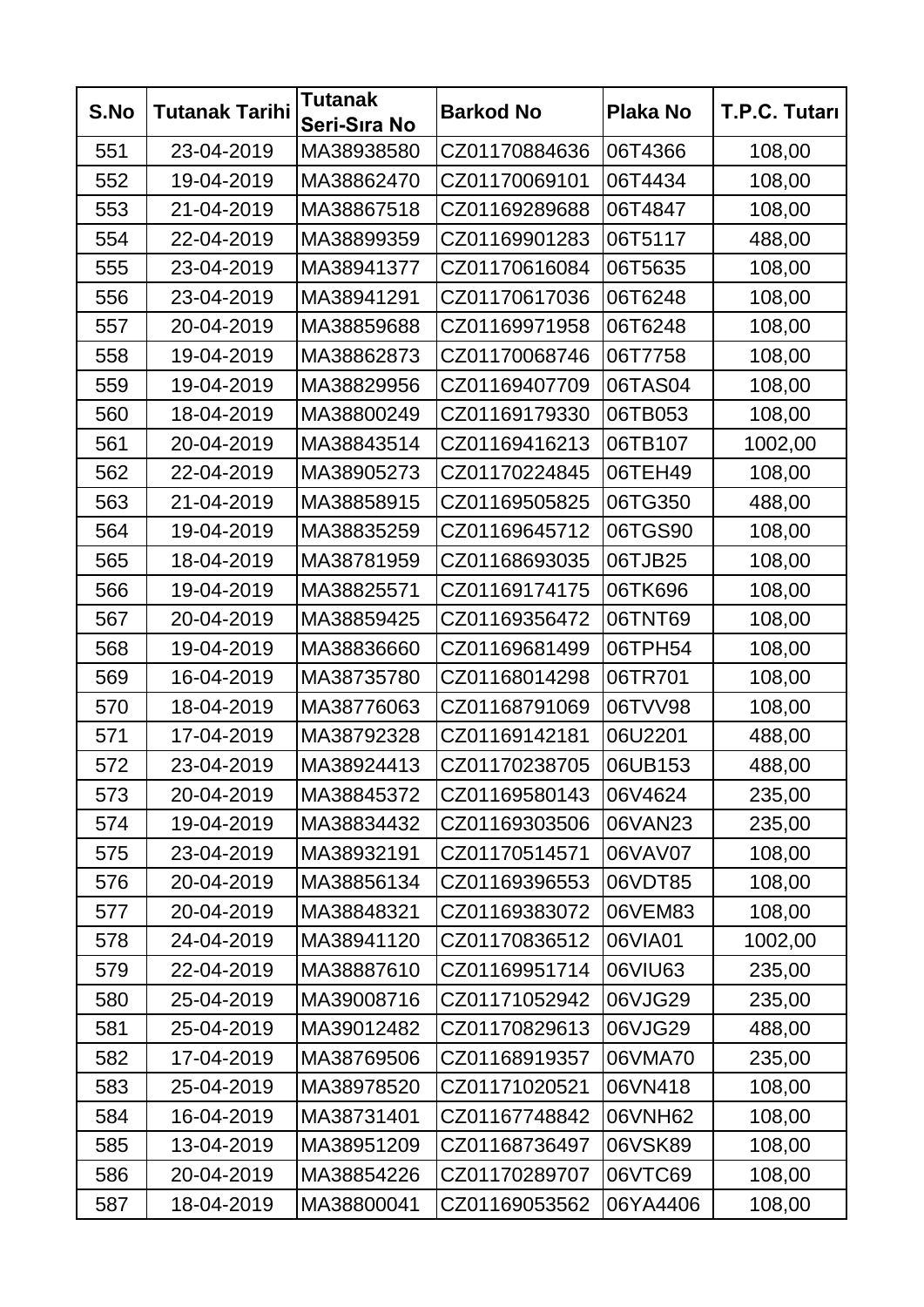| S.No | Tutanak Tarihi | Tutanak Seri-Sıra No | Barkod No | Plaka No | T.P.C. Tutarı |
|---|---|---|---|---|---|
| 551 | 23-04-2019 | MA38938580 | CZ01170884636 | 06T4366 | 108,00 |
| 552 | 19-04-2019 | MA38862470 | CZ01170069101 | 06T4434 | 108,00 |
| 553 | 21-04-2019 | MA38867518 | CZ01169289688 | 06T4847 | 108,00 |
| 554 | 22-04-2019 | MA38899359 | CZ01169901283 | 06T5117 | 488,00 |
| 555 | 23-04-2019 | MA38941377 | CZ01170616084 | 06T5635 | 108,00 |
| 556 | 23-04-2019 | MA38941291 | CZ01170617036 | 06T6248 | 108,00 |
| 557 | 20-04-2019 | MA38859688 | CZ01169971958 | 06T6248 | 108,00 |
| 558 | 19-04-2019 | MA38862873 | CZ01170068746 | 06T7758 | 108,00 |
| 559 | 19-04-2019 | MA38829956 | CZ01169407709 | 06TAS04 | 108,00 |
| 560 | 18-04-2019 | MA38800249 | CZ01169179330 | 06TB053 | 108,00 |
| 561 | 20-04-2019 | MA38843514 | CZ01169416213 | 06TB107 | 1002,00 |
| 562 | 22-04-2019 | MA38905273 | CZ01170224845 | 06TEH49 | 108,00 |
| 563 | 21-04-2019 | MA38858915 | CZ01169505825 | 06TG350 | 488,00 |
| 564 | 19-04-2019 | MA38835259 | CZ01169645712 | 06TGS90 | 108,00 |
| 565 | 18-04-2019 | MA38781959 | CZ01168693035 | 06TJB25 | 108,00 |
| 566 | 19-04-2019 | MA38825571 | CZ01169174175 | 06TK696 | 108,00 |
| 567 | 20-04-2019 | MA38859425 | CZ01169356472 | 06TNT69 | 108,00 |
| 568 | 19-04-2019 | MA38836660 | CZ01169681499 | 06TPH54 | 108,00 |
| 569 | 16-04-2019 | MA38735780 | CZ01168014298 | 06TR701 | 108,00 |
| 570 | 18-04-2019 | MA38776063 | CZ01168791069 | 06TVV98 | 108,00 |
| 571 | 17-04-2019 | MA38792328 | CZ01169142181 | 06U2201 | 488,00 |
| 572 | 23-04-2019 | MA38924413 | CZ01170238705 | 06UB153 | 488,00 |
| 573 | 20-04-2019 | MA38845372 | CZ01169580143 | 06V4624 | 235,00 |
| 574 | 19-04-2019 | MA38834432 | CZ01169303506 | 06VAN23 | 235,00 |
| 575 | 23-04-2019 | MA38932191 | CZ01170514571 | 06VAV07 | 108,00 |
| 576 | 20-04-2019 | MA38856134 | CZ01169396553 | 06VDT85 | 108,00 |
| 577 | 20-04-2019 | MA38848321 | CZ01169383072 | 06VEM83 | 108,00 |
| 578 | 24-04-2019 | MA38941120 | CZ01170836512 | 06VIA01 | 1002,00 |
| 579 | 22-04-2019 | MA38887610 | CZ01169951714 | 06VIU63 | 235,00 |
| 580 | 25-04-2019 | MA39008716 | CZ01171052942 | 06VJG29 | 235,00 |
| 581 | 25-04-2019 | MA39012482 | CZ01170829613 | 06VJG29 | 488,00 |
| 582 | 17-04-2019 | MA38769506 | CZ01168919357 | 06VMA70 | 235,00 |
| 583 | 25-04-2019 | MA38978520 | CZ01171020521 | 06VN418 | 108,00 |
| 584 | 16-04-2019 | MA38731401 | CZ01167748842 | 06VNH62 | 108,00 |
| 585 | 13-04-2019 | MA38951209 | CZ01168736497 | 06VSK89 | 108,00 |
| 586 | 20-04-2019 | MA38854226 | CZ01170289707 | 06VTC69 | 108,00 |
| 587 | 18-04-2019 | MA38800041 | CZ01169053562 | 06YA4406 | 108,00 |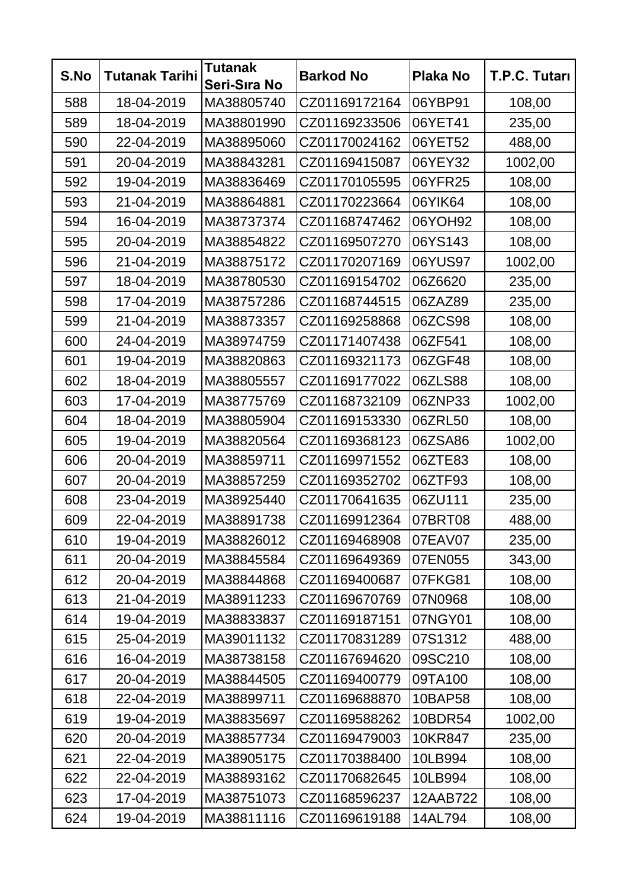| S.No | Tutanak Tarihi | Tutanak Seri-Sıra No | Barkod No | Plaka No | T.P.C. Tutarı |
|---|---|---|---|---|---|
| 588 | 18-04-2019 | MA38805740 | CZ01169172164 | 06YBP91 | 108,00 |
| 589 | 18-04-2019 | MA38801990 | CZ01169233506 | 06YET41 | 235,00 |
| 590 | 22-04-2019 | MA38895060 | CZ01170024162 | 06YET52 | 488,00 |
| 591 | 20-04-2019 | MA38843281 | CZ01169415087 | 06YEY32 | 1002,00 |
| 592 | 19-04-2019 | MA38836469 | CZ01170105595 | 06YFR25 | 108,00 |
| 593 | 21-04-2019 | MA38864881 | CZ01170223664 | 06YIK64 | 108,00 |
| 594 | 16-04-2019 | MA38737374 | CZ01168747462 | 06YOH92 | 108,00 |
| 595 | 20-04-2019 | MA38854822 | CZ01169507270 | 06YS143 | 108,00 |
| 596 | 21-04-2019 | MA38875172 | CZ01170207169 | 06YUS97 | 1002,00 |
| 597 | 18-04-2019 | MA38780530 | CZ01169154702 | 06Z6620 | 235,00 |
| 598 | 17-04-2019 | MA38757286 | CZ01168744515 | 06ZAZ89 | 235,00 |
| 599 | 21-04-2019 | MA38873357 | CZ01169258868 | 06ZCS98 | 108,00 |
| 600 | 24-04-2019 | MA38974759 | CZ01171407438 | 06ZF541 | 108,00 |
| 601 | 19-04-2019 | MA38820863 | CZ01169321173 | 06ZGF48 | 108,00 |
| 602 | 18-04-2019 | MA38805557 | CZ01169177022 | 06ZLS88 | 108,00 |
| 603 | 17-04-2019 | MA38775769 | CZ01168732109 | 06ZNP33 | 1002,00 |
| 604 | 18-04-2019 | MA38805904 | CZ01169153330 | 06ZRL50 | 108,00 |
| 605 | 19-04-2019 | MA38820564 | CZ01169368123 | 06ZSA86 | 1002,00 |
| 606 | 20-04-2019 | MA38859711 | CZ01169971552 | 06ZTE83 | 108,00 |
| 607 | 20-04-2019 | MA38857259 | CZ01169352702 | 06ZTF93 | 108,00 |
| 608 | 23-04-2019 | MA38925440 | CZ01170641635 | 06ZU111 | 235,00 |
| 609 | 22-04-2019 | MA38891738 | CZ01169912364 | 07BRT08 | 488,00 |
| 610 | 19-04-2019 | MA38826012 | CZ01169468908 | 07EAV07 | 235,00 |
| 611 | 20-04-2019 | MA38845584 | CZ01169649369 | 07EN055 | 343,00 |
| 612 | 20-04-2019 | MA38844868 | CZ01169400687 | 07FKG81 | 108,00 |
| 613 | 21-04-2019 | MA38911233 | CZ01169670769 | 07N0968 | 108,00 |
| 614 | 19-04-2019 | MA38833837 | CZ01169187151 | 07NGY01 | 108,00 |
| 615 | 25-04-2019 | MA39011132 | CZ01170831289 | 07S1312 | 488,00 |
| 616 | 16-04-2019 | MA38738158 | CZ01167694620 | 09SC210 | 108,00 |
| 617 | 20-04-2019 | MA38844505 | CZ01169400779 | 09TA100 | 108,00 |
| 618 | 22-04-2019 | MA38899711 | CZ01169688870 | 10BAP58 | 108,00 |
| 619 | 19-04-2019 | MA38835697 | CZ01169588262 | 10BDR54 | 1002,00 |
| 620 | 20-04-2019 | MA38857734 | CZ01169479003 | 10KR847 | 235,00 |
| 621 | 22-04-2019 | MA38905175 | CZ01170388400 | 10LB994 | 108,00 |
| 622 | 22-04-2019 | MA38893162 | CZ01170682645 | 10LB994 | 108,00 |
| 623 | 17-04-2019 | MA38751073 | CZ01168596237 | 12AAB722 | 108,00 |
| 624 | 19-04-2019 | MA38811116 | CZ01169619188 | 14AL794 | 108,00 |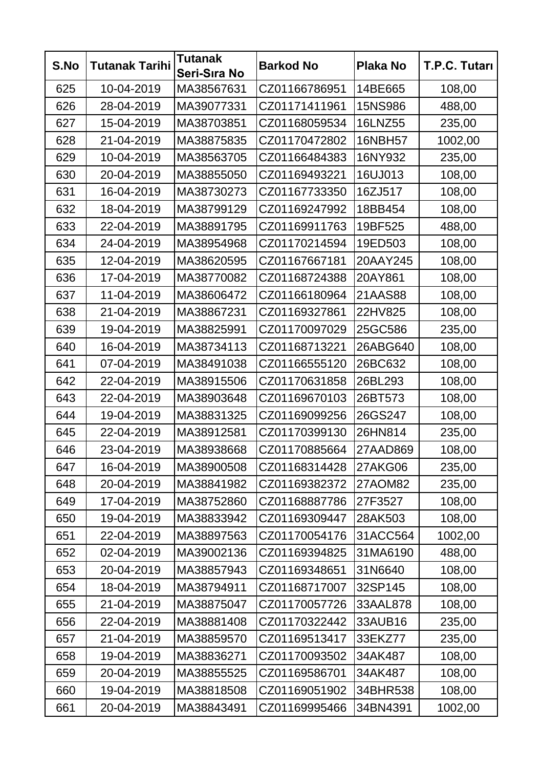| S.No | Tutanak Tarihi | Tutanak Seri-Sıra No | Barkod No | Plaka No | T.P.C. Tutarı |
|---|---|---|---|---|---|
| 625 | 10-04-2019 | MA38567631 | CZ01166786951 | 14BE665 | 108,00 |
| 626 | 28-04-2019 | MA39077331 | CZ01171411961 | 15NS986 | 488,00 |
| 627 | 15-04-2019 | MA38703851 | CZ01168059534 | 16LNZ55 | 235,00 |
| 628 | 21-04-2019 | MA38875835 | CZ01170472802 | 16NBH57 | 1002,00 |
| 629 | 10-04-2019 | MA38563705 | CZ01166484383 | 16NY932 | 235,00 |
| 630 | 20-04-2019 | MA38855050 | CZ01169493221 | 16UJ013 | 108,00 |
| 631 | 16-04-2019 | MA38730273 | CZ01167733350 | 16ZJ517 | 108,00 |
| 632 | 18-04-2019 | MA38799129 | CZ01169247992 | 18BB454 | 108,00 |
| 633 | 22-04-2019 | MA38891795 | CZ01169911763 | 19BF525 | 488,00 |
| 634 | 24-04-2019 | MA38954968 | CZ01170214594 | 19ED503 | 108,00 |
| 635 | 12-04-2019 | MA38620595 | CZ01167667181 | 20AAY245 | 108,00 |
| 636 | 17-04-2019 | MA38770082 | CZ01168724388 | 20AY861 | 108,00 |
| 637 | 11-04-2019 | MA38606472 | CZ01166180964 | 21AAS88 | 108,00 |
| 638 | 21-04-2019 | MA38867231 | CZ01169327861 | 22HV825 | 108,00 |
| 639 | 19-04-2019 | MA38825991 | CZ01170097029 | 25GC586 | 235,00 |
| 640 | 16-04-2019 | MA38734113 | CZ01168713221 | 26ABG640 | 108,00 |
| 641 | 07-04-2019 | MA38491038 | CZ01166555120 | 26BC632 | 108,00 |
| 642 | 22-04-2019 | MA38915506 | CZ01170631858 | 26BL293 | 108,00 |
| 643 | 22-04-2019 | MA38903648 | CZ01169670103 | 26BT573 | 108,00 |
| 644 | 19-04-2019 | MA38831325 | CZ01169099256 | 26GS247 | 108,00 |
| 645 | 22-04-2019 | MA38912581 | CZ01170399130 | 26HN814 | 235,00 |
| 646 | 23-04-2019 | MA38938668 | CZ01170885664 | 27AAD869 | 108,00 |
| 647 | 16-04-2019 | MA38900508 | CZ01168314428 | 27AKG06 | 235,00 |
| 648 | 20-04-2019 | MA38841982 | CZ01169382372 | 27AOM82 | 235,00 |
| 649 | 17-04-2019 | MA38752860 | CZ01168887786 | 27F3527 | 108,00 |
| 650 | 19-04-2019 | MA38833942 | CZ01169309447 | 28AK503 | 108,00 |
| 651 | 22-04-2019 | MA38897563 | CZ01170054176 | 31ACC564 | 1002,00 |
| 652 | 02-04-2019 | MA39002136 | CZ01169394825 | 31MA6190 | 488,00 |
| 653 | 20-04-2019 | MA38857943 | CZ01169348651 | 31N6640 | 108,00 |
| 654 | 18-04-2019 | MA38794911 | CZ01168717007 | 32SP145 | 108,00 |
| 655 | 21-04-2019 | MA38875047 | CZ01170057726 | 33AAL878 | 108,00 |
| 656 | 22-04-2019 | MA38881408 | CZ01170322442 | 33AUB16 | 235,00 |
| 657 | 21-04-2019 | MA38859570 | CZ01169513417 | 33EKZ77 | 235,00 |
| 658 | 19-04-2019 | MA38836271 | CZ01170093502 | 34AK487 | 108,00 |
| 659 | 20-04-2019 | MA38855525 | CZ01169586701 | 34AK487 | 108,00 |
| 660 | 19-04-2019 | MA38818508 | CZ01169051902 | 34BHR538 | 108,00 |
| 661 | 20-04-2019 | MA38843491 | CZ01169995466 | 34BN4391 | 1002,00 |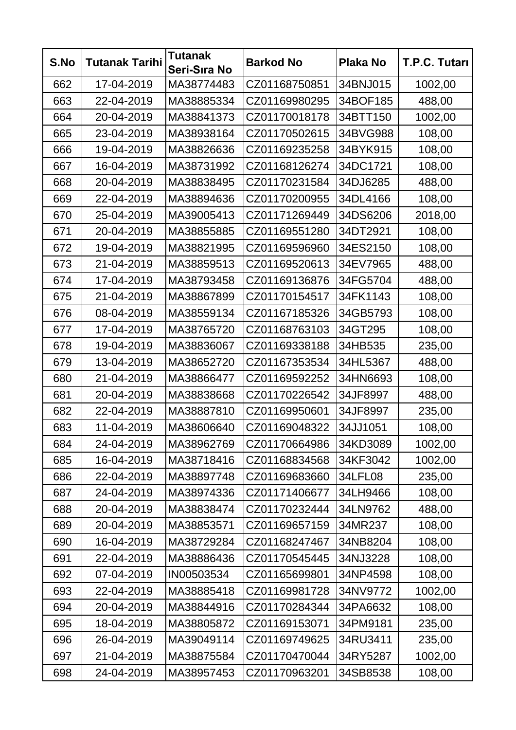| S.No | Tutanak Tarihi | Tutanak Seri-Sıra No | Barkod No | Plaka No | T.P.C. Tutarı |
|---|---|---|---|---|---|
| 662 | 17-04-2019 | MA38774483 | CZ01168750851 | 34BNJ015 | 1002,00 |
| 663 | 22-04-2019 | MA38885334 | CZ01169980295 | 34BOF185 | 488,00 |
| 664 | 20-04-2019 | MA38841373 | CZ01170018178 | 34BTT150 | 1002,00 |
| 665 | 23-04-2019 | MA38938164 | CZ01170502615 | 34BVG988 | 108,00 |
| 666 | 19-04-2019 | MA38826636 | CZ01169235258 | 34BYK915 | 108,00 |
| 667 | 16-04-2019 | MA38731992 | CZ01168126274 | 34DC1721 | 108,00 |
| 668 | 20-04-2019 | MA38838495 | CZ01170231584 | 34DJ6285 | 488,00 |
| 669 | 22-04-2019 | MA38894636 | CZ01170200955 | 34DL4166 | 108,00 |
| 670 | 25-04-2019 | MA39005413 | CZ01171269449 | 34DS6206 | 2018,00 |
| 671 | 20-04-2019 | MA38855885 | CZ01169551280 | 34DT2921 | 108,00 |
| 672 | 19-04-2019 | MA38821995 | CZ01169596960 | 34ES2150 | 108,00 |
| 673 | 21-04-2019 | MA38859513 | CZ01169520613 | 34EV7965 | 488,00 |
| 674 | 17-04-2019 | MA38793458 | CZ01169136876 | 34FG5704 | 488,00 |
| 675 | 21-04-2019 | MA38867899 | CZ01170154517 | 34FK1143 | 108,00 |
| 676 | 08-04-2019 | MA38559134 | CZ01167185326 | 34GB5793 | 108,00 |
| 677 | 17-04-2019 | MA38765720 | CZ01168763103 | 34GT295 | 108,00 |
| 678 | 19-04-2019 | MA38836067 | CZ01169338188 | 34HB535 | 235,00 |
| 679 | 13-04-2019 | MA38652720 | CZ01167353534 | 34HL5367 | 488,00 |
| 680 | 21-04-2019 | MA38866477 | CZ01169592252 | 34HN6693 | 108,00 |
| 681 | 20-04-2019 | MA38838668 | CZ01170226542 | 34JF8997 | 488,00 |
| 682 | 22-04-2019 | MA38887810 | CZ01169950601 | 34JF8997 | 235,00 |
| 683 | 11-04-2019 | MA38606640 | CZ01169048322 | 34JJ1051 | 108,00 |
| 684 | 24-04-2019 | MA38962769 | CZ01170664986 | 34KD3089 | 1002,00 |
| 685 | 16-04-2019 | MA38718416 | CZ01168834568 | 34KF3042 | 1002,00 |
| 686 | 22-04-2019 | MA38897748 | CZ01169683660 | 34LFL08 | 235,00 |
| 687 | 24-04-2019 | MA38974336 | CZ01171406677 | 34LH9466 | 108,00 |
| 688 | 20-04-2019 | MA38838474 | CZ01170232444 | 34LN9762 | 488,00 |
| 689 | 20-04-2019 | MA38853571 | CZ01169657159 | 34MR237 | 108,00 |
| 690 | 16-04-2019 | MA38729284 | CZ01168247467 | 34NB8204 | 108,00 |
| 691 | 22-04-2019 | MA38886436 | CZ01170545445 | 34NJ3228 | 108,00 |
| 692 | 07-04-2019 | IN00503534 | CZ01165699801 | 34NP4598 | 108,00 |
| 693 | 22-04-2019 | MA38885418 | CZ01169981728 | 34NV9772 | 1002,00 |
| 694 | 20-04-2019 | MA38844916 | CZ01170284344 | 34PA6632 | 108,00 |
| 695 | 18-04-2019 | MA38805872 | CZ01169153071 | 34PM9181 | 235,00 |
| 696 | 26-04-2019 | MA39049114 | CZ01169749625 | 34RU3411 | 235,00 |
| 697 | 21-04-2019 | MA38875584 | CZ01170470044 | 34RY5287 | 1002,00 |
| 698 | 24-04-2019 | MA38957453 | CZ01170963201 | 34SB8538 | 108,00 |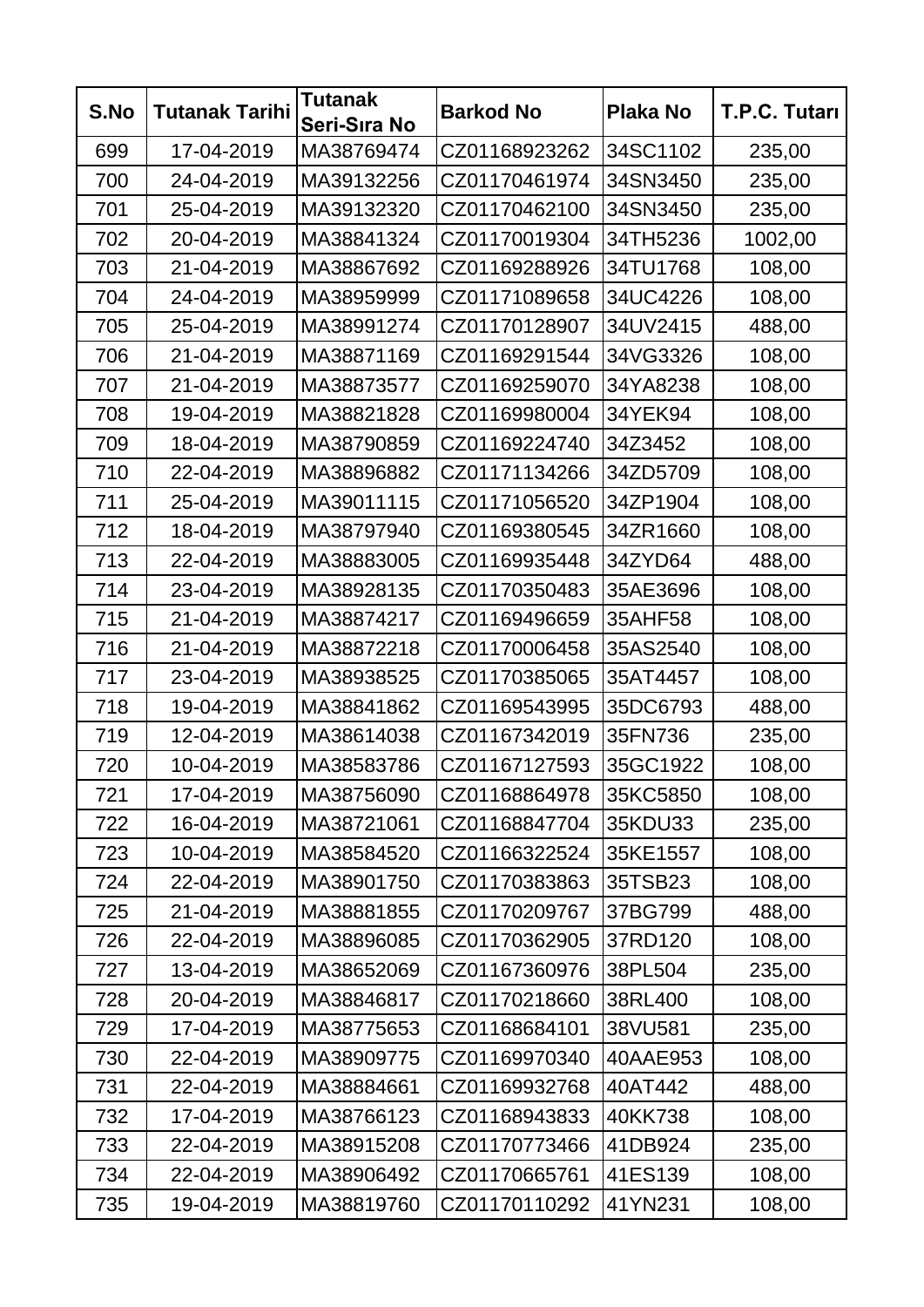| S.No | Tutanak Tarihi | Tutanak Seri-Sıra No | Barkod No | Plaka No | T.P.C. Tutarı |
|---|---|---|---|---|---|
| 699 | 17-04-2019 | MA38769474 | CZ01168923262 | 34SC1102 | 235,00 |
| 700 | 24-04-2019 | MA39132256 | CZ01170461974 | 34SN3450 | 235,00 |
| 701 | 25-04-2019 | MA39132320 | CZ01170462100 | 34SN3450 | 235,00 |
| 702 | 20-04-2019 | MA38841324 | CZ01170019304 | 34TH5236 | 1002,00 |
| 703 | 21-04-2019 | MA38867692 | CZ01169288926 | 34TU1768 | 108,00 |
| 704 | 24-04-2019 | MA38959999 | CZ01171089658 | 34UC4226 | 108,00 |
| 705 | 25-04-2019 | MA38991274 | CZ01170128907 | 34UV2415 | 488,00 |
| 706 | 21-04-2019 | MA38871169 | CZ01169291544 | 34VG3326 | 108,00 |
| 707 | 21-04-2019 | MA38873577 | CZ01169259070 | 34YA8238 | 108,00 |
| 708 | 19-04-2019 | MA38821828 | CZ01169980004 | 34YEK94 | 108,00 |
| 709 | 18-04-2019 | MA38790859 | CZ01169224740 | 34Z3452 | 108,00 |
| 710 | 22-04-2019 | MA38896882 | CZ01171134266 | 34ZD5709 | 108,00 |
| 711 | 25-04-2019 | MA39011115 | CZ01171056520 | 34ZP1904 | 108,00 |
| 712 | 18-04-2019 | MA38797940 | CZ01169380545 | 34ZR1660 | 108,00 |
| 713 | 22-04-2019 | MA38883005 | CZ01169935448 | 34ZYD64 | 488,00 |
| 714 | 23-04-2019 | MA38928135 | CZ01170350483 | 35AE3696 | 108,00 |
| 715 | 21-04-2019 | MA38874217 | CZ01169496659 | 35AHF58 | 108,00 |
| 716 | 21-04-2019 | MA38872218 | CZ01170006458 | 35AS2540 | 108,00 |
| 717 | 23-04-2019 | MA38938525 | CZ01170385065 | 35AT4457 | 108,00 |
| 718 | 19-04-2019 | MA38841862 | CZ01169543995 | 35DC6793 | 488,00 |
| 719 | 12-04-2019 | MA38614038 | CZ01167342019 | 35FN736 | 235,00 |
| 720 | 10-04-2019 | MA38583786 | CZ01167127593 | 35GC1922 | 108,00 |
| 721 | 17-04-2019 | MA38756090 | CZ01168864978 | 35KC5850 | 108,00 |
| 722 | 16-04-2019 | MA38721061 | CZ01168847704 | 35KDU33 | 235,00 |
| 723 | 10-04-2019 | MA38584520 | CZ01166322524 | 35KE1557 | 108,00 |
| 724 | 22-04-2019 | MA38901750 | CZ01170383863 | 35TSB23 | 108,00 |
| 725 | 21-04-2019 | MA38881855 | CZ01170209767 | 37BG799 | 488,00 |
| 726 | 22-04-2019 | MA38896085 | CZ01170362905 | 37RD120 | 108,00 |
| 727 | 13-04-2019 | MA38652069 | CZ01167360976 | 38PL504 | 235,00 |
| 728 | 20-04-2019 | MA38846817 | CZ01170218660 | 38RL400 | 108,00 |
| 729 | 17-04-2019 | MA38775653 | CZ01168684101 | 38VU581 | 235,00 |
| 730 | 22-04-2019 | MA38909775 | CZ01169970340 | 40AAE953 | 108,00 |
| 731 | 22-04-2019 | MA38884661 | CZ01169932768 | 40AT442 | 488,00 |
| 732 | 17-04-2019 | MA38766123 | CZ01168943833 | 40KK738 | 108,00 |
| 733 | 22-04-2019 | MA38915208 | CZ01170773466 | 41DB924 | 235,00 |
| 734 | 22-04-2019 | MA38906492 | CZ01170665761 | 41ES139 | 108,00 |
| 735 | 19-04-2019 | MA38819760 | CZ01170110292 | 41YN231 | 108,00 |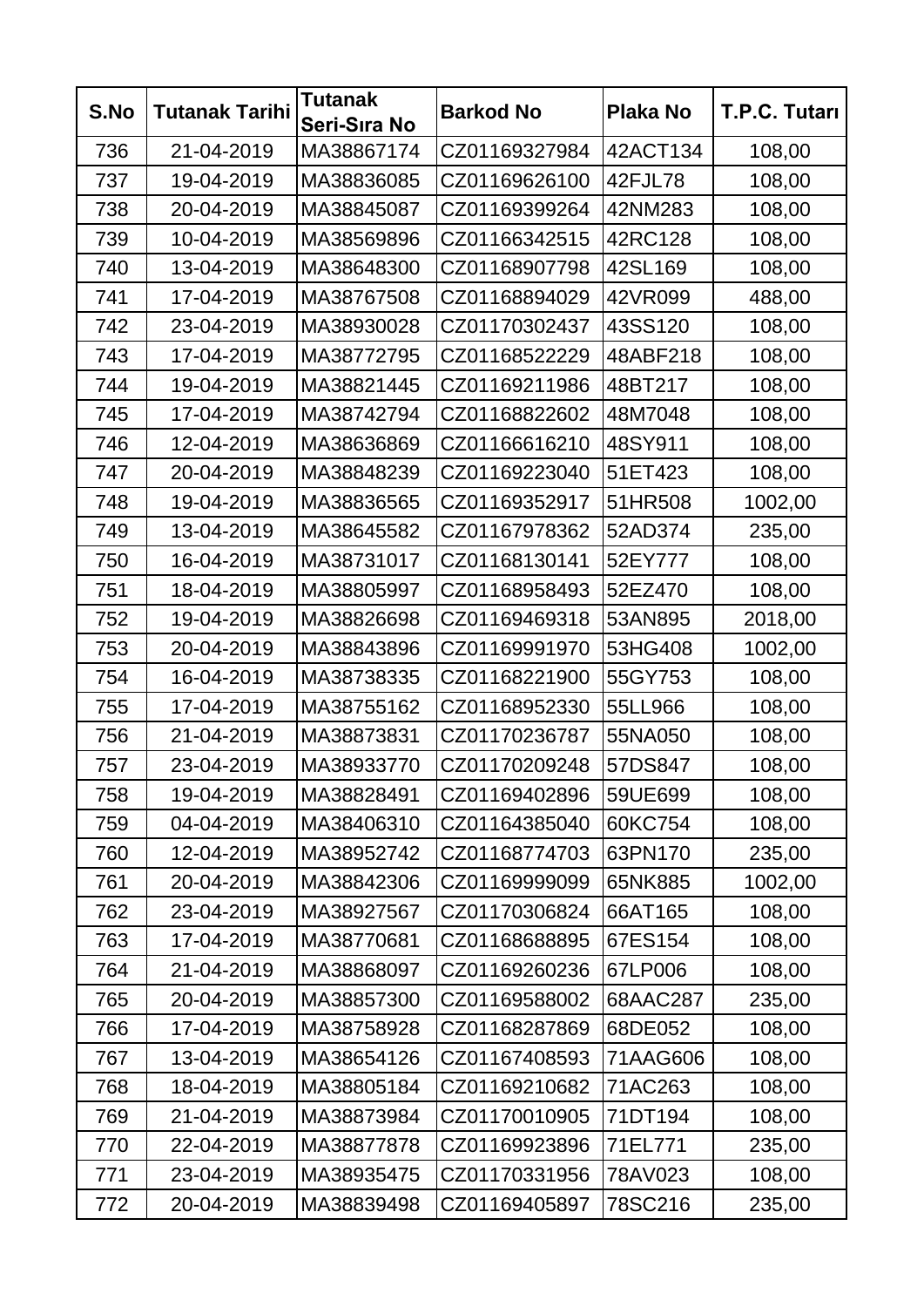| S.No | Tutanak Tarihi | Tutanak Seri-Sıra No | Barkod No | Plaka No | T.P.C. Tutarı |
|---|---|---|---|---|---|
| 736 | 21-04-2019 | MA38867174 | CZ01169327984 | 42ACT134 | 108,00 |
| 737 | 19-04-2019 | MA38836085 | CZ01169626100 | 42FJL78 | 108,00 |
| 738 | 20-04-2019 | MA38845087 | CZ01169399264 | 42NM283 | 108,00 |
| 739 | 10-04-2019 | MA38569896 | CZ01166342515 | 42RC128 | 108,00 |
| 740 | 13-04-2019 | MA38648300 | CZ01168907798 | 42SL169 | 108,00 |
| 741 | 17-04-2019 | MA38767508 | CZ01168894029 | 42VR099 | 488,00 |
| 742 | 23-04-2019 | MA38930028 | CZ01170302437 | 43SS120 | 108,00 |
| 743 | 17-04-2019 | MA38772795 | CZ01168522229 | 48ABF218 | 108,00 |
| 744 | 19-04-2019 | MA38821445 | CZ01169211986 | 48BT217 | 108,00 |
| 745 | 17-04-2019 | MA38742794 | CZ01168822602 | 48M7048 | 108,00 |
| 746 | 12-04-2019 | MA38636869 | CZ01166616210 | 48SY911 | 108,00 |
| 747 | 20-04-2019 | MA38848239 | CZ01169223040 | 51ET423 | 108,00 |
| 748 | 19-04-2019 | MA38836565 | CZ01169352917 | 51HR508 | 1002,00 |
| 749 | 13-04-2019 | MA38645582 | CZ01167978362 | 52AD374 | 235,00 |
| 750 | 16-04-2019 | MA38731017 | CZ01168130141 | 52EY777 | 108,00 |
| 751 | 18-04-2019 | MA38805997 | CZ01168958493 | 52EZ470 | 108,00 |
| 752 | 19-04-2019 | MA38826698 | CZ01169469318 | 53AN895 | 2018,00 |
| 753 | 20-04-2019 | MA38843896 | CZ01169991970 | 53HG408 | 1002,00 |
| 754 | 16-04-2019 | MA38738335 | CZ01168221900 | 55GY753 | 108,00 |
| 755 | 17-04-2019 | MA38755162 | CZ01168952330 | 55LL966 | 108,00 |
| 756 | 21-04-2019 | MA38873831 | CZ01170236787 | 55NA050 | 108,00 |
| 757 | 23-04-2019 | MA38933770 | CZ01170209248 | 57DS847 | 108,00 |
| 758 | 19-04-2019 | MA38828491 | CZ01169402896 | 59UE699 | 108,00 |
| 759 | 04-04-2019 | MA38406310 | CZ01164385040 | 60KC754 | 108,00 |
| 760 | 12-04-2019 | MA38952742 | CZ01168774703 | 63PN170 | 235,00 |
| 761 | 20-04-2019 | MA38842306 | CZ01169999099 | 65NK885 | 1002,00 |
| 762 | 23-04-2019 | MA38927567 | CZ01170306824 | 66AT165 | 108,00 |
| 763 | 17-04-2019 | MA38770681 | CZ01168688895 | 67ES154 | 108,00 |
| 764 | 21-04-2019 | MA38868097 | CZ01169260236 | 67LP006 | 108,00 |
| 765 | 20-04-2019 | MA38857300 | CZ01169588002 | 68AAC287 | 235,00 |
| 766 | 17-04-2019 | MA38758928 | CZ01168287869 | 68DE052 | 108,00 |
| 767 | 13-04-2019 | MA38654126 | CZ01167408593 | 71AAG606 | 108,00 |
| 768 | 18-04-2019 | MA38805184 | CZ01169210682 | 71AC263 | 108,00 |
| 769 | 21-04-2019 | MA38873984 | CZ01170010905 | 71DT194 | 108,00 |
| 770 | 22-04-2019 | MA38877878 | CZ01169923896 | 71EL771 | 235,00 |
| 771 | 23-04-2019 | MA38935475 | CZ01170331956 | 78AV023 | 108,00 |
| 772 | 20-04-2019 | MA38839498 | CZ01169405897 | 78SC216 | 235,00 |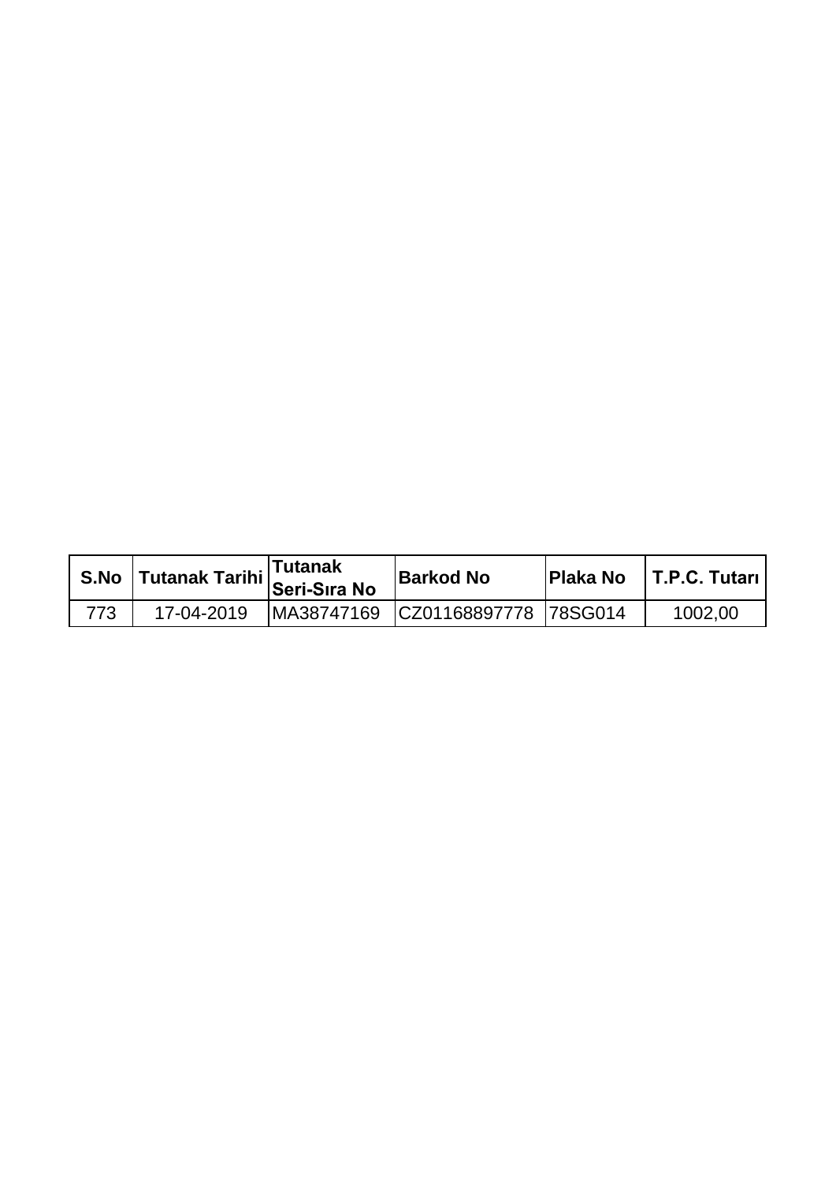| S.No | Tutanak Tarihi | Tutanak Seri-Sıra No | Barkod No | Plaka No | T.P.C. Tutarı |
|---|---|---|---|---|---|
| 773 | 17-04-2019 | MA38747169 | CZ01168897778 | 78SG014 | 1002,00 |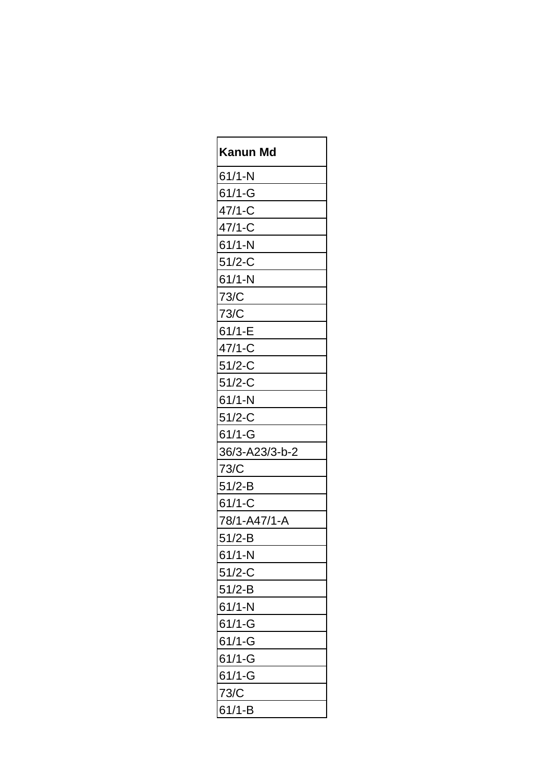| Kanun Md |
|---|
| 61/1-N |
| 61/1-G |
| 47/1-C |
| 47/1-C |
| 61/1-N |
| 51/2-C |
| 61/1-N |
| 73/C |
| 73/C |
| 61/1-E |
| 47/1-C |
| 51/2-C |
| 51/2-C |
| 61/1-N |
| 51/2-C |
| 61/1-G |
| 36/3-A23/3-b-2 |
| 73/C |
| 51/2-B |
| 61/1-C |
| 78/1-A47/1-A |
| 51/2-B |
| 61/1-N |
| 51/2-C |
| 51/2-B |
| 61/1-N |
| 61/1-G |
| 61/1-G |
| 61/1-G |
| 61/1-G |
| 73/C |
| 61/1-B |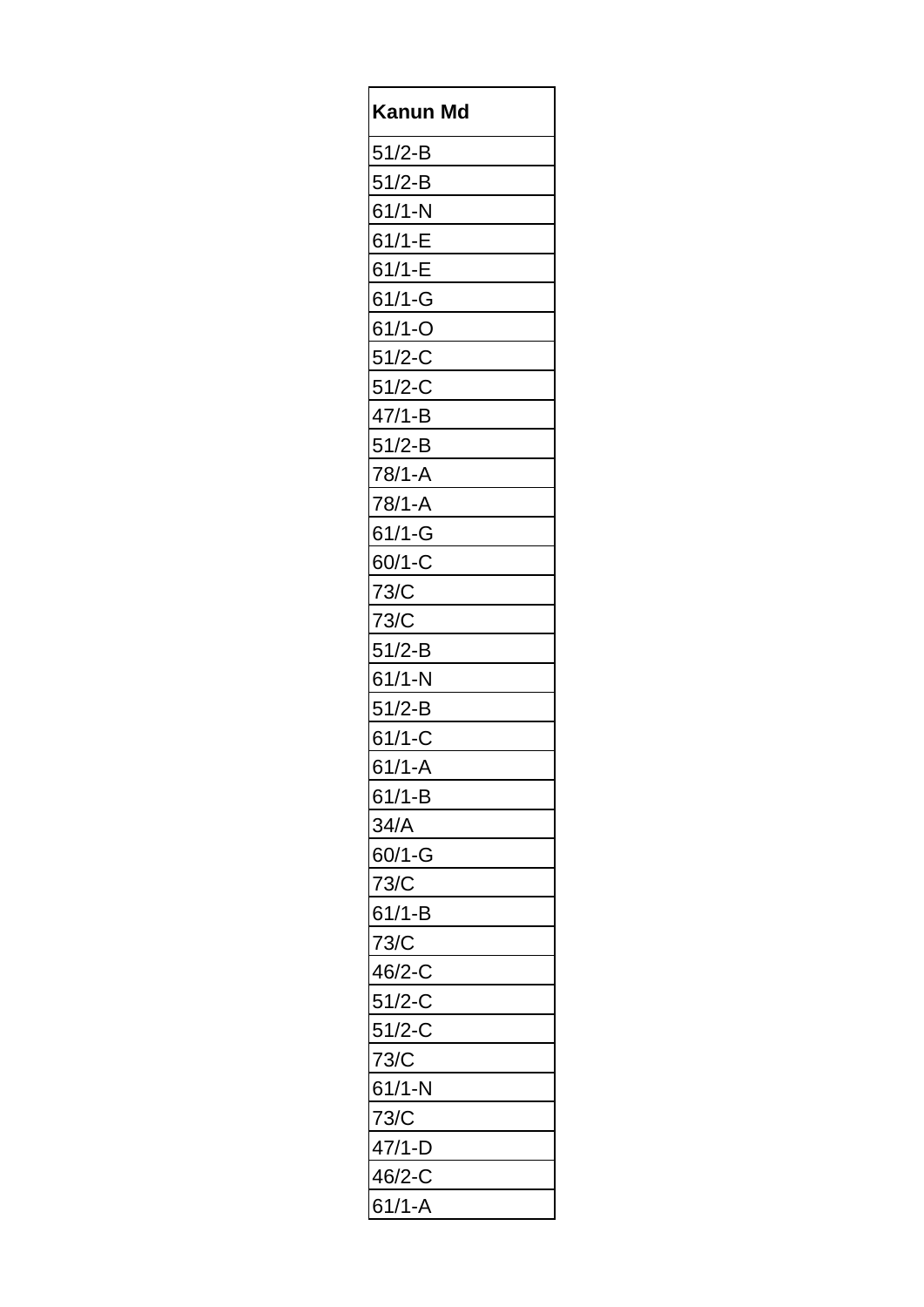| Kanun Md |
| --- |
| 51/2-B |
| 51/2-B |
| 61/1-N |
| 61/1-E |
| 61/1-E |
| 61/1-G |
| 61/1-O |
| 51/2-C |
| 51/2-C |
| 47/1-B |
| 51/2-B |
| 78/1-A |
| 78/1-A |
| 61/1-G |
| 60/1-C |
| 73/C |
| 73/C |
| 51/2-B |
| 61/1-N |
| 51/2-B |
| 61/1-C |
| 61/1-A |
| 61/1-B |
| 34/A |
| 60/1-G |
| 73/C |
| 61/1-B |
| 73/C |
| 46/2-C |
| 51/2-C |
| 51/2-C |
| 73/C |
| 61/1-N |
| 73/C |
| 47/1-D |
| 46/2-C |
| 61/1-A |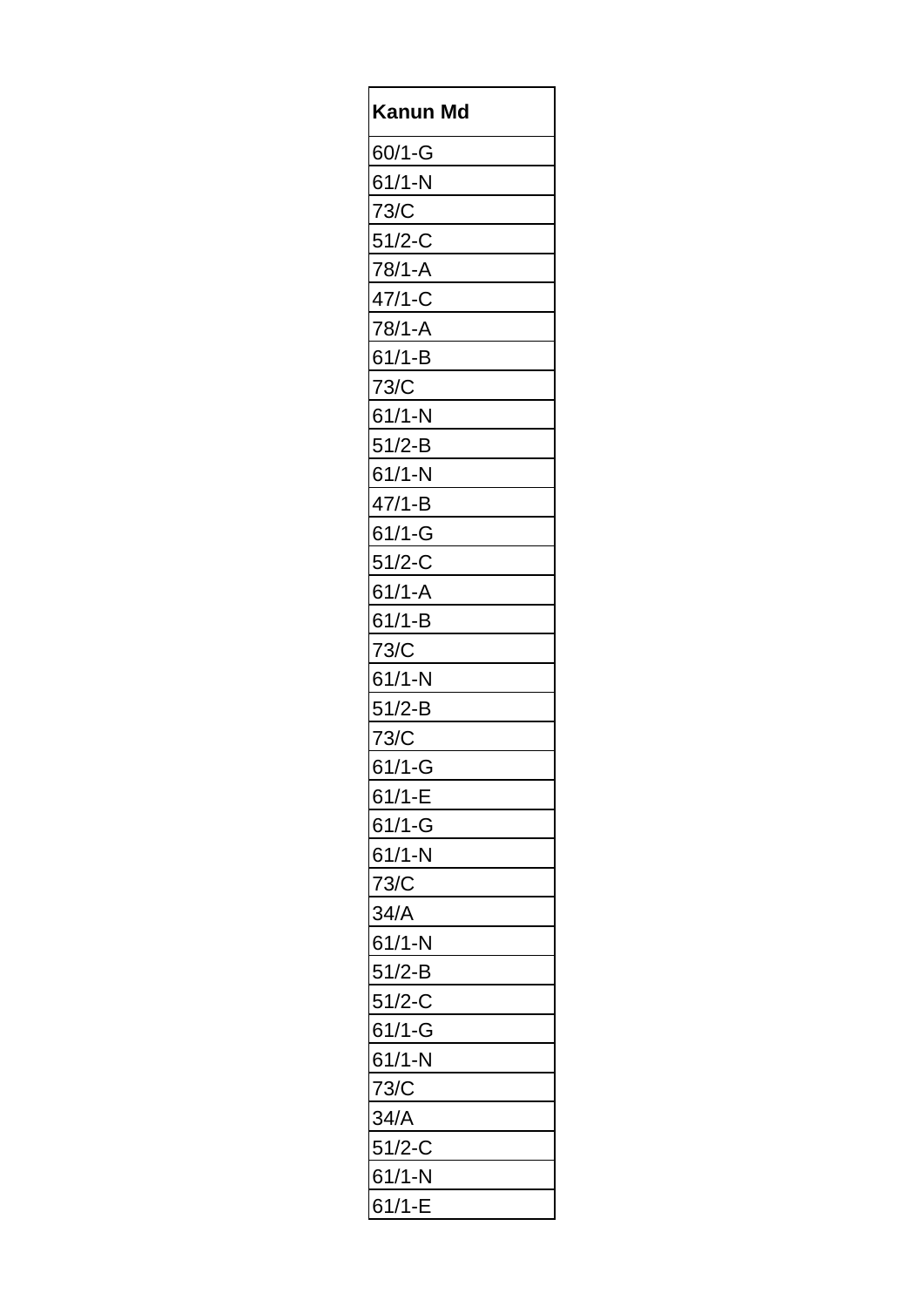| **Kanun Md** |
|---|
| 60/1-G |
| 61/1-N |
| 73/C |
| 51/2-C |
| 78/1-A |
| 47/1-C |
| 78/1-A |
| 61/1-B |
| 73/C |
| 61/1-N |
| 51/2-B |
| 61/1-N |
| 47/1-B |
| 61/1-G |
| 51/2-C |
| 61/1-A |
| 61/1-B |
| 73/C |
| 61/1-N |
| 51/2-B |
| 73/C |
| 61/1-G |
| 61/1-E |
| 61/1-G |
| 61/1-N |
| 73/C |
| 34/A |
| 61/1-N |
| 51/2-B |
| 51/2-C |
| 61/1-G |
| 61/1-N |
| 73/C |
| 34/A |
| 51/2-C |
| 61/1-N |
| 61/1-E |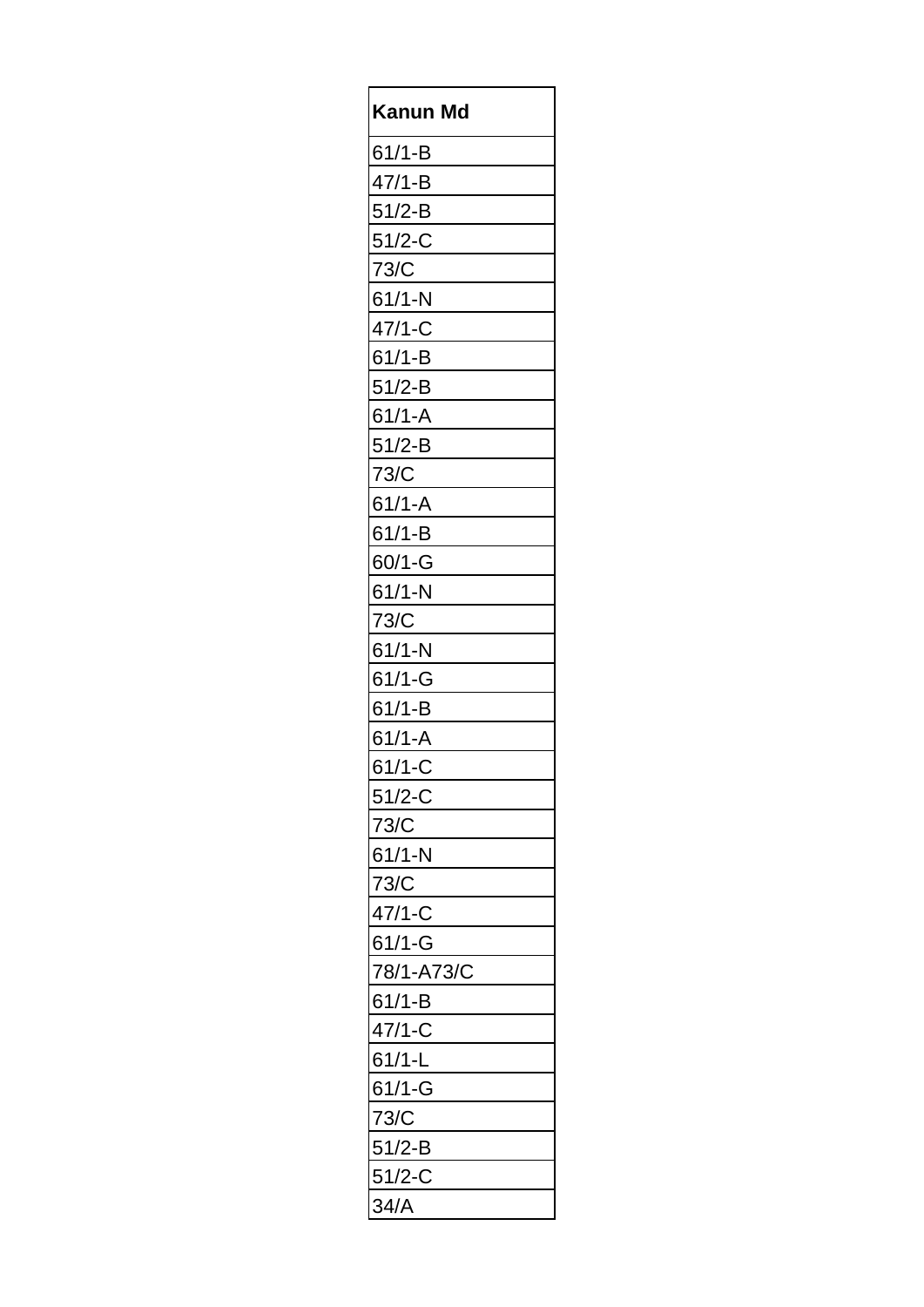| Kanun Md |
|---|
| 61/1-B |
| 47/1-B |
| 51/2-B |
| 51/2-C |
| 73/C |
| 61/1-N |
| 47/1-C |
| 61/1-B |
| 51/2-B |
| 61/1-A |
| 51/2-B |
| 73/C |
| 61/1-A |
| 61/1-B |
| 60/1-G |
| 61/1-N |
| 73/C |
| 61/1-N |
| 61/1-G |
| 61/1-B |
| 61/1-A |
| 61/1-C |
| 51/2-C |
| 73/C |
| 61/1-N |
| 73/C |
| 47/1-C |
| 61/1-G |
| 78/1-A73/C |
| 61/1-B |
| 47/1-C |
| 61/1-L |
| 61/1-G |
| 73/C |
| 51/2-B |
| 51/2-C |
| 34/A |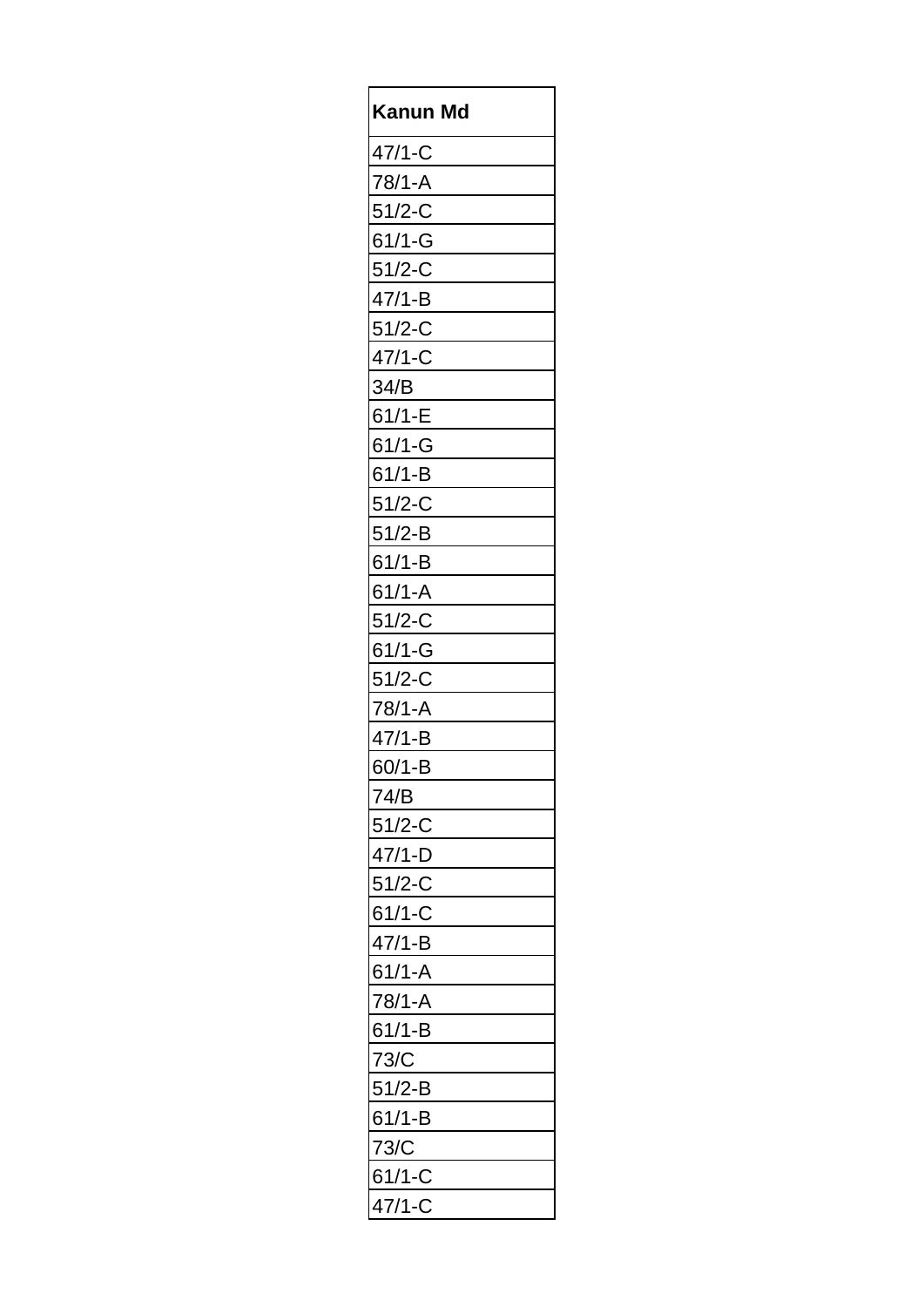| Kanun Md |
| --- |
| 47/1-C |
| 78/1-A |
| 51/2-C |
| 61/1-G |
| 51/2-C |
| 47/1-B |
| 51/2-C |
| 47/1-C |
| 34/B |
| 61/1-E |
| 61/1-G |
| 61/1-B |
| 51/2-C |
| 51/2-B |
| 61/1-B |
| 61/1-A |
| 51/2-C |
| 61/1-G |
| 51/2-C |
| 78/1-A |
| 47/1-B |
| 60/1-B |
| 74/B |
| 51/2-C |
| 47/1-D |
| 51/2-C |
| 61/1-C |
| 47/1-B |
| 61/1-A |
| 78/1-A |
| 61/1-B |
| 73/C |
| 51/2-B |
| 61/1-B |
| 73/C |
| 61/1-C |
| 47/1-C |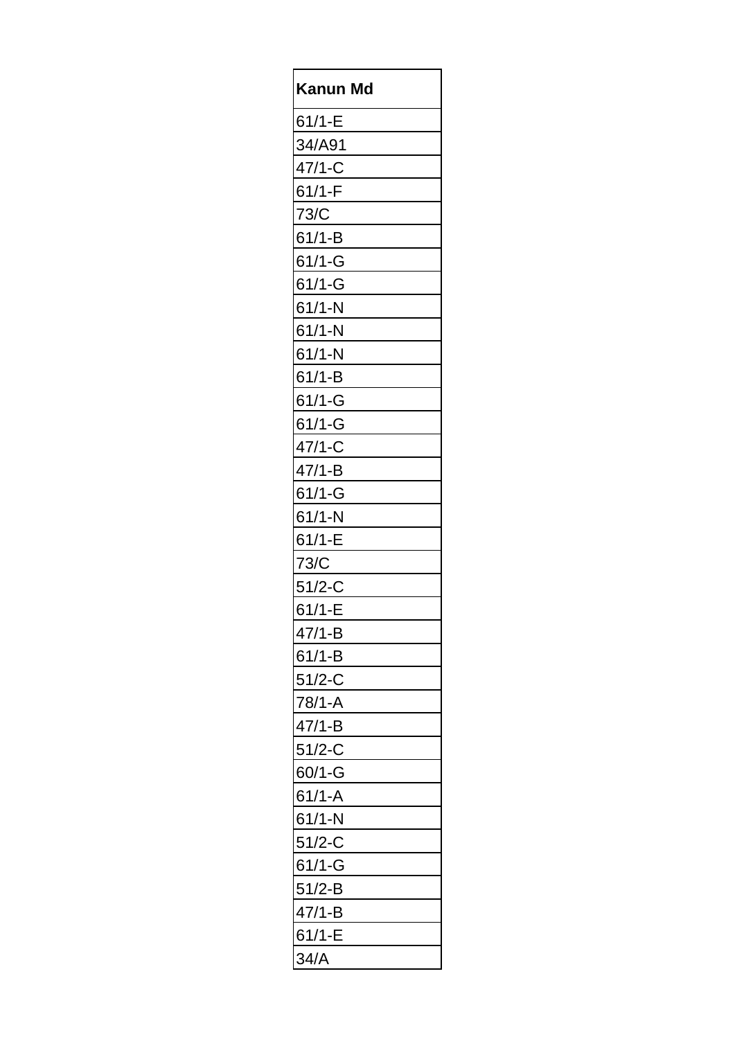| Kanun Md |
| --- |
| 61/1-E |
| 34/A91 |
| 47/1-C |
| 61/1-F |
| 73/C |
| 61/1-B |
| 61/1-G |
| 61/1-G |
| 61/1-N |
| 61/1-N |
| 61/1-N |
| 61/1-B |
| 61/1-G |
| 61/1-G |
| 47/1-C |
| 47/1-B |
| 61/1-G |
| 61/1-N |
| 61/1-E |
| 73/C |
| 51/2-C |
| 61/1-E |
| 47/1-B |
| 61/1-B |
| 51/2-C |
| 78/1-A |
| 47/1-B |
| 51/2-C |
| 60/1-G |
| 61/1-A |
| 61/1-N |
| 51/2-C |
| 61/1-G |
| 51/2-B |
| 47/1-B |
| 61/1-E |
| 34/A |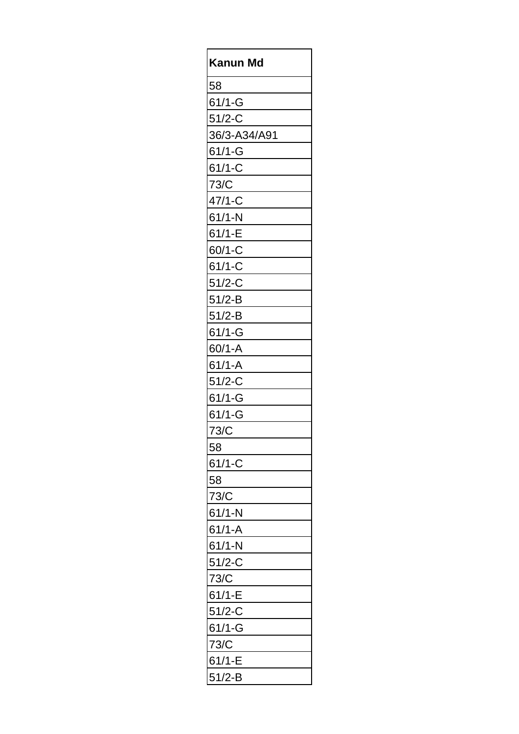| Kanun Md |
|---|
| 58 |
| 61/1-G |
| 51/2-C |
| 36/3-A34/A91 |
| 61/1-G |
| 61/1-C |
| 73/C |
| 47/1-C |
| 61/1-N |
| 61/1-E |
| 60/1-C |
| 61/1-C |
| 51/2-C |
| 51/2-B |
| 51/2-B |
| 61/1-G |
| 60/1-A |
| 61/1-A |
| 51/2-C |
| 61/1-G |
| 61/1-G |
| 73/C |
| 58 |
| 61/1-C |
| 58 |
| 73/C |
| 61/1-N |
| 61/1-A |
| 61/1-N |
| 51/2-C |
| 73/C |
| 61/1-E |
| 51/2-C |
| 61/1-G |
| 73/C |
| 61/1-E |
| 51/2-B |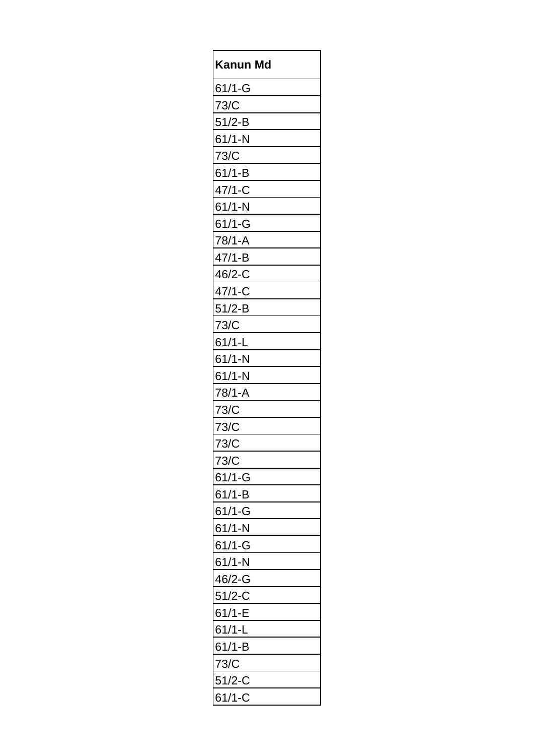| Kanun Md |
|---|
| 61/1-G |
| 73/C |
| 51/2-B |
| 61/1-N |
| 73/C |
| 61/1-B |
| 47/1-C |
| 61/1-N |
| 61/1-G |
| 78/1-A |
| 47/1-B |
| 46/2-C |
| 47/1-C |
| 51/2-B |
| 73/C |
| 61/1-L |
| 61/1-N |
| 61/1-N |
| 78/1-A |
| 73/C |
| 73/C |
| 73/C |
| 73/C |
| 61/1-G |
| 61/1-B |
| 61/1-G |
| 61/1-N |
| 61/1-G |
| 61/1-N |
| 46/2-G |
| 51/2-C |
| 61/1-E |
| 61/1-L |
| 61/1-B |
| 73/C |
| 51/2-C |
| 61/1-C |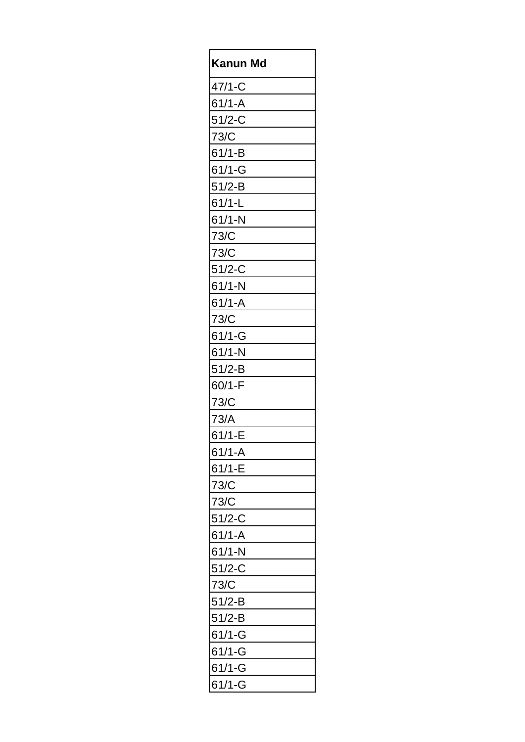| Kanun Md |
|---|
| 47/1-C |
| 61/1-A |
| 51/2-C |
| 73/C |
| 61/1-B |
| 61/1-G |
| 51/2-B |
| 61/1-L |
| 61/1-N |
| 73/C |
| 73/C |
| 51/2-C |
| 61/1-N |
| 61/1-A |
| 73/C |
| 61/1-G |
| 61/1-N |
| 51/2-B |
| 60/1-F |
| 73/C |
| 73/A |
| 61/1-E |
| 61/1-A |
| 61/1-E |
| 73/C |
| 73/C |
| 51/2-C |
| 61/1-A |
| 61/1-N |
| 51/2-C |
| 73/C |
| 51/2-B |
| 51/2-B |
| 61/1-G |
| 61/1-G |
| 61/1-G |
| 61/1-G |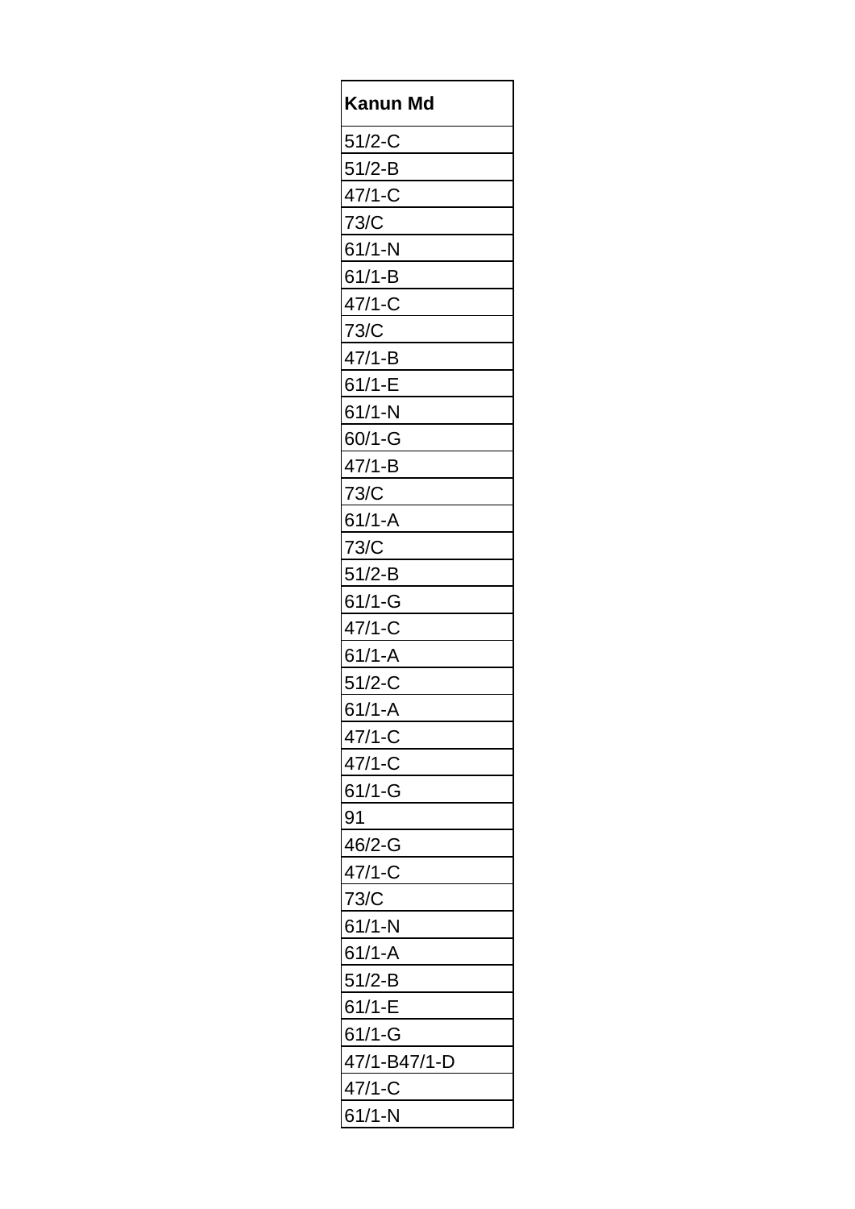| Kanun Md |
| --- |
| 51/2-C |
| 51/2-B |
| 47/1-C |
| 73/C |
| 61/1-N |
| 61/1-B |
| 47/1-C |
| 73/C |
| 47/1-B |
| 61/1-E |
| 61/1-N |
| 60/1-G |
| 47/1-B |
| 73/C |
| 61/1-A |
| 73/C |
| 51/2-B |
| 61/1-G |
| 47/1-C |
| 61/1-A |
| 51/2-C |
| 61/1-A |
| 47/1-C |
| 47/1-C |
| 61/1-G |
| 91 |
| 46/2-G |
| 47/1-C |
| 73/C |
| 61/1-N |
| 61/1-A |
| 51/2-B |
| 61/1-E |
| 61/1-G |
| 47/1-B47/1-D |
| 47/1-C |
| 61/1-N |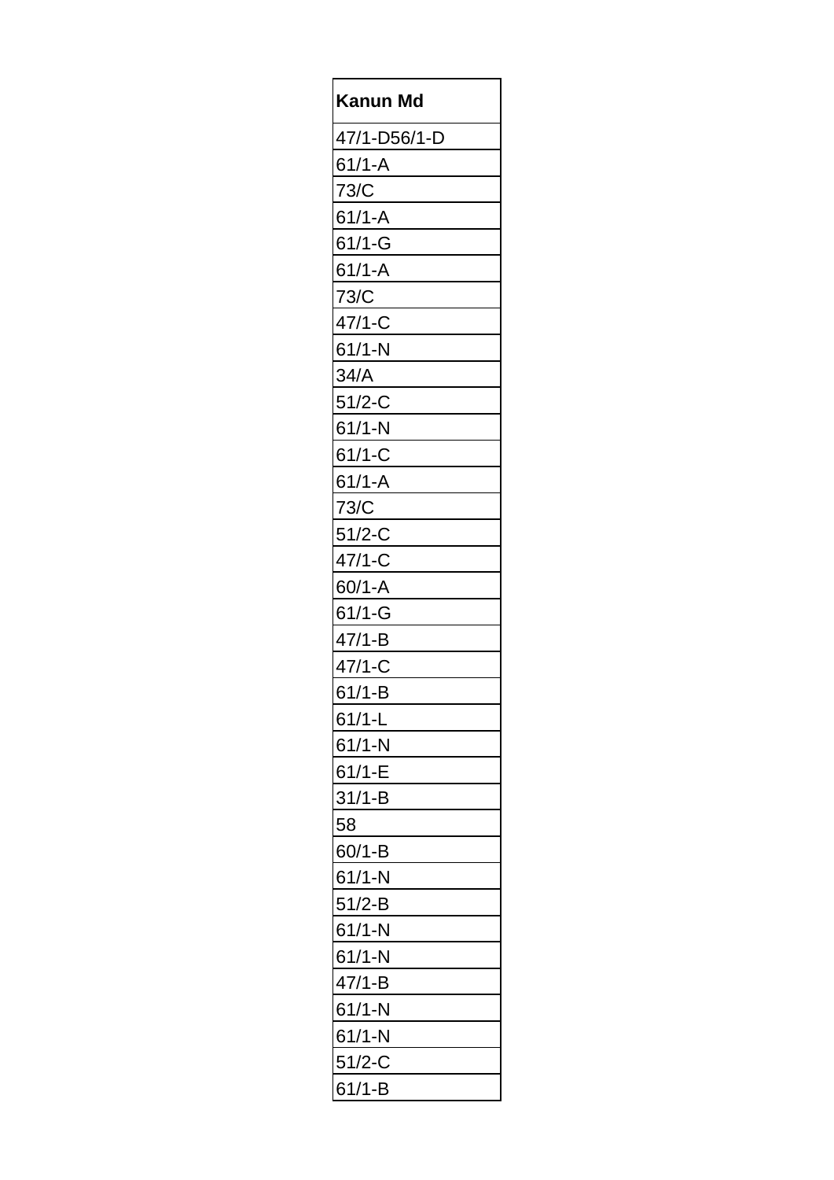| Kanun Md |
|---|
| 47/1-D56/1-D |
| 61/1-A |
| 73/C |
| 61/1-A |
| 61/1-G |
| 61/1-A |
| 73/C |
| 47/1-C |
| 61/1-N |
| 34/A |
| 51/2-C |
| 61/1-N |
| 61/1-C |
| 61/1-A |
| 73/C |
| 51/2-C |
| 47/1-C |
| 60/1-A |
| 61/1-G |
| 47/1-B |
| 47/1-C |
| 61/1-B |
| 61/1-L |
| 61/1-N |
| 61/1-E |
| 31/1-B |
| 58 |
| 60/1-B |
| 61/1-N |
| 51/2-B |
| 61/1-N |
| 61/1-N |
| 47/1-B |
| 61/1-N |
| 61/1-N |
| 51/2-C |
| 61/1-B |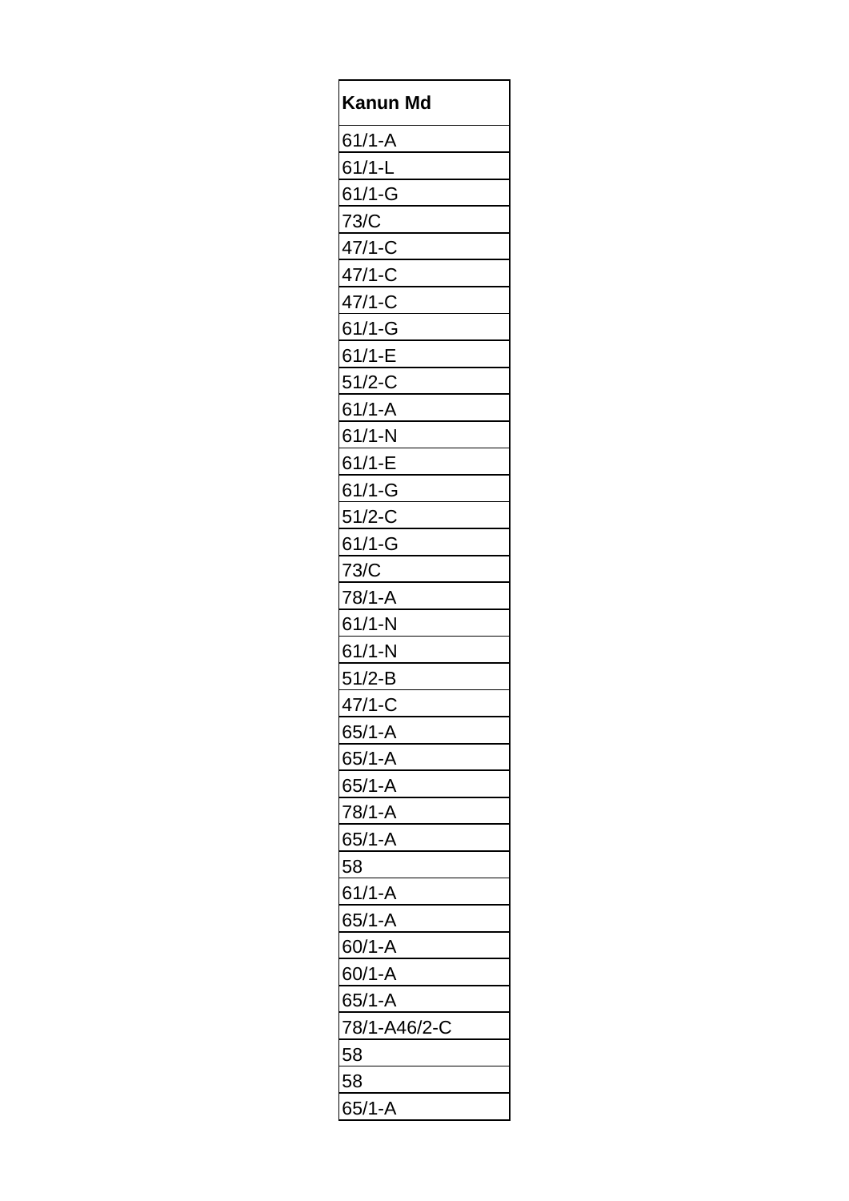| **Kanun Md** |
|---|
| 61/1-A |
| 61/1-L |
| 61/1-G |
| 73/C |
| 47/1-C |
| 47/1-C |
| 47/1-C |
| 61/1-G |
| 61/1-E |
| 51/2-C |
| 61/1-A |
| 61/1-N |
| 61/1-E |
| 61/1-G |
| 51/2-C |
| 61/1-G |
| 73/C |
| 78/1-A |
| 61/1-N |
| 61/1-N |
| 51/2-B |
| 47/1-C |
| 65/1-A |
| 65/1-A |
| 65/1-A |
| 78/1-A |
| 65/1-A |
| 58 |
| 61/1-A |
| 65/1-A |
| 60/1-A |
| 60/1-A |
| 65/1-A |
| 78/1-A46/2-C |
| 58 |
| 58 |
| 65/1-A |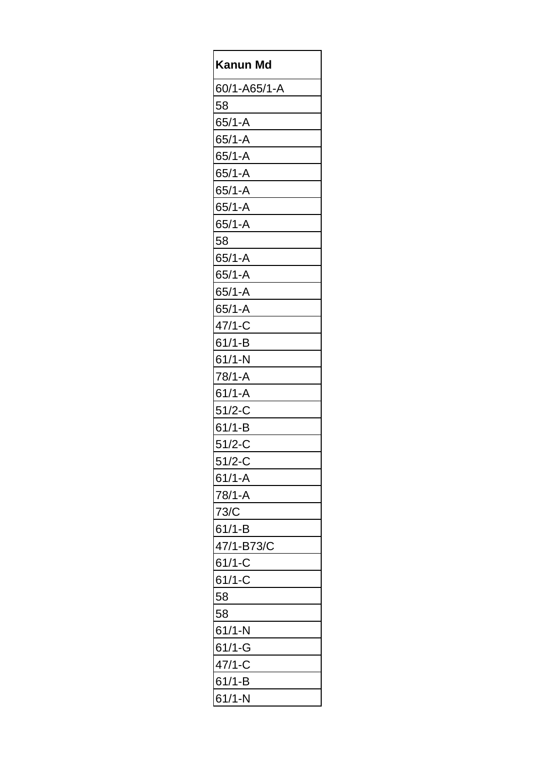| Kanun Md |
|---|
| 60/1-A65/1-A |
| 58 |
| 65/1-A |
| 65/1-A |
| 65/1-A |
| 65/1-A |
| 65/1-A |
| 65/1-A |
| 65/1-A |
| 58 |
| 65/1-A |
| 65/1-A |
| 65/1-A |
| 65/1-A |
| 47/1-C |
| 61/1-B |
| 61/1-N |
| 78/1-A |
| 61/1-A |
| 51/2-C |
| 61/1-B |
| 51/2-C |
| 51/2-C |
| 61/1-A |
| 78/1-A |
| 73/C |
| 61/1-B |
| 47/1-B73/C |
| 61/1-C |
| 61/1-C |
| 58 |
| 58 |
| 61/1-N |
| 61/1-G |
| 47/1-C |
| 61/1-B |
| 61/1-N |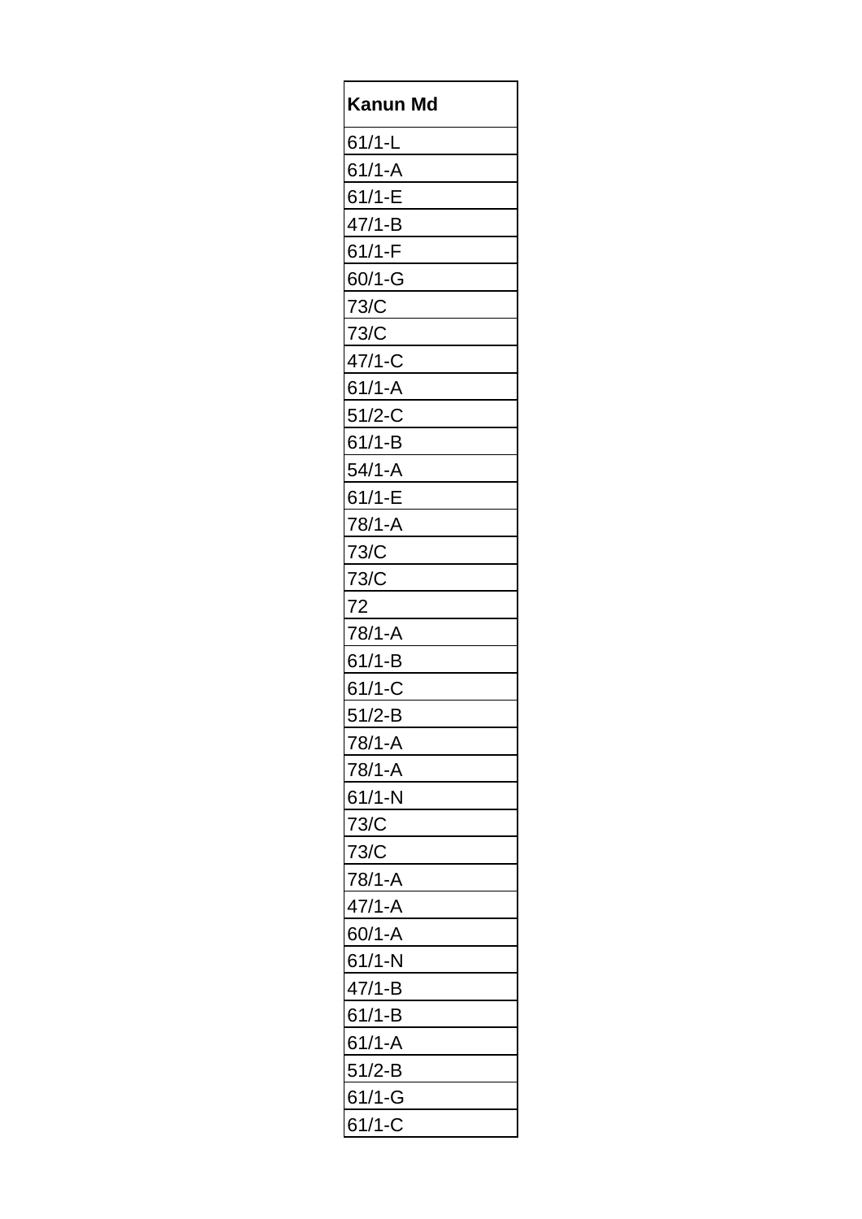| Kanun Md |
|---|
| 61/1-L |
| 61/1-A |
| 61/1-E |
| 47/1-B |
| 61/1-F |
| 60/1-G |
| 73/C |
| 73/C |
| 47/1-C |
| 61/1-A |
| 51/2-C |
| 61/1-B |
| 54/1-A |
| 61/1-E |
| 78/1-A |
| 73/C |
| 73/C |
| 72 |
| 78/1-A |
| 61/1-B |
| 61/1-C |
| 51/2-B |
| 78/1-A |
| 78/1-A |
| 61/1-N |
| 73/C |
| 73/C |
| 78/1-A |
| 47/1-A |
| 60/1-A |
| 61/1-N |
| 47/1-B |
| 61/1-B |
| 61/1-A |
| 51/2-B |
| 61/1-G |
| 61/1-C |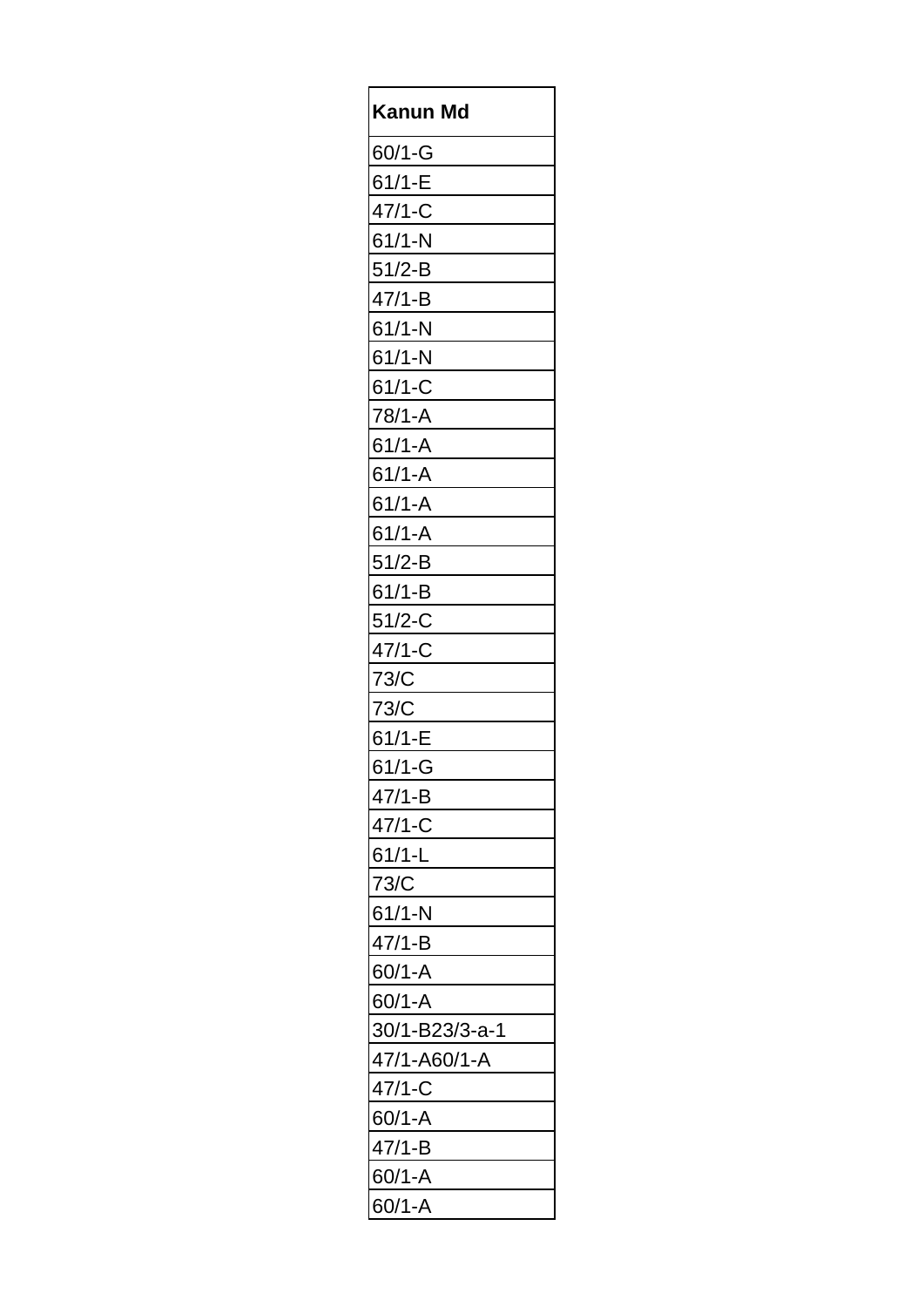| Kanun Md |
| --- |
| 60/1-G |
| 61/1-E |
| 47/1-C |
| 61/1-N |
| 51/2-B |
| 47/1-B |
| 61/1-N |
| 61/1-N |
| 61/1-C |
| 78/1-A |
| 61/1-A |
| 61/1-A |
| 61/1-A |
| 61/1-A |
| 51/2-B |
| 61/1-B |
| 51/2-C |
| 47/1-C |
| 73/C |
| 73/C |
| 61/1-E |
| 61/1-G |
| 47/1-B |
| 47/1-C |
| 61/1-L |
| 73/C |
| 61/1-N |
| 47/1-B |
| 60/1-A |
| 60/1-A |
| 30/1-B23/3-a-1 |
| 47/1-A60/1-A |
| 47/1-C |
| 60/1-A |
| 47/1-B |
| 60/1-A |
| 60/1-A |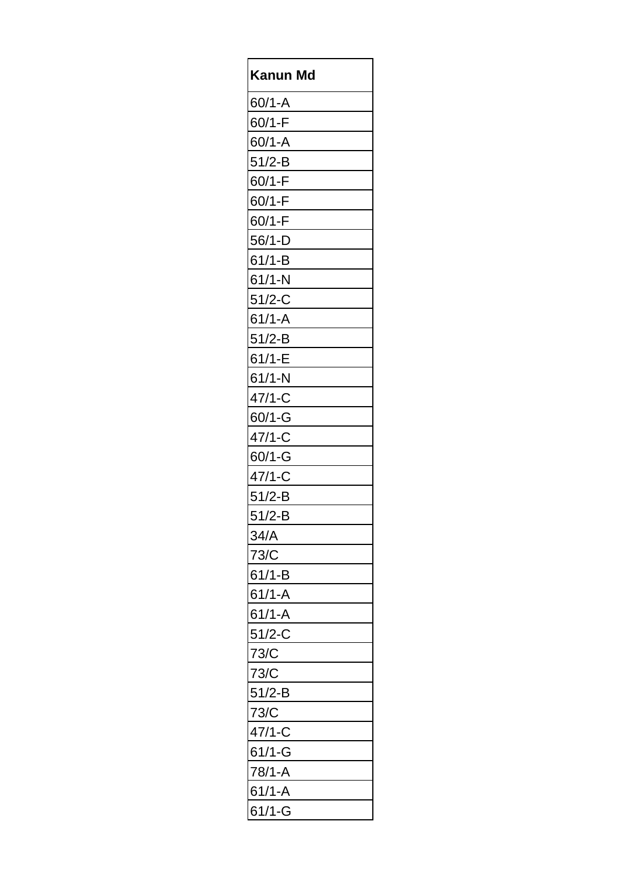| Kanun Md |
|---|
| 60/1-A |
| 60/1-F |
| 60/1-A |
| 51/2-B |
| 60/1-F |
| 60/1-F |
| 60/1-F |
| 56/1-D |
| 61/1-B |
| 61/1-N |
| 51/2-C |
| 61/1-A |
| 51/2-B |
| 61/1-E |
| 61/1-N |
| 47/1-C |
| 60/1-G |
| 47/1-C |
| 60/1-G |
| 47/1-C |
| 51/2-B |
| 51/2-B |
| 34/A |
| 73/C |
| 61/1-B |
| 61/1-A |
| 61/1-A |
| 51/2-C |
| 73/C |
| 73/C |
| 51/2-B |
| 73/C |
| 47/1-C |
| 61/1-G |
| 78/1-A |
| 61/1-A |
| 61/1-G |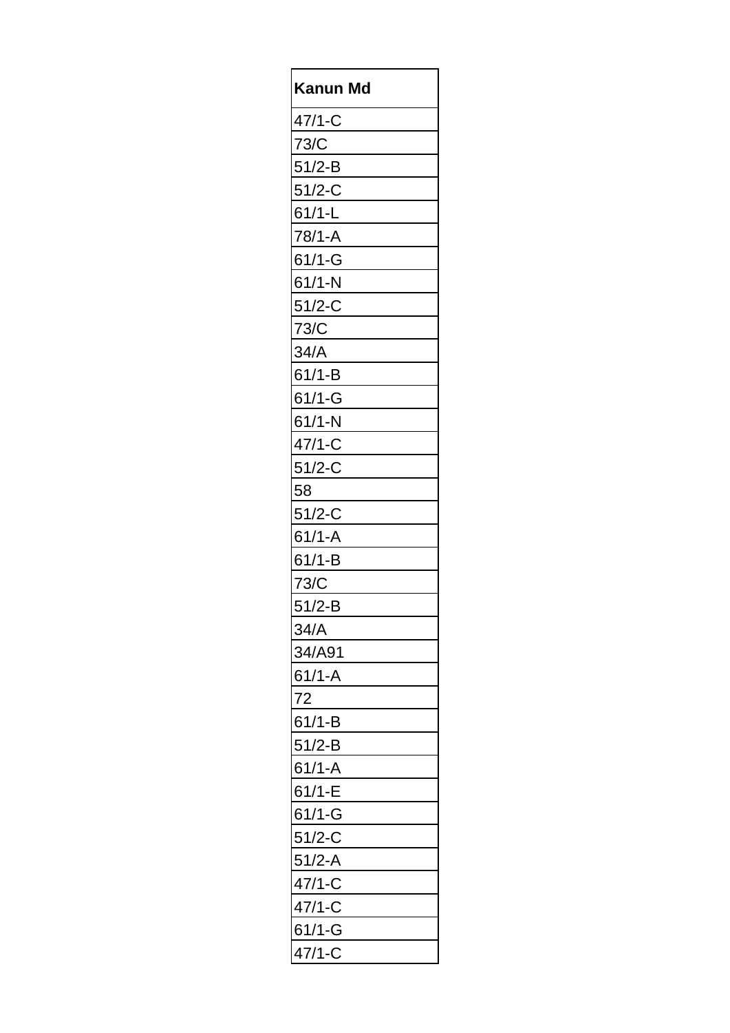| Kanun Md |
|---|
| 47/1-C |
| 73/C |
| 51/2-B |
| 51/2-C |
| 61/1-L |
| 78/1-A |
| 61/1-G |
| 61/1-N |
| 51/2-C |
| 73/C |
| 34/A |
| 61/1-B |
| 61/1-G |
| 61/1-N |
| 47/1-C |
| 51/2-C |
| 58 |
| 51/2-C |
| 61/1-A |
| 61/1-B |
| 73/C |
| 51/2-B |
| 34/A |
| 34/A91 |
| 61/1-A |
| 72 |
| 61/1-B |
| 51/2-B |
| 61/1-A |
| 61/1-E |
| 61/1-G |
| 51/2-C |
| 51/2-A |
| 47/1-C |
| 47/1-C |
| 61/1-G |
| 47/1-C |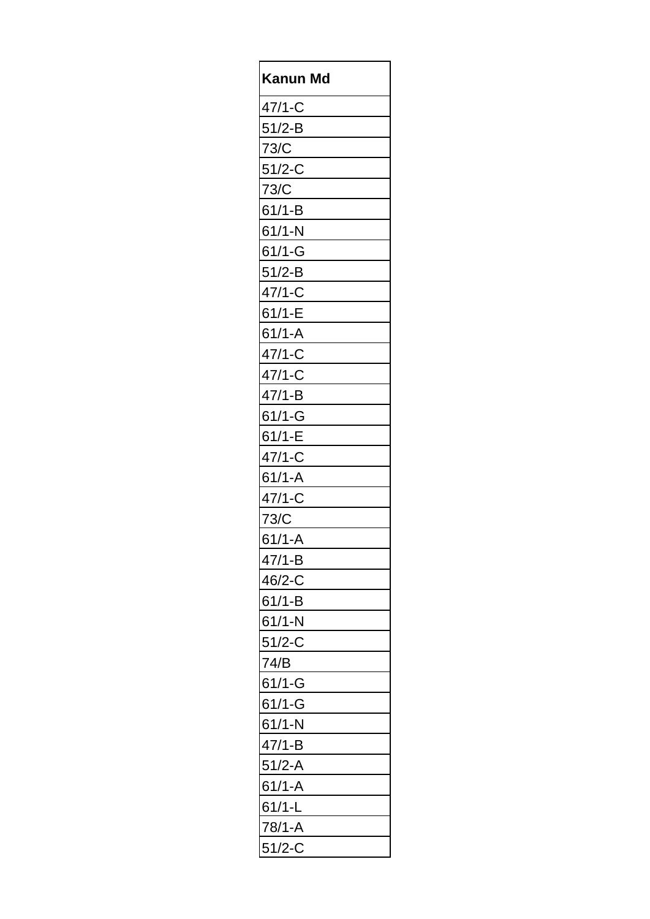| Kanun Md |
|---|
| 47/1-C |
| 51/2-B |
| 73/C |
| 51/2-C |
| 73/C |
| 61/1-B |
| 61/1-N |
| 61/1-G |
| 51/2-B |
| 47/1-C |
| 61/1-E |
| 61/1-A |
| 47/1-C |
| 47/1-C |
| 47/1-B |
| 61/1-G |
| 61/1-E |
| 47/1-C |
| 61/1-A |
| 47/1-C |
| 73/C |
| 61/1-A |
| 47/1-B |
| 46/2-C |
| 61/1-B |
| 61/1-N |
| 51/2-C |
| 74/B |
| 61/1-G |
| 61/1-G |
| 61/1-N |
| 47/1-B |
| 51/2-A |
| 61/1-A |
| 61/1-L |
| 78/1-A |
| 51/2-C |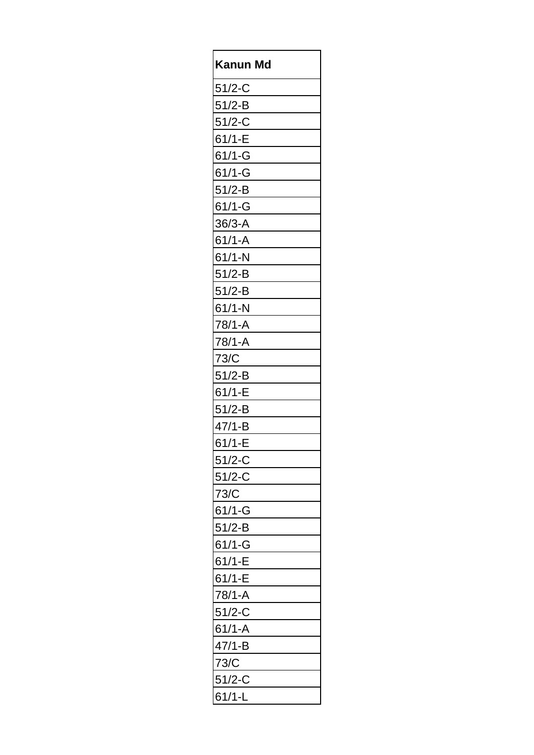| Kanun Md |
|---|
| 51/2-C |
| 51/2-B |
| 51/2-C |
| 61/1-E |
| 61/1-G |
| 61/1-G |
| 51/2-B |
| 61/1-G |
| 36/3-A |
| 61/1-A |
| 61/1-N |
| 51/2-B |
| 51/2-B |
| 61/1-N |
| 78/1-A |
| 78/1-A |
| 73/C |
| 51/2-B |
| 61/1-E |
| 51/2-B |
| 47/1-B |
| 61/1-E |
| 51/2-C |
| 51/2-C |
| 73/C |
| 61/1-G |
| 51/2-B |
| 61/1-G |
| 61/1-E |
| 61/1-E |
| 78/1-A |
| 51/2-C |
| 61/1-A |
| 47/1-B |
| 73/C |
| 51/2-C |
| 61/1-L |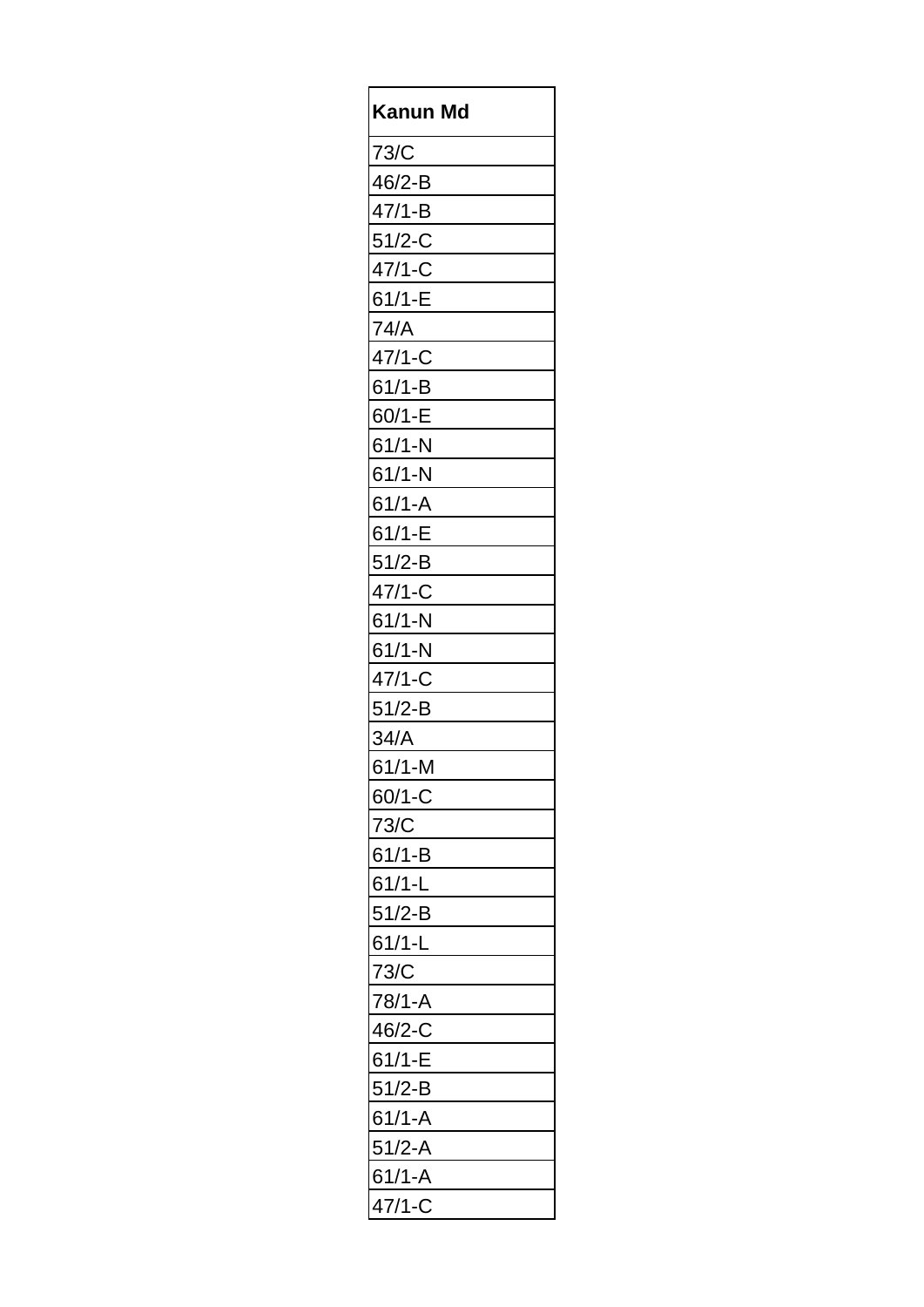| Kanun Md |
| --- |
| 73/C |
| 46/2-B |
| 47/1-B |
| 51/2-C |
| 47/1-C |
| 61/1-E |
| 74/A |
| 47/1-C |
| 61/1-B |
| 60/1-E |
| 61/1-N |
| 61/1-N |
| 61/1-A |
| 61/1-E |
| 51/2-B |
| 47/1-C |
| 61/1-N |
| 61/1-N |
| 47/1-C |
| 51/2-B |
| 34/A |
| 61/1-M |
| 60/1-C |
| 73/C |
| 61/1-B |
| 61/1-L |
| 51/2-B |
| 61/1-L |
| 73/C |
| 78/1-A |
| 46/2-C |
| 61/1-E |
| 51/2-B |
| 61/1-A |
| 51/2-A |
| 61/1-A |
| 47/1-C |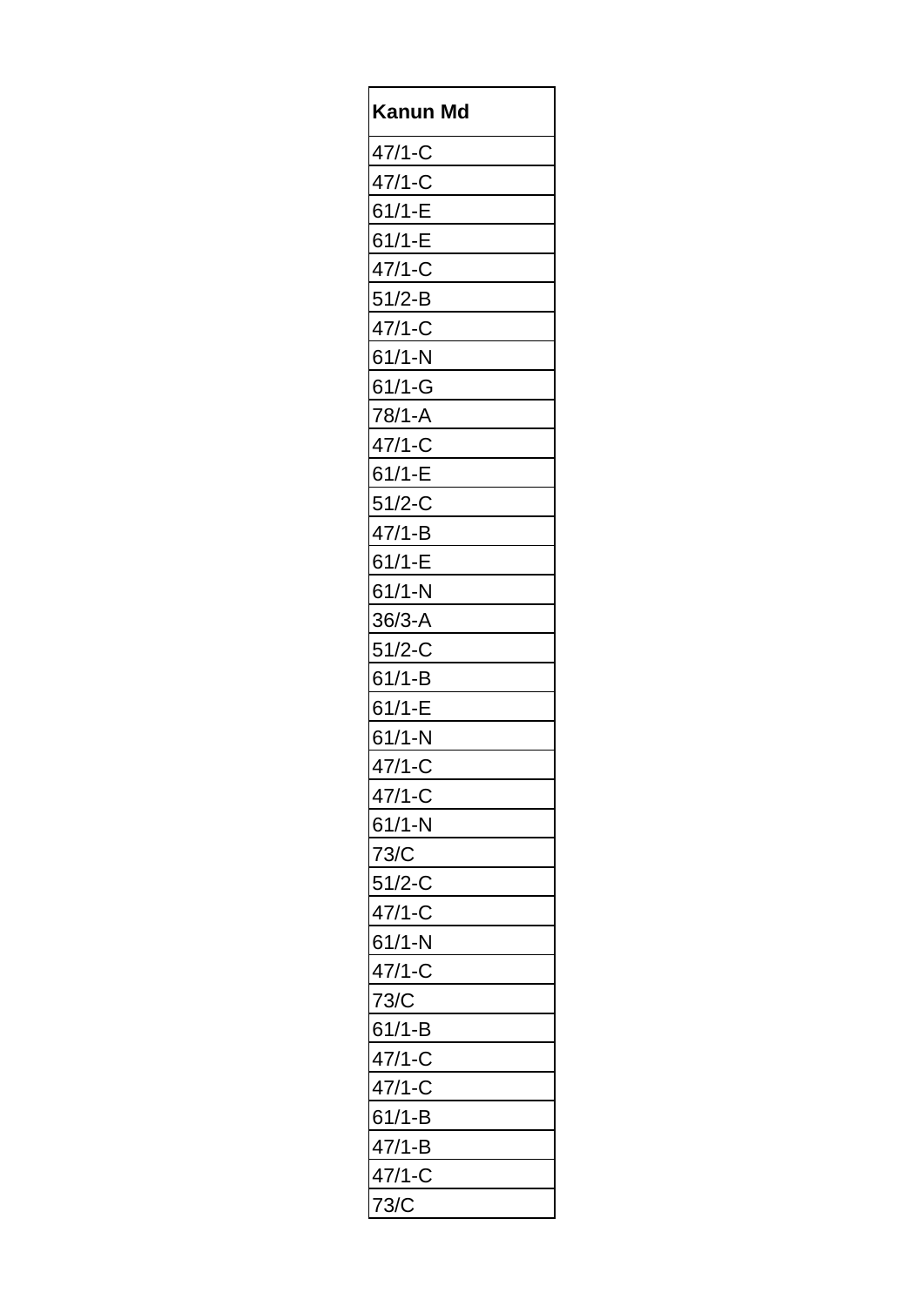| Kanun Md |
| --- |
| 47/1-C |
| 47/1-C |
| 61/1-E |
| 61/1-E |
| 47/1-C |
| 51/2-B |
| 47/1-C |
| 61/1-N |
| 61/1-G |
| 78/1-A |
| 47/1-C |
| 61/1-E |
| 51/2-C |
| 47/1-B |
| 61/1-E |
| 61/1-N |
| 36/3-A |
| 51/2-C |
| 61/1-B |
| 61/1-E |
| 61/1-N |
| 47/1-C |
| 47/1-C |
| 61/1-N |
| 73/C |
| 51/2-C |
| 47/1-C |
| 61/1-N |
| 47/1-C |
| 73/C |
| 61/1-B |
| 47/1-C |
| 47/1-C |
| 61/1-B |
| 47/1-B |
| 47/1-C |
| 73/C |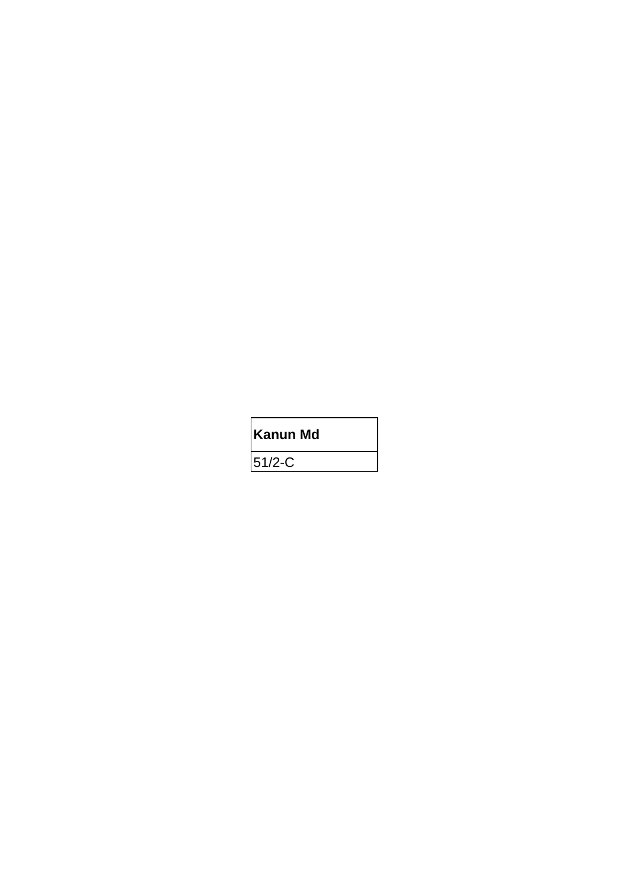| **Kanun Md** |
| --- |
| 51/2-C |